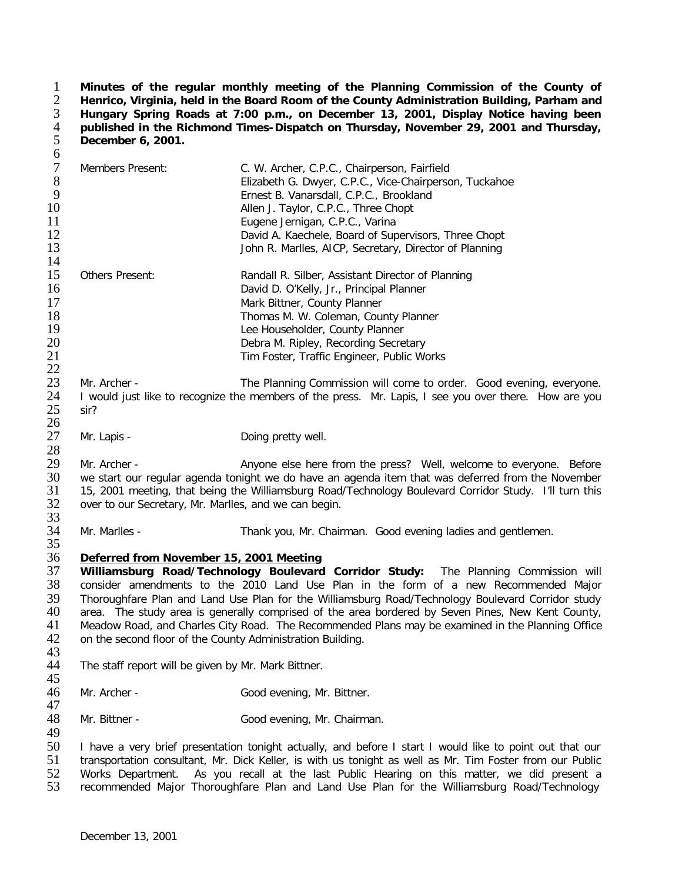**Minutes of the regular monthly meeting of the Planning Commission of the County of Henrico, Virginia, held in the Board Room of the County Administration Building, Parham and Hungary Spring Roads at 7:00 p.m., on December 13, 2001, Display Notice having been published in the Richmond Times-Dispatch on Thursday, November 29, 2001 and Thursday, December 6, 2001.**

| | |
|---|---|
| Members Present: | C. W. Archer, C.P.C., Chairperson, Fairfield |
| | Elizabeth G. Dwyer, C.P.C., Vice-Chairperson, Tuckahoe |
| | Ernest B. Vanarsdall, C.P.C., Brookland |
| | Allen J. Taylor, C.P.C., Three Chopt |
| | Eugene Jernigan, C.P.C., Varina |
| | David A. Kaechele, Board of Supervisors, Three Chopt |
| | John R. Marlles, AICP, Secretary, Director of Planning |
| Others Present: | Randall R. Silber, Assistant Director of Planning |
| | David D. O'Kelly, Jr., Principal Planner |
| | Mark Bittner, County Planner |
| | Thomas M. W. Coleman, County Planner |
| | Lee Householder, County Planner |
| | Debra M. Ripley, Recording Secretary |
| | Tim Foster, Traffic Engineer, Public Works |

Mr. Archer - The Planning Commission will come to order. Good evening, everyone. I would just like to recognize the members of the press. Mr. Lapis, I see you over there. How are you sir?

Mr. Lapis - Doing pretty well.

Mr. Archer - Anyone else here from the press? Well, welcome to everyone. Before we start our regular agenda tonight we do have an agenda item that was deferred from the November 15, 2001 meeting, that being the Williamsburg Road/Technology Boulevard Corridor Study. I'll turn this over to our Secretary, Mr. Marlles, and we can begin.

Mr. Marlles - Thank you, Mr. Chairman. Good evening ladies and gentlemen.

**Deferred from November 15, 2001 Meeting**

**Williamsburg Road/Technology Boulevard Corridor Study:** The Planning Commission will consider amendments to the 2010 Land Use Plan in the form of a new Recommended Major Thoroughfare Plan and Land Use Plan for the Williamsburg Road/Technology Boulevard Corridor study area. The study area is generally comprised of the area bordered by Seven Pines, New Kent County, Meadow Road, and Charles City Road. The Recommended Plans may be examined in the Planning Office on the second floor of the County Administration Building.

The staff report will be given by Mr. Mark Bittner.

Mr. Archer - Good evening, Mr. Bittner.

Mr. Bittner - Good evening, Mr. Chairman.

I have a very brief presentation tonight actually, and before I start I would like to point out that our transportation consultant, Mr. Dick Keller, is with us tonight as well as Mr. Tim Foster from our Public Works Department. As you recall at the last Public Hearing on this matter, we did present a recommended Major Thoroughfare Plan and Land Use Plan for the Williamsburg Road/Technology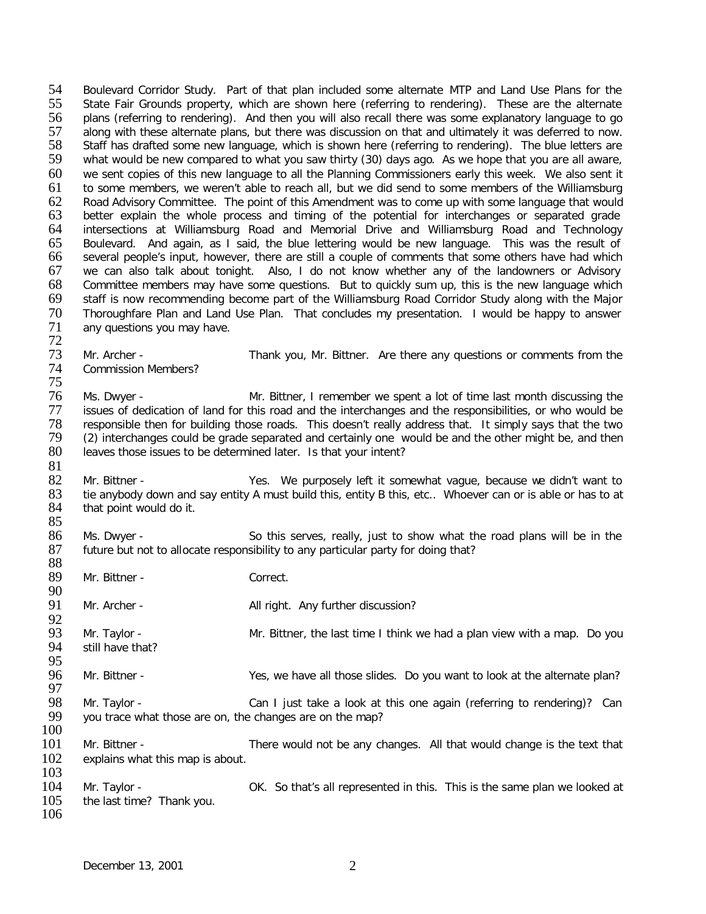Boulevard Corridor Study. Part of that plan included some alternate MTP and Land Use Plans for the State Fair Grounds property, which are shown here (referring to rendering). These are the alternate plans (referring to rendering). And then you will also recall there was some explanatory language to go along with these alternate plans, but there was discussion on that and ultimately it was deferred to now. Staff has drafted some new language, which is shown here (referring to rendering). The blue letters are what would be new compared to what you saw thirty (30) days ago. As we hope that you are all aware, we sent copies of this new language to all the Planning Commissioners early this week. We also sent it to some members, we weren't able to reach all, but we did send to some members of the Williamsburg Road Advisory Committee. The point of this Amendment was to come up with some language that would better explain the whole process and timing of the potential for interchanges or separated grade intersections at Williamsburg Road and Memorial Drive and Williamsburg Road and Technology Boulevard. And again, as I said, the blue lettering would be new language. This was the result of several people's input, however, there are still a couple of comments that some others have had which we can also talk about tonight. Also, I do not know whether any of the landowners or Advisory Committee members may have some questions. But to quickly sum up, this is the new language which staff is now recommending become part of the Williamsburg Road Corridor Study along with the Major Thoroughfare Plan and Land Use Plan. That concludes my presentation. I would be happy to answer any questions you may have.

Mr. Archer - Thank you, Mr. Bittner. Are there any questions or comments from the Commission Members?

Ms. Dwyer - Mr. Bittner, I remember we spent a lot of time last month discussing the issues of dedication of land for this road and the interchanges and the responsibilities, or who would be responsible then for building those roads. This doesn't really address that. It simply says that the two (2) interchanges could be grade separated and certainly one would be and the other might be, and then leaves those issues to be determined later. Is that your intent?

Mr. Bittner - Yes. We purposely left it somewhat vague, because we didn't want to tie anybody down and say entity A must build this, entity B this, etc.. Whoever can or is able or has to at that point would do it.

Ms. Dwyer - So this serves, really, just to show what the road plans will be in the future but not to allocate responsibility to any particular party for doing that?

Mr. Bittner - Correct.

Mr. Archer - All right. Any further discussion?

Mr. Taylor - Mr. Bittner, the last time I think we had a plan view with a map. Do you still have that?

Mr. Bittner - Yes, we have all those slides. Do you want to look at the alternate plan?

Mr. Taylor - Can I just take a look at this one again (referring to rendering)? Can you trace what those are on, the changes are on the map?

Mr. Bittner - There would not be any changes. All that would change is the text that explains what this map is about.

Mr. Taylor - OK. So that's all represented in this. This is the same plan we looked at the last time? Thank you.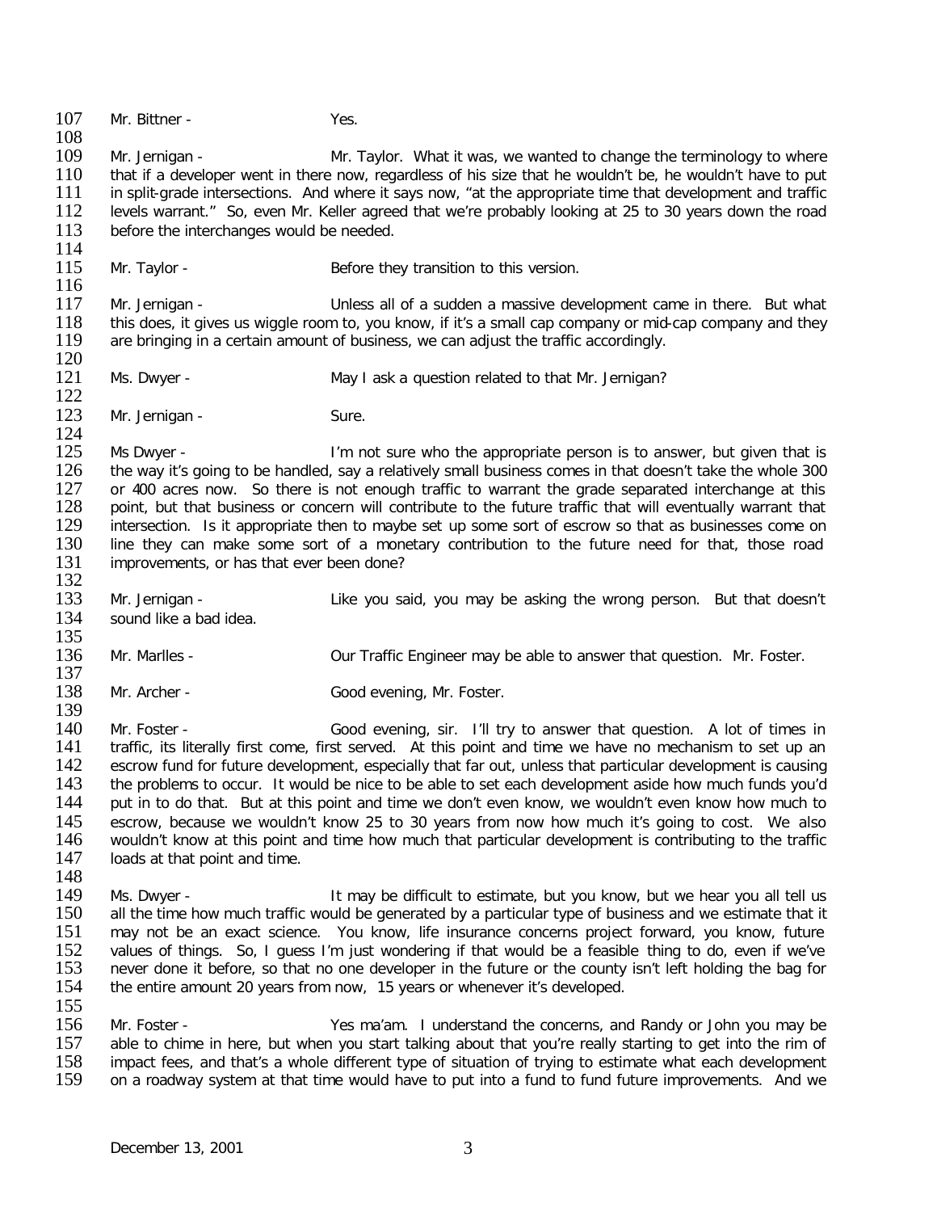Mr. Bittner - Yes.

Mr. Jernigan - Mr. Taylor. What it was, we wanted to change the terminology to where that if a developer went in there now, regardless of his size that he wouldn't be, he wouldn't have to put in split-grade intersections. And where it says now, "at the appropriate time that development and traffic levels warrant." So, even Mr. Keller agreed that we're probably looking at 25 to 30 years down the road before the interchanges would be needed.

Mr. Taylor - Before they transition to this version.

Mr. Jernigan - Unless all of a sudden a massive development came in there. But what this does, it gives us wiggle room to, you know, if it's a small cap company or mid-cap company and they are bringing in a certain amount of business, we can adjust the traffic accordingly.

Ms. Dwyer - May I ask a question related to that Mr. Jernigan?

Mr. Jernigan - Sure.

Ms Dwyer - I'm not sure who the appropriate person is to answer, but given that is the way it's going to be handled, say a relatively small business comes in that doesn't take the whole 300 or 400 acres now. So there is not enough traffic to warrant the grade separated interchange at this point, but that business or concern will contribute to the future traffic that will eventually warrant that intersection. Is it appropriate then to maybe set up some sort of escrow so that as businesses come on line they can make some sort of a monetary contribution to the future need for that, those road improvements, or has that ever been done?

Mr. Jernigan - Like you said, you may be asking the wrong person. But that doesn't sound like a bad idea.

Mr. Marlles - Our Traffic Engineer may be able to answer that question. Mr. Foster.

Mr. Archer - Good evening, Mr. Foster.

Mr. Foster - Good evening, sir. I'll try to answer that question. A lot of times in traffic, its literally first come, first served. At this point and time we have no mechanism to set up an escrow fund for future development, especially that far out, unless that particular development is causing the problems to occur. It would be nice to be able to set each development aside how much funds you'd put in to do that. But at this point and time we don't even know, we wouldn't even know how much to escrow, because we wouldn't know 25 to 30 years from now how much it's going to cost. We also wouldn't know at this point and time how much that particular development is contributing to the traffic loads at that point and time.

Ms. Dwyer - It may be difficult to estimate, but you know, but we hear you all tell us all the time how much traffic would be generated by a particular type of business and we estimate that it may not be an exact science. You know, life insurance concerns project forward, you know, future values of things. So, I guess I'm just wondering if that would be a feasible thing to do, even if we've never done it before, so that no one developer in the future or the county isn't left holding the bag for the entire amount 20 years from now, 15 years or whenever it's developed.

Mr. Foster - Yes ma'am. I understand the concerns, and Randy or John you may be able to chime in here, but when you start talking about that you're really starting to get into the rim of impact fees, and that's a whole different type of situation of trying to estimate what each development on a roadway system at that time would have to put into a fund to fund future improvements. And we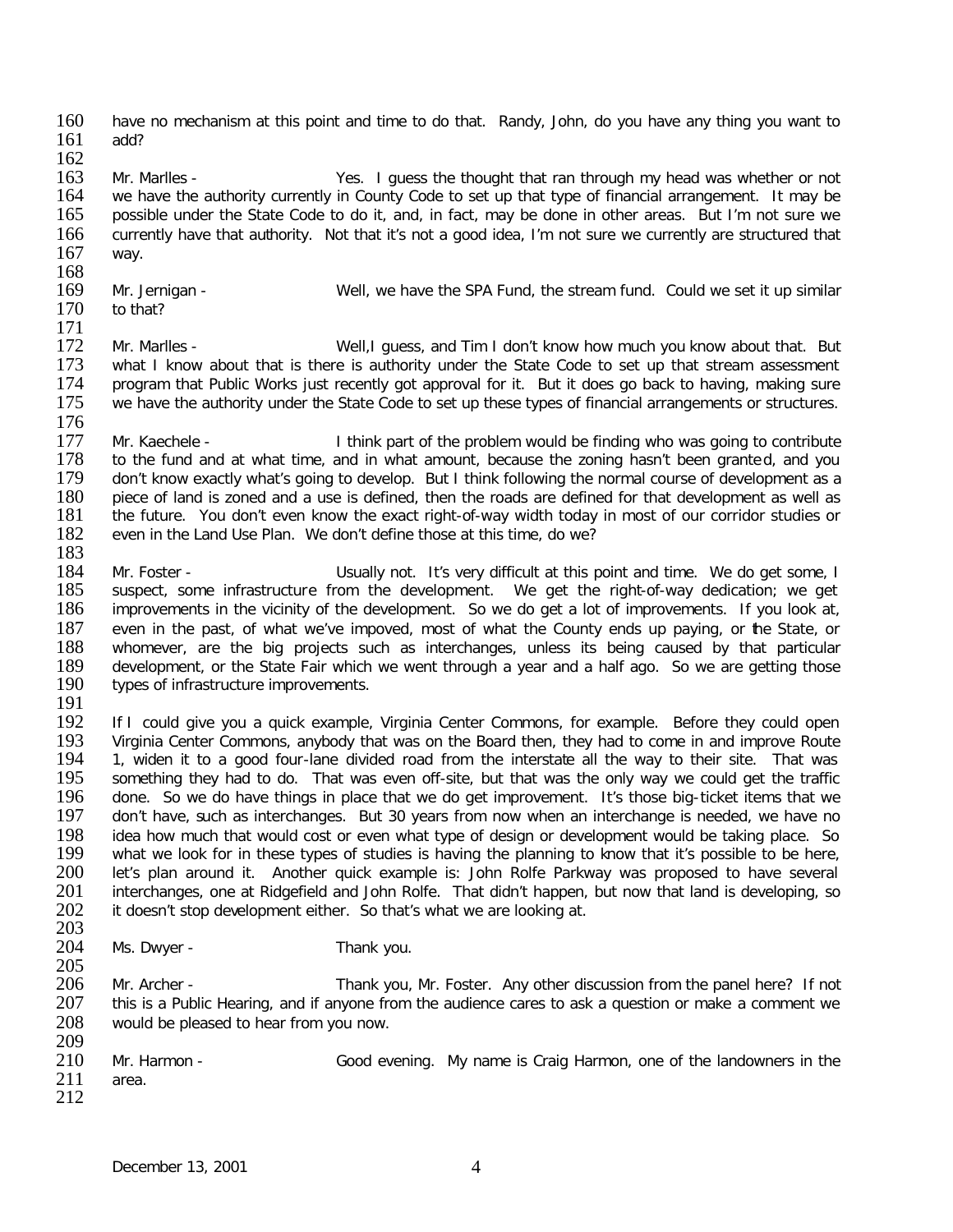have no mechanism at this point and time to do that. Randy, John, do you have any thing you want to add?

Mr. Marlles - Yes. I guess the thought that ran through my head was whether or not we have the authority currently in County Code to set up that type of financial arrangement. It may be possible under the State Code to do it, and, in fact, may be done in other areas. But I'm not sure we currently have that authority. Not that it's not a good idea, I'm not sure we currently are structured that way.

Mr. Jernigan - Well, we have the SPA Fund, the stream fund. Could we set it up similar to that?

Mr. Marlles - Well,I guess, and Tim I don't know how much you know about that. But what I know about that is there is authority under the State Code to set up that stream assessment program that Public Works just recently got approval for it. But it does go back to having, making sure we have the authority under the State Code to set up these types of financial arrangements or structures.

Mr. Kaechele - I think part of the problem would be finding who was going to contribute to the fund and at what time, and in what amount, because the zoning hasn't been granted, and you don't know exactly what's going to develop. But I think following the normal course of development as a piece of land is zoned and a use is defined, then the roads are defined for that development as well as the future. You don't even know the exact right-of-way width today in most of our corridor studies or even in the Land Use Plan. We don't define those at this time, do we?

Mr. Foster - Usually not. It's very difficult at this point and time. We do get some, I suspect, some infrastructure from the development. We get the right-of-way dedication; we get improvements in the vicinity of the development. So we do get a lot of improvements. If you look at, even in the past, of what we've impoved, most of what the County ends up paying, or the State, or whomever, are the big projects such as interchanges, unless its being caused by that particular development, or the State Fair which we went through a year and a half ago. So we are getting those types of infrastructure improvements.

If I could give you a quick example, Virginia Center Commons, for example. Before they could open Virginia Center Commons, anybody that was on the Board then, they had to come in and improve Route 1, widen it to a good four-lane divided road from the interstate all the way to their site. That was something they had to do. That was even off-site, but that was the only way we could get the traffic done. So we do have things in place that we do get improvement. It's those big-ticket items that we don't have, such as interchanges. But 30 years from now when an interchange is needed, we have no idea how much that would cost or even what type of design or development would be taking place. So what we look for in these types of studies is having the planning to know that it's possible to be here, let's plan around it. Another quick example is: John Rolfe Parkway was proposed to have several interchanges, one at Ridgefield and John Rolfe. That didn't happen, but now that land is developing, so it doesn't stop development either. So that's what we are looking at.

Ms. Dwyer - Thank you.

Mr. Archer - Thank you, Mr. Foster. Any other discussion from the panel here? If not this is a Public Hearing, and if anyone from the audience cares to ask a question or make a comment we would be pleased to hear from you now.

Mr. Harmon - Good evening. My name is Craig Harmon, one of the landowners in the area.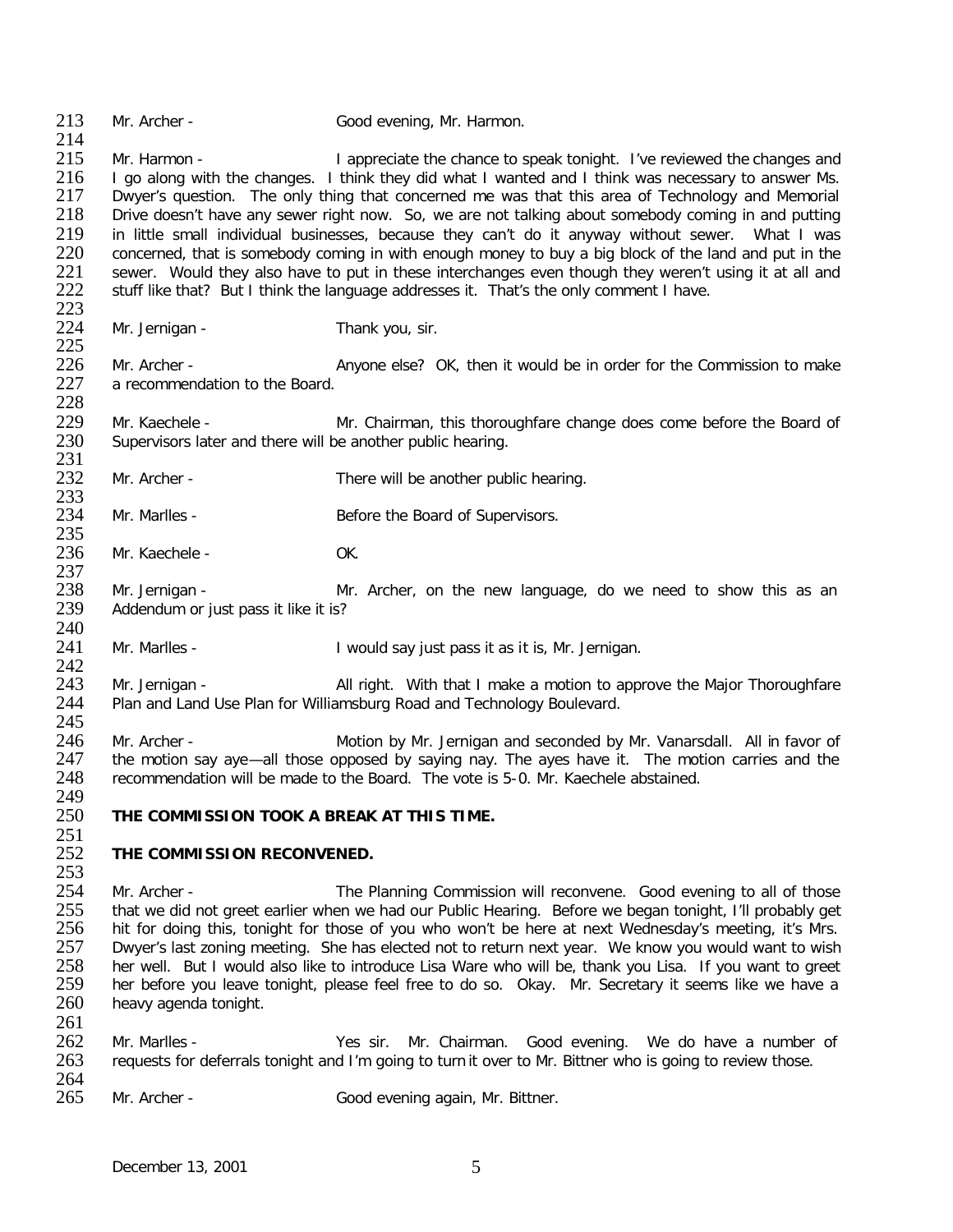Mr. Archer - Good evening, Mr. Harmon.

Mr. Harmon - I appreciate the chance to speak tonight. I've reviewed the changes and I go along with the changes. I think they did what I wanted and I think was necessary to answer Ms. Dwyer's question. The only thing that concerned me was that this area of Technology and Memorial Drive doesn't have any sewer right now. So, we are not talking about somebody coming in and putting in little small individual businesses, because they can't do it anyway without sewer. What I was concerned, that is somebody coming in with enough money to buy a big block of the land and put in the sewer. Would they also have to put in these interchanges even though they weren't using it at all and stuff like that? But I think the language addresses it. That's the only comment I have.

Mr. Jernigan - Thank you, sir.

Mr. Archer - Anyone else? OK, then it would be in order for the Commission to make a recommendation to the Board.

Mr. Kaechele - Mr. Chairman, this thoroughfare change does come before the Board of Supervisors later and there will be another public hearing.

Mr. Archer - There will be another public hearing.

Mr. Marlles - Before the Board of Supervisors.

Mr. Kaechele - OK.

Mr. Jernigan - Mr. Archer, on the new language, do we need to show this as an Addendum or just pass it like it is?

Mr. Marlles - I would say just pass it as it is, Mr. Jernigan.

Mr. Jernigan - All right. With that I make a motion to approve the Major Thoroughfare Plan and Land Use Plan for Williamsburg Road and Technology Boulevard.

Mr. Archer - Motion by Mr. Jernigan and seconded by Mr. Vanarsdall. All in favor of the motion say aye—all those opposed by saying nay. The ayes have it. The motion carries and the recommendation will be made to the Board. The vote is 5-0. Mr. Kaechele abstained.

**THE COMMISSION TOOK A BREAK AT THIS TIME.**

**THE COMMISSION RECONVENED.**

Mr. Archer - The Planning Commission will reconvene. Good evening to all of those that we did not greet earlier when we had our Public Hearing. Before we began tonight, I'll probably get hit for doing this, tonight for those of you who won't be here at next Wednesday's meeting, it's Mrs. Dwyer's last zoning meeting. She has elected not to return next year. We know you would want to wish her well. But I would also like to introduce Lisa Ware who will be, thank you Lisa. If you want to greet her before you leave tonight, please feel free to do so. Okay. Mr. Secretary it seems like we have a heavy agenda tonight.

Mr. Marlles - Yes sir. Mr. Chairman. Good evening. We do have a number of requests for deferrals tonight and I'm going to turn it over to Mr. Bittner who is going to review those.

Mr. Archer - Good evening again, Mr. Bittner.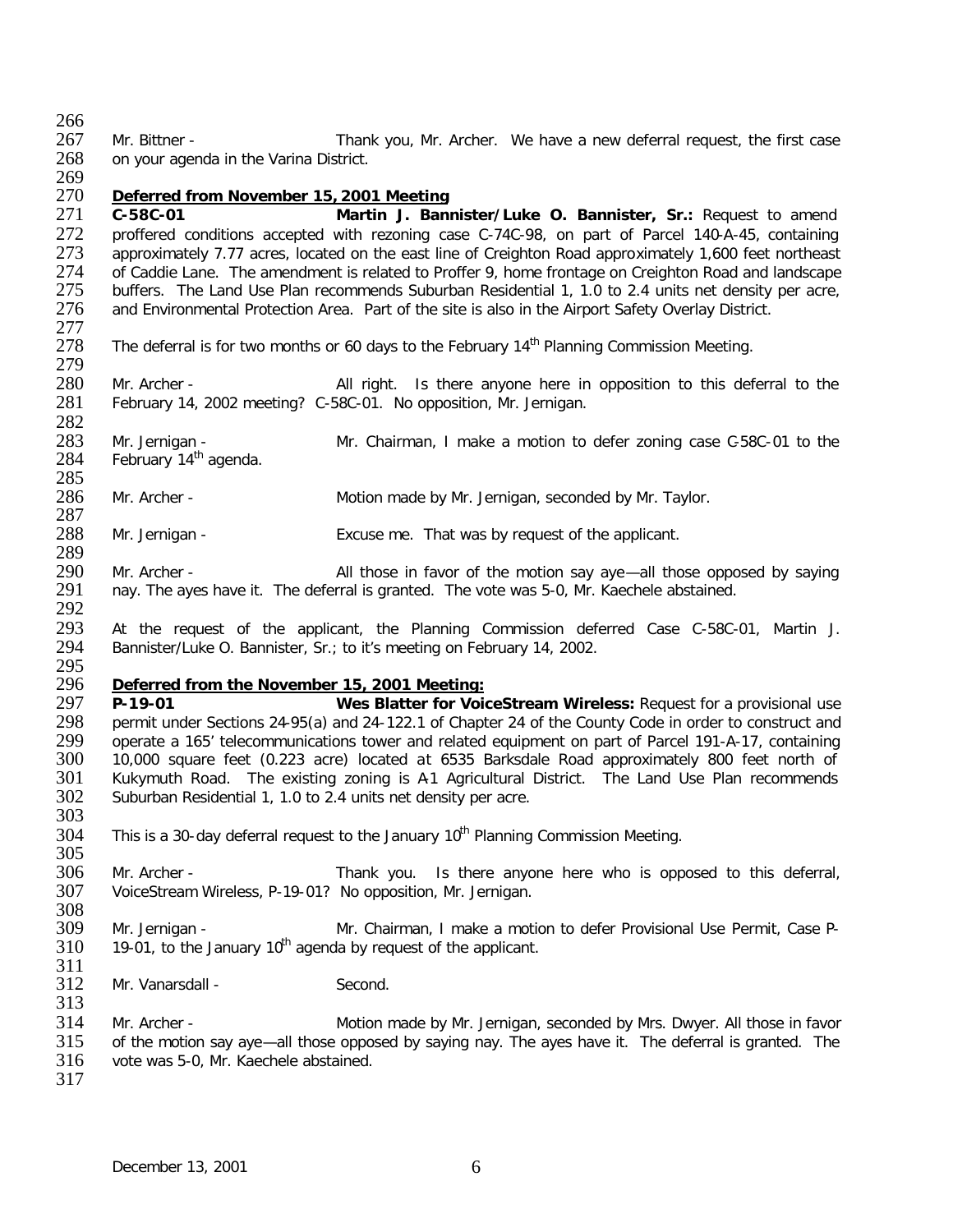Mr. Bittner - Thank you, Mr. Archer. We have a new deferral request, the first case on your agenda in the Varina District.

**Deferred from November 15, 2001 Meeting**

**C-58C-01 Martin J. Bannister/Luke O. Bannister, Sr.:** Request to amend proffered conditions accepted with rezoning case C-74C-98, on part of Parcel 140-A-45, containing approximately 7.77 acres, located on the east line of Creighton Road approximately 1,600 feet northeast of Caddie Lane. The amendment is related to Proffer 9, home frontage on Creighton Road and landscape buffers. The Land Use Plan recommends Suburban Residential 1, 1.0 to 2.4 units net density per acre, and Environmental Protection Area. Part of the site is also in the Airport Safety Overlay District.

The deferral is for two months or 60 days to the February 14th Planning Commission Meeting.

Mr. Archer - All right. Is there anyone here in opposition to this deferral to the February 14, 2002 meeting? C-58C-01. No opposition, Mr. Jernigan.

Mr. Jernigan - Mr. Chairman, I make a motion to defer zoning case C-58C-01 to the February 14th agenda.

Mr. Archer - Motion made by Mr. Jernigan, seconded by Mr. Taylor.

Mr. Jernigan - Excuse me. That was by request of the applicant.

Mr. Archer - All those in favor of the motion say aye—all those opposed by saying nay. The ayes have it. The deferral is granted. The vote was 5-0, Mr. Kaechele abstained.

At the request of the applicant, the Planning Commission deferred Case C-58C-01, Martin J. Bannister/Luke O. Bannister, Sr.; to it's meeting on February 14, 2002.

**Deferred from the November 15, 2001 Meeting:**

**P-19-01 Wes Blatter for VoiceStream Wireless:** Request for a provisional use permit under Sections 24-95(a) and 24-122.1 of Chapter 24 of the County Code in order to construct and operate a 165' telecommunications tower and related equipment on part of Parcel 191-A-17, containing 10,000 square feet (0.223 acre) located at 6535 Barksdale Road approximately 800 feet north of Kukymuth Road. The existing zoning is A-1 Agricultural District. The Land Use Plan recommends Suburban Residential 1, 1.0 to 2.4 units net density per acre.

This is a 30-day deferral request to the January 10th Planning Commission Meeting.

Mr. Archer - Thank you. Is there anyone here who is opposed to this deferral, VoiceStream Wireless, P-19-01? No opposition, Mr. Jernigan.

Mr. Jernigan - Mr. Chairman, I make a motion to defer Provisional Use Permit, Case P-19-01, to the January 10th agenda by request of the applicant.

Mr. Vanarsdall - Second.

Mr. Archer - Motion made by Mr. Jernigan, seconded by Mrs. Dwyer. All those in favor of the motion say aye—all those opposed by saying nay. The ayes have it. The deferral is granted. The vote was 5-0, Mr. Kaechele abstained.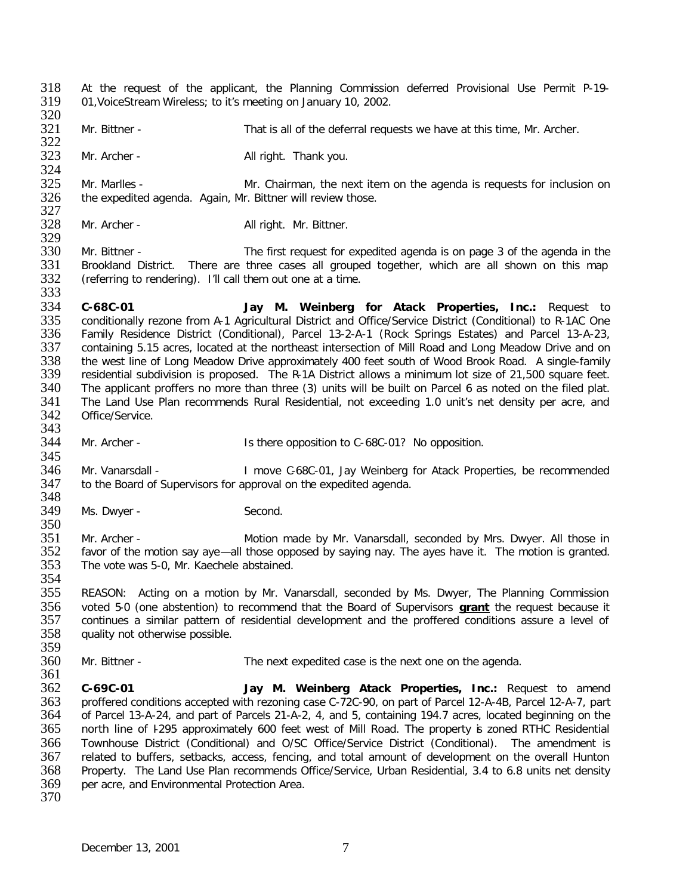At the request of the applicant, the Planning Commission deferred Provisional Use Permit P-19-01,VoiceStream Wireless; to it's meeting on January 10, 2002.

Mr. Bittner - That is all of the deferral requests we have at this time, Mr. Archer.

Mr. Archer - All right. Thank you.

Mr. Marlles - Mr. Chairman, the next item on the agenda is requests for inclusion on the expedited agenda. Again, Mr. Bittner will review those.

Mr. Archer - All right. Mr. Bittner.

Mr. Bittner - The first request for expedited agenda is on page 3 of the agenda in the Brookland District. There are three cases all grouped together, which are all shown on this map (referring to rendering). I'll call them out one at a time.

**C-68C-01 Jay M. Weinberg for Atack Properties, Inc.:** Request to conditionally rezone from A-1 Agricultural District and Office/Service District (Conditional) to R-1AC One Family Residence District (Conditional), Parcel 13-2-A-1 (Rock Springs Estates) and Parcel 13-A-23, containing 5.15 acres, located at the northeast intersection of Mill Road and Long Meadow Drive and on the west line of Long Meadow Drive approximately 400 feet south of Wood Brook Road. A single-family residential subdivision is proposed. The R-1A District allows a minimum lot size of 21,500 square feet. The applicant proffers no more than three (3) units will be built on Parcel 6 as noted on the filed plat. The Land Use Plan recommends Rural Residential, not exceeding 1.0 unit's net density per acre, and Office/Service.

Mr. Archer - Is there opposition to C-68C-01? No opposition.

Mr. Vanarsdall - I move C-68C-01, Jay Weinberg for Atack Properties, be recommended to the Board of Supervisors for approval on the expedited agenda.

Ms. Dwyer - Second.

Mr. Archer - Motion made by Mr. Vanarsdall, seconded by Mrs. Dwyer. All those in favor of the motion say aye—all those opposed by saying nay. The ayes have it. The motion is granted. The vote was 5-0, Mr. Kaechele abstained.

REASON: Acting on a motion by Mr. Vanarsdall, seconded by Ms. Dwyer, The Planning Commission voted 5-0 (one abstention) to recommend that the Board of Supervisors **grant** the request because it continues a similar pattern of residential development and the proffered conditions assure a level of quality not otherwise possible.

Mr. Bittner - The next expedited case is the next one on the agenda.

**C-69C-01 Jay M. Weinberg Atack Properties, Inc.:** Request to amend proffered conditions accepted with rezoning case C-72C-90, on part of Parcel 12-A-4B, Parcel 12-A-7, part of Parcel 13-A-24, and part of Parcels 21-A-2, 4, and 5, containing 194.7 acres, located beginning on the north line of I-295 approximately 600 feet west of Mill Road. The property is zoned RTHC Residential Townhouse District (Conditional) and O/SC Office/Service District (Conditional). The amendment is related to buffers, setbacks, access, fencing, and total amount of development on the overall Hunton Property. The Land Use Plan recommends Office/Service, Urban Residential, 3.4 to 6.8 units net density per acre, and Environmental Protection Area.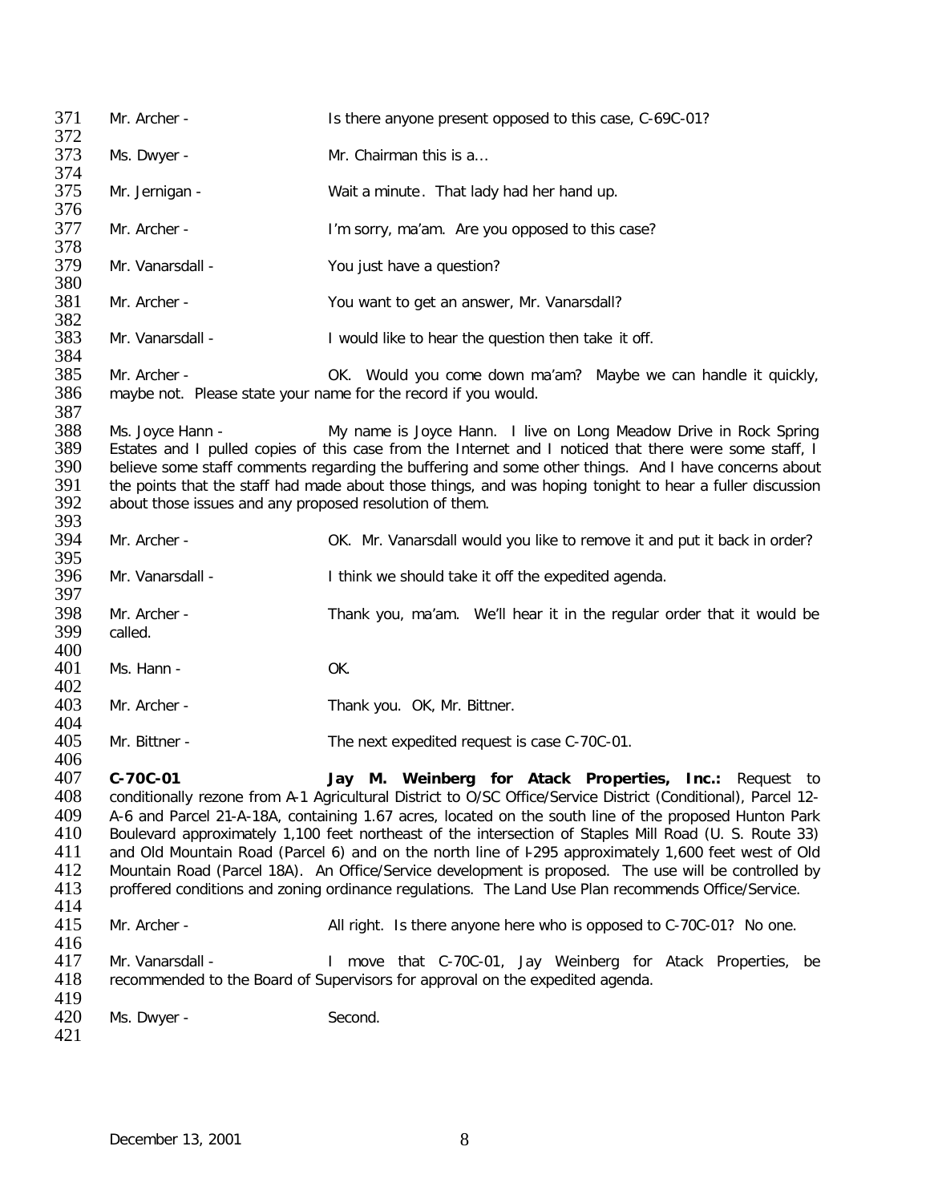Mr. Archer - Is there anyone present opposed to this case, C-69C-01?

Ms. Dwyer - Mr. Chairman this is a…

Mr. Jernigan - Wait a minute. That lady had her hand up.

Mr. Archer - I'm sorry, ma'am. Are you opposed to this case?

Mr. Vanarsdall - You just have a question?

Mr. Archer - You want to get an answer, Mr. Vanarsdall?

Mr. Vanarsdall - I would like to hear the question then take it off.

Mr. Archer - OK. Would you come down ma'am? Maybe we can handle it quickly, maybe not. Please state your name for the record if you would.

Ms. Joyce Hann - My name is Joyce Hann. I live on Long Meadow Drive in Rock Spring Estates and I pulled copies of this case from the Internet and I noticed that there were some staff, I believe some staff comments regarding the buffering and some other things. And I have concerns about the points that the staff had made about those things, and was hoping tonight to hear a fuller discussion about those issues and any proposed resolution of them.

Mr. Archer - OK. Mr. Vanarsdall would you like to remove it and put it back in order?

Mr. Vanarsdall - I think we should take it off the expedited agenda.

Mr. Archer - Thank you, ma'am. We'll hear it in the regular order that it would be called.

Ms. Hann - OK.

Mr. Archer - Thank you. OK, Mr. Bittner.

Mr. Bittner - The next expedited request is case C-70C-01.

**C-70C-01** **Jay M. Weinberg for Atack Properties, Inc.:** Request to conditionally rezone from A-1 Agricultural District to O/SC Office/Service District (Conditional), Parcel 12-A-6 and Parcel 21-A-18A, containing 1.67 acres, located on the south line of the proposed Hunton Park Boulevard approximately 1,100 feet northeast of the intersection of Staples Mill Road (U. S. Route 33) and Old Mountain Road (Parcel 6) and on the north line of I-295 approximately 1,600 feet west of Old Mountain Road (Parcel 18A). An Office/Service development is proposed. The use will be controlled by proffered conditions and zoning ordinance regulations. The Land Use Plan recommends Office/Service.

Mr. Archer - All right. Is there anyone here who is opposed to C-70C-01? No one.

Mr. Vanarsdall - I move that C-70C-01, Jay Weinberg for Atack Properties, be recommended to the Board of Supervisors for approval on the expedited agenda.

Ms. Dwyer - Second.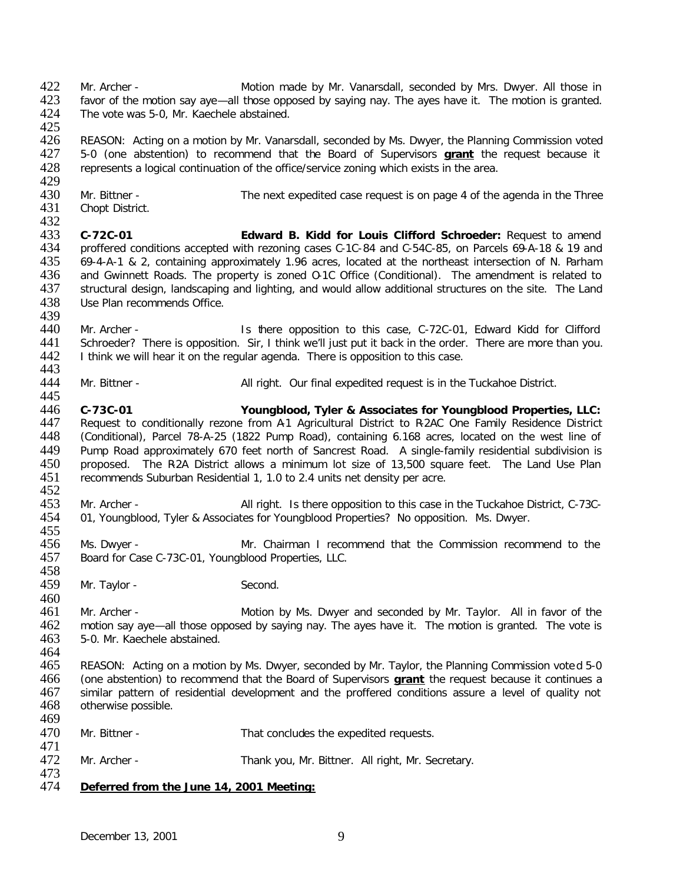Mr. Archer - Motion made by Mr. Vanarsdall, seconded by Mrs. Dwyer. All those in favor of the motion say aye—all those opposed by saying nay. The ayes have it. The motion is granted. The vote was 5-0, Mr. Kaechele abstained.

REASON: Acting on a motion by Mr. Vanarsdall, seconded by Ms. Dwyer, the Planning Commission voted 5-0 (one abstention) to recommend that the Board of Supervisors **grant** the request because it represents a logical continuation of the office/service zoning which exists in the area.

Mr. Bittner - The next expedited case request is on page 4 of the agenda in the Three Chopt District.

**C-72C-01** **Edward B. Kidd for Louis Clifford Schroeder:** Request to amend proffered conditions accepted with rezoning cases C-1C-84 and C-54C-85, on Parcels 69-A-18 & 19 and 69-4-A-1 & 2, containing approximately 1.96 acres, located at the northeast intersection of N. Parham and Gwinnett Roads. The property is zoned O-1C Office (Conditional). The amendment is related to structural design, landscaping and lighting, and would allow additional structures on the site. The Land Use Plan recommends Office.

Mr. Archer - Is there opposition to this case, C-72C-01, Edward Kidd for Clifford Schroeder? There is opposition. Sir, I think we'll just put it back in the order. There are more than you. I think we will hear it on the regular agenda. There is opposition to this case.

Mr. Bittner - All right. Our final expedited request is in the Tuckahoe District.

**C-73C-01** **Youngblood, Tyler & Associates for Youngblood Properties, LLC:** Request to conditionally rezone from A-1 Agricultural District to R-2AC One Family Residence District (Conditional), Parcel 78-A-25 (1822 Pump Road), containing 6.168 acres, located on the west line of Pump Road approximately 670 feet north of Sancrest Road. A single-family residential subdivision is proposed. The R-2A District allows a minimum lot size of 13,500 square feet. The Land Use Plan recommends Suburban Residential 1, 1.0 to 2.4 units net density per acre.

Mr. Archer - All right. Is there opposition to this case in the Tuckahoe District, C-73C-01, Youngblood, Tyler & Associates for Youngblood Properties? No opposition. Ms. Dwyer.

Ms. Dwyer - Mr. Chairman I recommend that the Commission recommend to the Board for Case C-73C-01, Youngblood Properties, LLC.

Mr. Taylor - Second.

Mr. Archer - Motion by Ms. Dwyer and seconded by Mr. Taylor. All in favor of the motion say aye—all those opposed by saying nay. The ayes have it. The motion is granted. The vote is 5-0. Mr. Kaechele abstained.

REASON: Acting on a motion by Ms. Dwyer, seconded by Mr. Taylor, the Planning Commission voted 5-0 (one abstention) to recommend that the Board of Supervisors **grant** the request because it continues a similar pattern of residential development and the proffered conditions assure a level of quality not otherwise possible.

Mr. Bittner - That concludes the expedited requests.

Mr. Archer - Thank you, Mr. Bittner. All right, Mr. Secretary.

**Deferred from the June 14, 2001 Meeting:**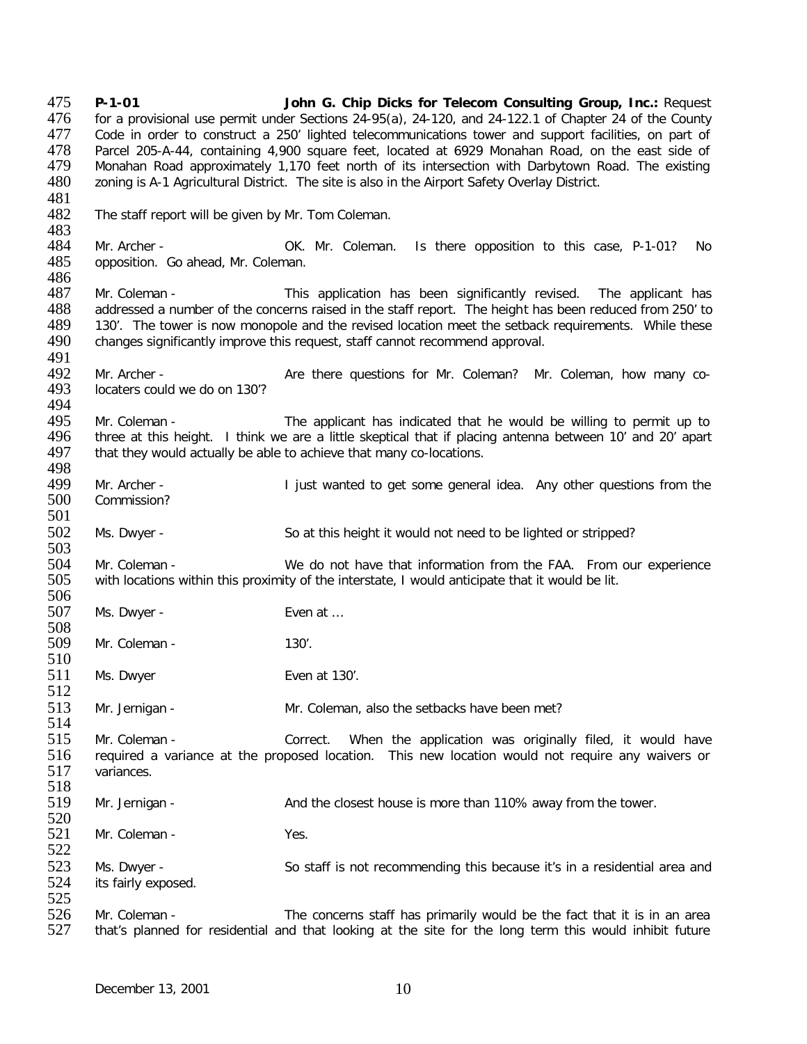**P-1-01** **John G. Chip Dicks for Telecom Consulting Group, Inc.:** Request for a provisional use permit under Sections 24-95(a), 24-120, and 24-122.1 of Chapter 24 of the County Code in order to construct a 250' lighted telecommunications tower and support facilities, on part of Parcel 205-A-44, containing 4,900 square feet, located at 6929 Monahan Road, on the east side of Monahan Road approximately 1,170 feet north of its intersection with Darbytown Road. The existing zoning is A-1 Agricultural District. The site is also in the Airport Safety Overlay District.

The staff report will be given by Mr. Tom Coleman.

Mr. Archer - OK. Mr. Coleman. Is there opposition to this case, P-1-01? No opposition. Go ahead, Mr. Coleman.

Mr. Coleman - This application has been significantly revised. The applicant has addressed a number of the concerns raised in the staff report. The height has been reduced from 250' to 130'. The tower is now monopole and the revised location meet the setback requirements. While these changes significantly improve this request, staff cannot recommend approval.

Mr. Archer - Are there questions for Mr. Coleman? Mr. Coleman, how many co-locaters could we do on 130'?

Mr. Coleman - The applicant has indicated that he would be willing to permit up to three at this height. I think we are a little skeptical that if placing antenna between 10' and 20' apart that they would actually be able to achieve that many co-locations.

Mr. Archer - I just wanted to get some general idea. Any other questions from the Commission?

Ms. Dwyer - So at this height it would not need to be lighted or stripped?

Mr. Coleman - We do not have that information from the FAA. From our experience with locations within this proximity of the interstate, I would anticipate that it would be lit.

Ms. Dwyer - Even at …

Mr. Coleman - 130'.

Ms. Dwyer Even at 130'.

Mr. Jernigan - Mr. Coleman, also the setbacks have been met?

Mr. Coleman - Correct. When the application was originally filed, it would have required a variance at the proposed location. This new location would not require any waivers or variances.

Mr. Jernigan - And the closest house is more than 110% away from the tower.

Mr. Coleman - Yes.

Ms. Dwyer - So staff is not recommending this because it's in a residential area and its fairly exposed.

Mr. Coleman - The concerns staff has primarily would be the fact that it is in an area that's planned for residential and that looking at the site for the long term this would inhibit future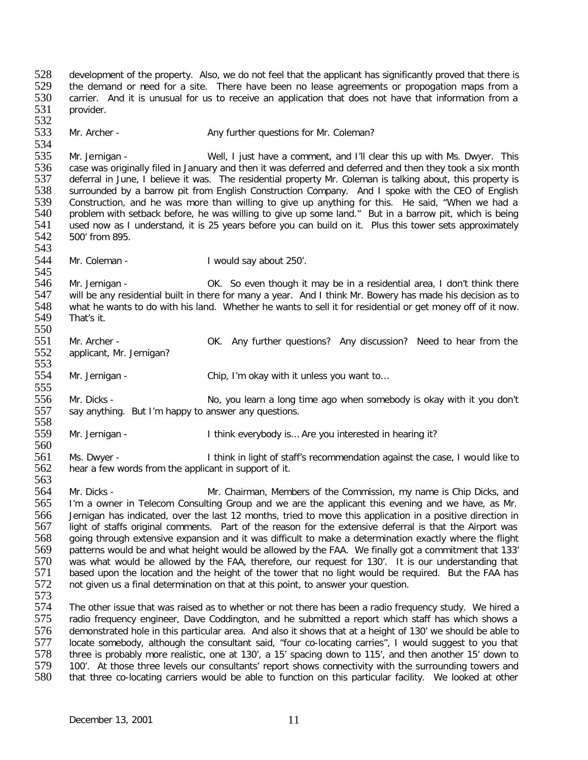development of the property. Also, we do not feel that the applicant has significantly proved that there is the demand or need for a site. There have been no lease agreements or propogation maps from a carrier. And it is unusual for us to receive an application that does not have that information from a provider.

Mr. Archer - Any further questions for Mr. Coleman?

Mr. Jernigan - Well, I just have a comment, and I'll clear this up with Ms. Dwyer. This case was originally filed in January and then it was deferred and deferred and then they took a six month deferral in June, I believe it was. The residential property Mr. Coleman is talking about, this property is surrounded by a barrow pit from English Construction Company. And I spoke with the CEO of English Construction, and he was more than willing to give up anything for this. He said, "When we had a problem with setback before, he was willing to give up some land." But in a barrow pit, which is being used now as I understand, it is 25 years before you can build on it. Plus this tower sets approximately 500' from 895.

Mr. Coleman - I would say about 250'.

Mr. Jernigan - OK. So even though it may be in a residential area, I don't think there will be any residential built in there for many a year. And I think Mr. Bowery has made his decision as to what he wants to do with his land. Whether he wants to sell it for residential or get money off of it now. That's it.

Mr. Archer - OK. Any further questions? Any discussion? Need to hear from the applicant, Mr. Jernigan?

Mr. Jernigan - Chip, I'm okay with it unless you want to…

Mr. Dicks - No, you learn a long time ago when somebody is okay with it you don't say anything. But I'm happy to answer any questions.

Mr. Jernigan - I think everybody is… Are you interested in hearing it?

Ms. Dwyer - I think in light of staff's recommendation against the case, I would like to hear a few words from the applicant in support of it.

Mr. Dicks - Mr. Chairman, Members of the Commission, my name is Chip Dicks, and I'm a owner in Telecom Consulting Group and we are the applicant this evening and we have, as Mr. Jernigan has indicated, over the last 12 months, tried to move this application in a positive direction in light of staffs original comments. Part of the reason for the extensive deferral is that the Airport was going through extensive expansion and it was difficult to make a determination exactly where the flight patterns would be and what height would be allowed by the FAA. We finally got a commitment that 133' was what would be allowed by the FAA, therefore, our request for 130'. It is our understanding that based upon the location and the height of the tower that no light would be required. But the FAA has not given us a final determination on that at this point, to answer your question.

The other issue that was raised as to whether or not there has been a radio frequency study. We hired a radio frequency engineer, Dave Coddington, and he submitted a report which staff has which shows a demonstrated hole in this particular area. And also it shows that at a height of 130' we should be able to locate somebody, although the consultant said, "four co-locating carries", I would suggest to you that three is probably more realistic, one at 130', a 15' spacing down to 115', and then another 15' down to 100'. At those three levels our consultants' report shows connectivity with the surrounding towers and that three co-locating carriers would be able to function on this particular facility. We looked at other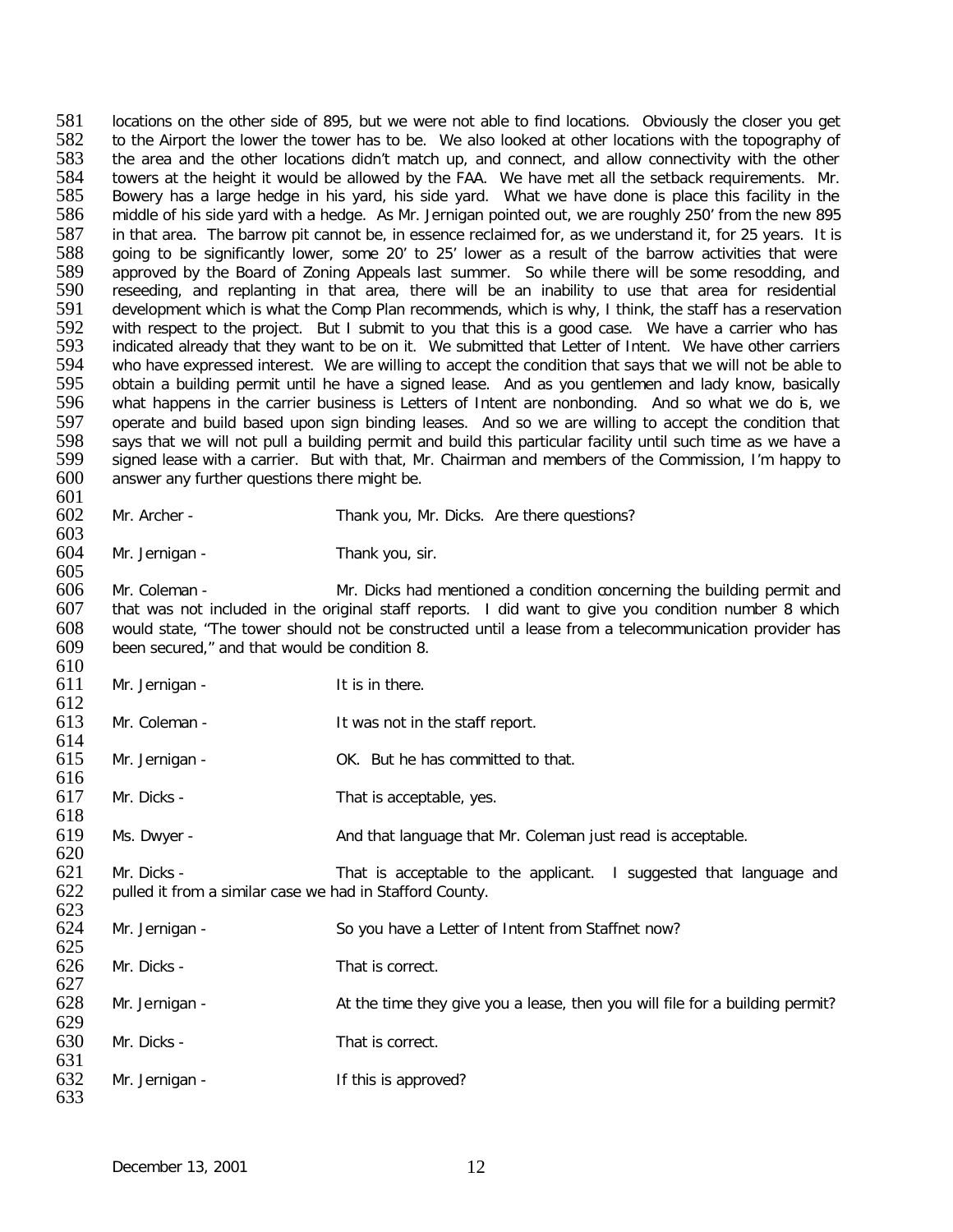locations on the other side of 895, but we were not able to find locations. Obviously the closer you get to the Airport the lower the tower has to be. We also looked at other locations with the topography of the area and the other locations didn't match up, and connect, and allow connectivity with the other towers at the height it would be allowed by the FAA. We have met all the setback requirements. Mr. Bowery has a large hedge in his yard, his side yard. What we have done is place this facility in the middle of his side yard with a hedge. As Mr. Jernigan pointed out, we are roughly 250' from the new 895 in that area. The barrow pit cannot be, in essence reclaimed for, as we understand it, for 25 years. It is going to be significantly lower, some 20' to 25' lower as a result of the barrow activities that were approved by the Board of Zoning Appeals last summer. So while there will be some resodding, and reseeding, and replanting in that area, there will be an inability to use that area for residential development which is what the Comp Plan recommends, which is why, I think, the staff has a reservation with respect to the project. But I submit to you that this is a good case. We have a carrier who has indicated already that they want to be on it. We submitted that Letter of Intent. We have other carriers who have expressed interest. We are willing to accept the condition that says that we will not be able to obtain a building permit until he have a signed lease. And as you gentlemen and lady know, basically what happens in the carrier business is Letters of Intent are nonbonding. And so what we do is, we operate and build based upon sign binding leases. And so we are willing to accept the condition that says that we will not pull a building permit and build this particular facility until such time as we have a signed lease with a carrier. But with that, Mr. Chairman and members of the Commission, I'm happy to answer any further questions there might be.

Mr. Archer - Thank you, Mr. Dicks. Are there questions?

Mr. Jernigan - Thank you, sir.

Mr. Coleman - Mr. Dicks had mentioned a condition concerning the building permit and that was not included in the original staff reports. I did want to give you condition number 8 which would state, "The tower should not be constructed until a lease from a telecommunication provider has been secured," and that would be condition 8.

Mr. Jernigan - It is in there.

Mr. Coleman - It was not in the staff report.

Mr. Jernigan - OK. But he has committed to that.

Mr. Dicks - That is acceptable, yes.

Ms. Dwyer - And that language that Mr. Coleman just read is acceptable.

Mr. Dicks - That is acceptable to the applicant. I suggested that language and pulled it from a similar case we had in Stafford County.

Mr. Jernigan - So you have a Letter of Intent from Staffnet now?

Mr. Dicks - That is correct.

Mr. Jernigan - At the time they give you a lease, then you will file for a building permit?

Mr. Dicks - That is correct.

Mr. Jernigan - If this is approved?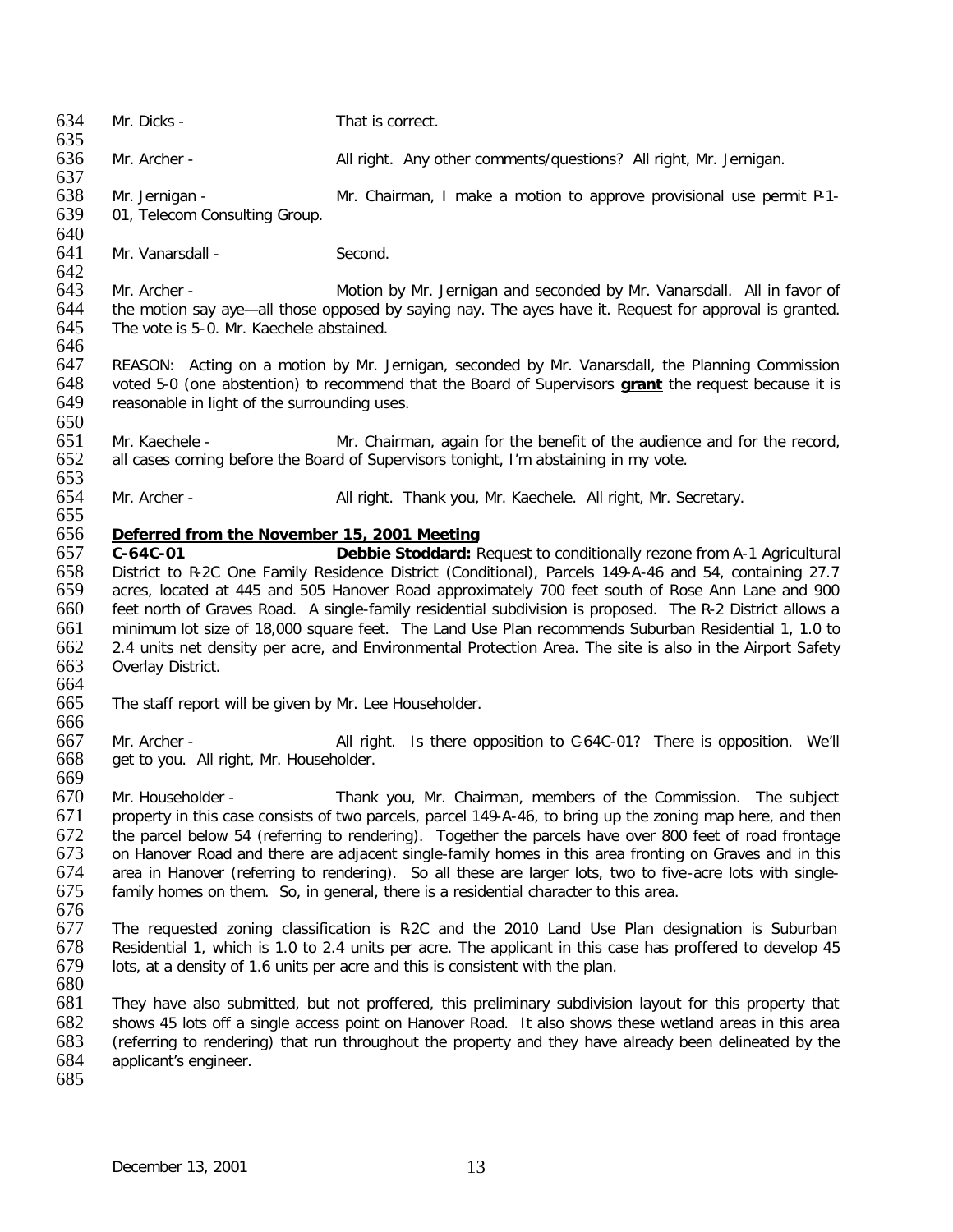Mr. Dicks - That is correct.

Mr. Archer - All right. Any other comments/questions? All right, Mr. Jernigan.

Mr. Jernigan - Mr. Chairman, I make a motion to approve provisional use permit P-1-01, Telecom Consulting Group.

Mr. Vanarsdall - Second.

Mr. Archer - Motion by Mr. Jernigan and seconded by Mr. Vanarsdall. All in favor of the motion say aye—all those opposed by saying nay. The ayes have it. Request for approval is granted. The vote is 5-0. Mr. Kaechele abstained.

REASON: Acting on a motion by Mr. Jernigan, seconded by Mr. Vanarsdall, the Planning Commission voted 5-0 (one abstention) to recommend that the Board of Supervisors **grant** the request because it is reasonable in light of the surrounding uses.

Mr. Kaechele - Mr. Chairman, again for the benefit of the audience and for the record, all cases coming before the Board of Supervisors tonight, I'm abstaining in my vote.

Mr. Archer - All right. Thank you, Mr. Kaechele. All right, Mr. Secretary.

**Deferred from the November 15, 2001 Meeting**

**C-64C-01** **Debbie Stoddard:** Request to conditionally rezone from A-1 Agricultural District to R-2C One Family Residence District (Conditional), Parcels 149-A-46 and 54, containing 27.7 acres, located at 445 and 505 Hanover Road approximately 700 feet south of Rose Ann Lane and 900 feet north of Graves Road. A single-family residential subdivision is proposed. The R-2 District allows a minimum lot size of 18,000 square feet. The Land Use Plan recommends Suburban Residential 1, 1.0 to 2.4 units net density per acre, and Environmental Protection Area. The site is also in the Airport Safety Overlay District.

The staff report will be given by Mr. Lee Householder.

Mr. Archer - All right. Is there opposition to C-64C-01? There is opposition. We'll get to you. All right, Mr. Householder.

Mr. Householder - Thank you, Mr. Chairman, members of the Commission. The subject property in this case consists of two parcels, parcel 149-A-46, to bring up the zoning map here, and then the parcel below 54 (referring to rendering). Together the parcels have over 800 feet of road frontage on Hanover Road and there are adjacent single-family homes in this area fronting on Graves and in this area in Hanover (referring to rendering). So all these are larger lots, two to five-acre lots with single-family homes on them. So, in general, there is a residential character to this area.

The requested zoning classification is R-2C and the 2010 Land Use Plan designation is Suburban Residential 1, which is 1.0 to 2.4 units per acre. The applicant in this case has proffered to develop 45 lots, at a density of 1.6 units per acre and this is consistent with the plan.

They have also submitted, but not proffered, this preliminary subdivision layout for this property that shows 45 lots off a single access point on Hanover Road. It also shows these wetland areas in this area (referring to rendering) that run throughout the property and they have already been delineated by the applicant's engineer.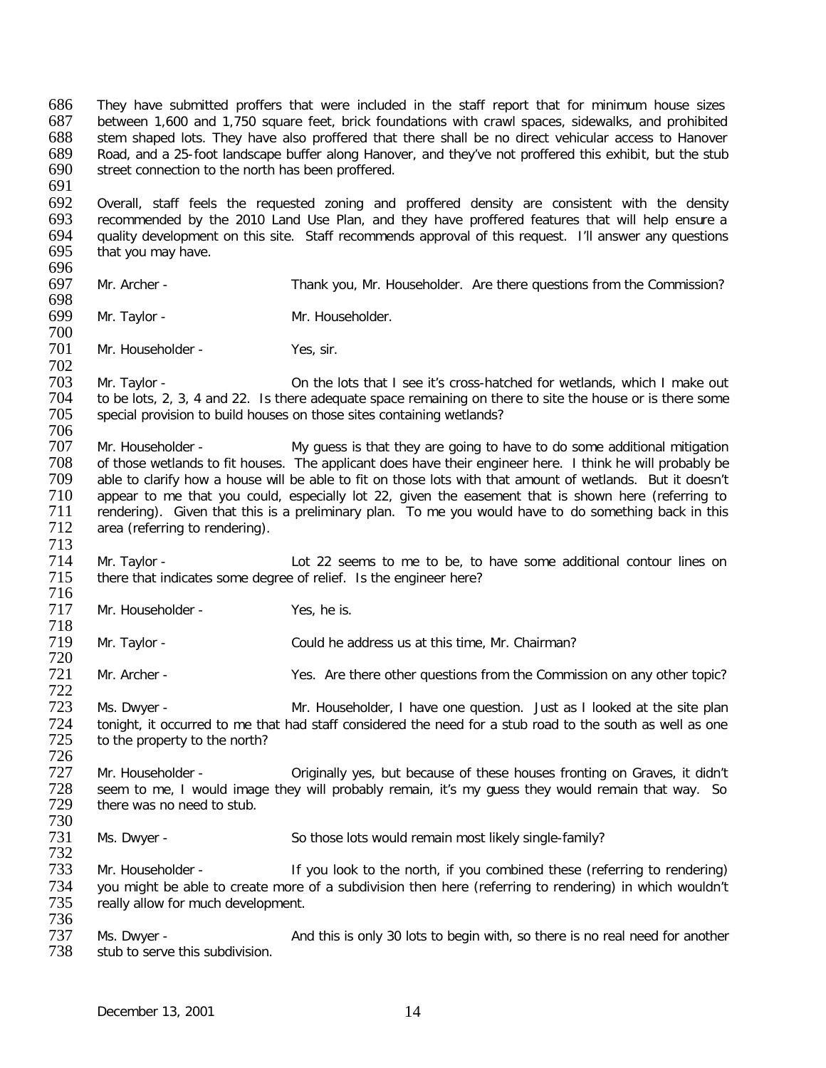They have submitted proffers that were included in the staff report that for minimum house sizes between 1,600 and 1,750 square feet, brick foundations with crawl spaces, sidewalks, and prohibited stem shaped lots. They have also proffered that there shall be no direct vehicular access to Hanover Road, and a 25-foot landscape buffer along Hanover, and they've not proffered this exhibit, but the stub street connection to the north has been proffered.

Overall, staff feels the requested zoning and proffered density are consistent with the density recommended by the 2010 Land Use Plan, and they have proffered features that will help ensure a quality development on this site. Staff recommends approval of this request. I'll answer any questions that you may have.

Mr. Archer - Thank you, Mr. Householder. Are there questions from the Commission?

Mr. Taylor - Mr. Householder.

Mr. Householder - Yes, sir.

Mr. Taylor - On the lots that I see it's cross-hatched for wetlands, which I make out to be lots, 2, 3, 4 and 22. Is there adequate space remaining on there to site the house or is there some special provision to build houses on those sites containing wetlands?

Mr. Householder - My guess is that they are going to have to do some additional mitigation of those wetlands to fit houses. The applicant does have their engineer here. I think he will probably be able to clarify how a house will be able to fit on those lots with that amount of wetlands. But it doesn't appear to me that you could, especially lot 22, given the easement that is shown here (referring to rendering). Given that this is a preliminary plan. To me you would have to do something back in this area (referring to rendering).

Mr. Taylor - Lot 22 seems to me to be, to have some additional contour lines on there that indicates some degree of relief. Is the engineer here?

Mr. Householder - Yes, he is.

Mr. Taylor - Could he address us at this time, Mr. Chairman?

Mr. Archer - Yes. Are there other questions from the Commission on any other topic?

Ms. Dwyer - Mr. Householder, I have one question. Just as I looked at the site plan tonight, it occurred to me that had staff considered the need for a stub road to the south as well as one to the property to the north?

Mr. Householder - Originally yes, but because of these houses fronting on Graves, it didn't seem to me, I would image they will probably remain, it's my guess they would remain that way. So there was no need to stub.

Ms. Dwyer - So those lots would remain most likely single-family?

Mr. Householder - If you look to the north, if you combined these (referring to rendering) you might be able to create more of a subdivision then here (referring to rendering) in which wouldn't really allow for much development.

Ms. Dwyer - And this is only 30 lots to begin with, so there is no real need for another stub to serve this subdivision.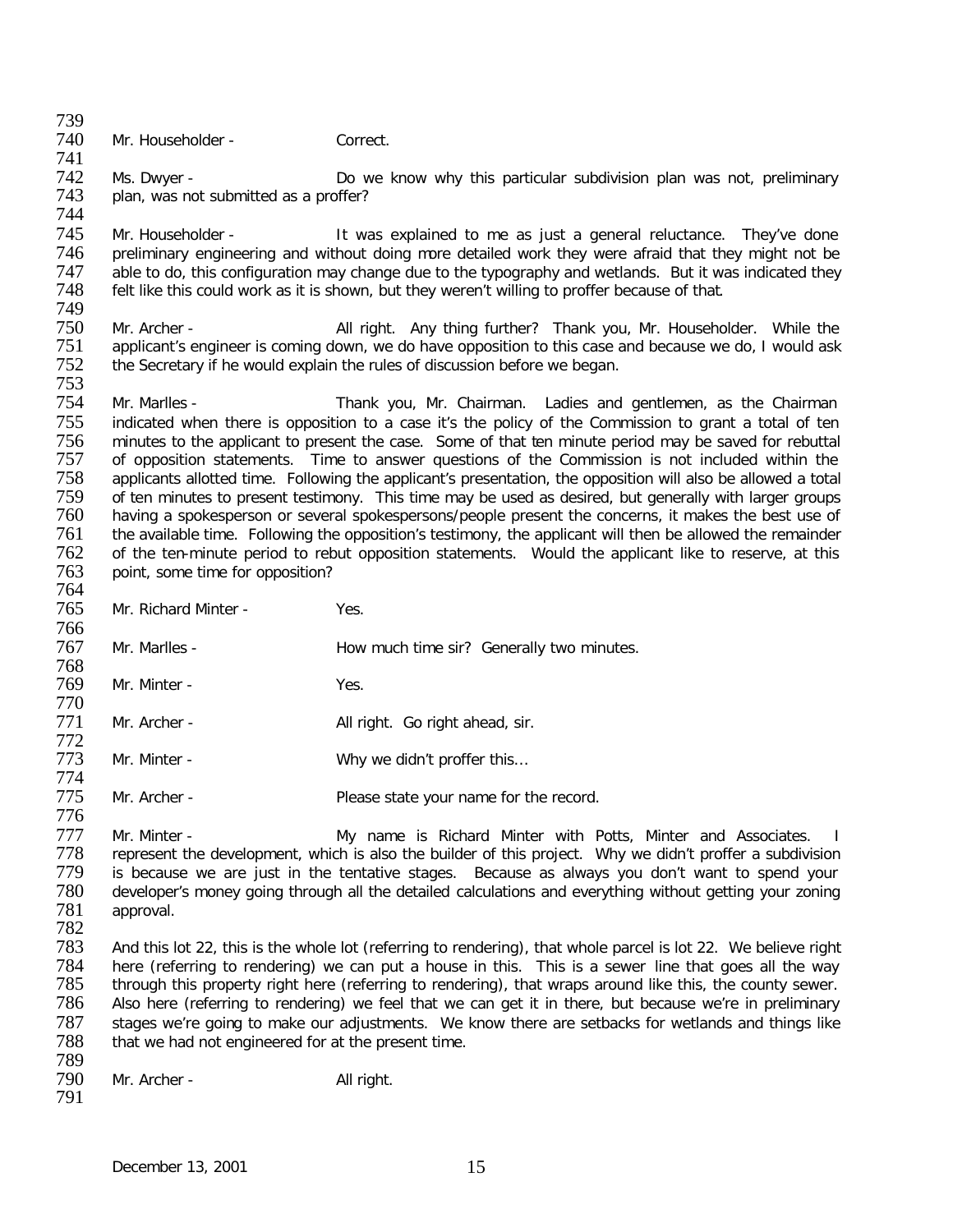Mr. Householder - Correct.

Ms. Dwyer - Do we know why this particular subdivision plan was not, preliminary plan, was not submitted as a proffer?

Mr. Householder - It was explained to me as just a general reluctance. They've done preliminary engineering and without doing more detailed work they were afraid that they might not be able to do, this configuration may change due to the typography and wetlands. But it was indicated they felt like this could work as it is shown, but they weren't willing to proffer because of that.

Mr. Archer - All right. Any thing further? Thank you, Mr. Householder. While the applicant's engineer is coming down, we do have opposition to this case and because we do, I would ask the Secretary if he would explain the rules of discussion before we began.

Mr. Marlles - Thank you, Mr. Chairman. Ladies and gentlemen, as the Chairman indicated when there is opposition to a case it's the policy of the Commission to grant a total of ten minutes to the applicant to present the case. Some of that ten minute period may be saved for rebuttal of opposition statements. Time to answer questions of the Commission is not included within the applicants allotted time. Following the applicant's presentation, the opposition will also be allowed a total of ten minutes to present testimony. This time may be used as desired, but generally with larger groups having a spokesperson or several spokespersons/people present the concerns, it makes the best use of the available time. Following the opposition's testimony, the applicant will then be allowed the remainder of the ten-minute period to rebut opposition statements. Would the applicant like to reserve, at this point, some time for opposition?

Mr. Richard Minter - Yes.

Mr. Marlles - How much time sir? Generally two minutes.

Mr. Minter - Yes.

Mr. Archer - All right. Go right ahead, sir.

Mr. Minter - Why we didn't proffer this…

Mr. Archer - Please state your name for the record.

Mr. Minter - My name is Richard Minter with Potts, Minter and Associates. I represent the development, which is also the builder of this project. Why we didn't proffer a subdivision is because we are just in the tentative stages. Because as always you don't want to spend your developer's money going through all the detailed calculations and everything without getting your zoning approval.

And this lot 22, this is the whole lot (referring to rendering), that whole parcel is lot 22. We believe right here (referring to rendering) we can put a house in this. This is a sewer line that goes all the way through this property right here (referring to rendering), that wraps around like this, the county sewer. Also here (referring to rendering) we feel that we can get it in there, but because we're in preliminary stages we're going to make our adjustments. We know there are setbacks for wetlands and things like that we had not engineered for at the present time.

Mr. Archer - All right.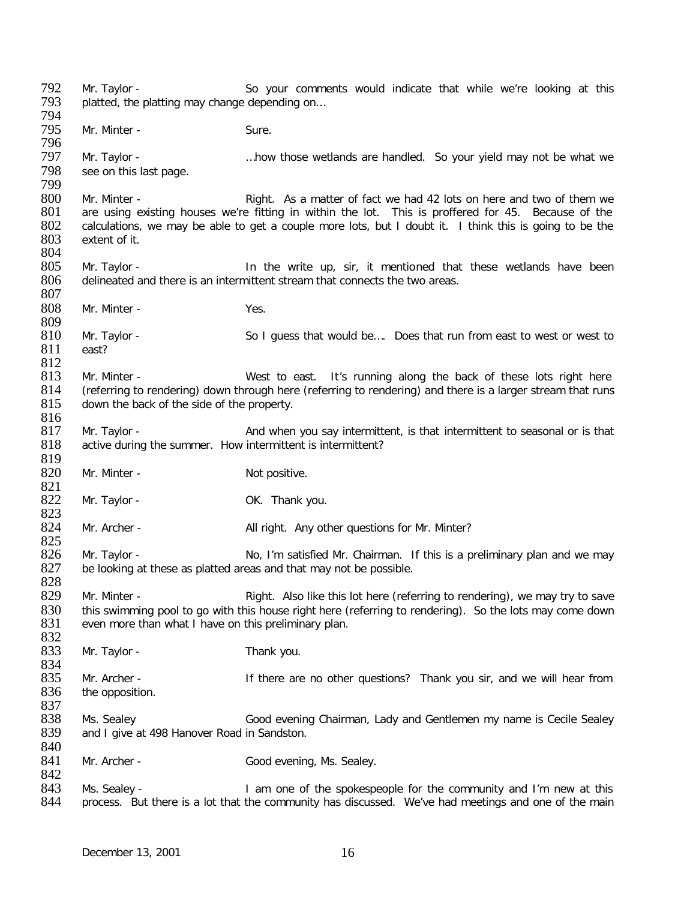792 Mr. Taylor - So your comments would indicate that while we're looking at this
793 platted, the platting may change depending on…

795 Mr. Minter - Sure.

797 Mr. Taylor - …how those wetlands are handled. So your yield may not be what we
798 see on this last page.

800 Mr. Minter - Right. As a matter of fact we had 42 lots on here and two of them we
801 are using existing houses we're fitting in within the lot. This is proffered for 45. Because of the
802 calculations, we may be able to get a couple more lots, but I doubt it. I think this is going to be the
803 extent of it.

805 Mr. Taylor - In the write up, sir, it mentioned that these wetlands have been
806 delineated and there is an intermittent stream that connects the two areas.

808 Mr. Minter - Yes.

810 Mr. Taylor - So I guess that would be…. Does that run from east to west or west to
811 east?

813 Mr. Minter - West to east. It's running along the back of these lots right here
814 (referring to rendering) down through here (referring to rendering) and there is a larger stream that runs
815 down the back of the side of the property.

817 Mr. Taylor - And when you say intermittent, is that intermittent to seasonal or is that
818 active during the summer. How intermittent is intermittent?

820 Mr. Minter - Not positive.

822 Mr. Taylor - OK. Thank you.

824 Mr. Archer - All right. Any other questions for Mr. Minter?

826 Mr. Taylor - No, I'm satisfied Mr. Chairman. If this is a preliminary plan and we may
827 be looking at these as platted areas and that may not be possible.

829 Mr. Minter - Right. Also like this lot here (referring to rendering), we may try to save
830 this swimming pool to go with this house right here (referring to rendering). So the lots may come down
831 even more than what I have on this preliminary plan.

833 Mr. Taylor - Thank you.

835 Mr. Archer - If there are no other questions? Thank you sir, and we will hear from
836 the opposition.

838 Ms. Sealey Good evening Chairman, Lady and Gentlemen my name is Cecile Sealey
839 and I give at 498 Hanover Road in Sandston.

841 Mr. Archer - Good evening, Ms. Sealey.

843 Ms. Sealey - I am one of the spokespeople for the community and I'm new at this
844 process. But there is a lot that the community has discussed. We've had meetings and one of the main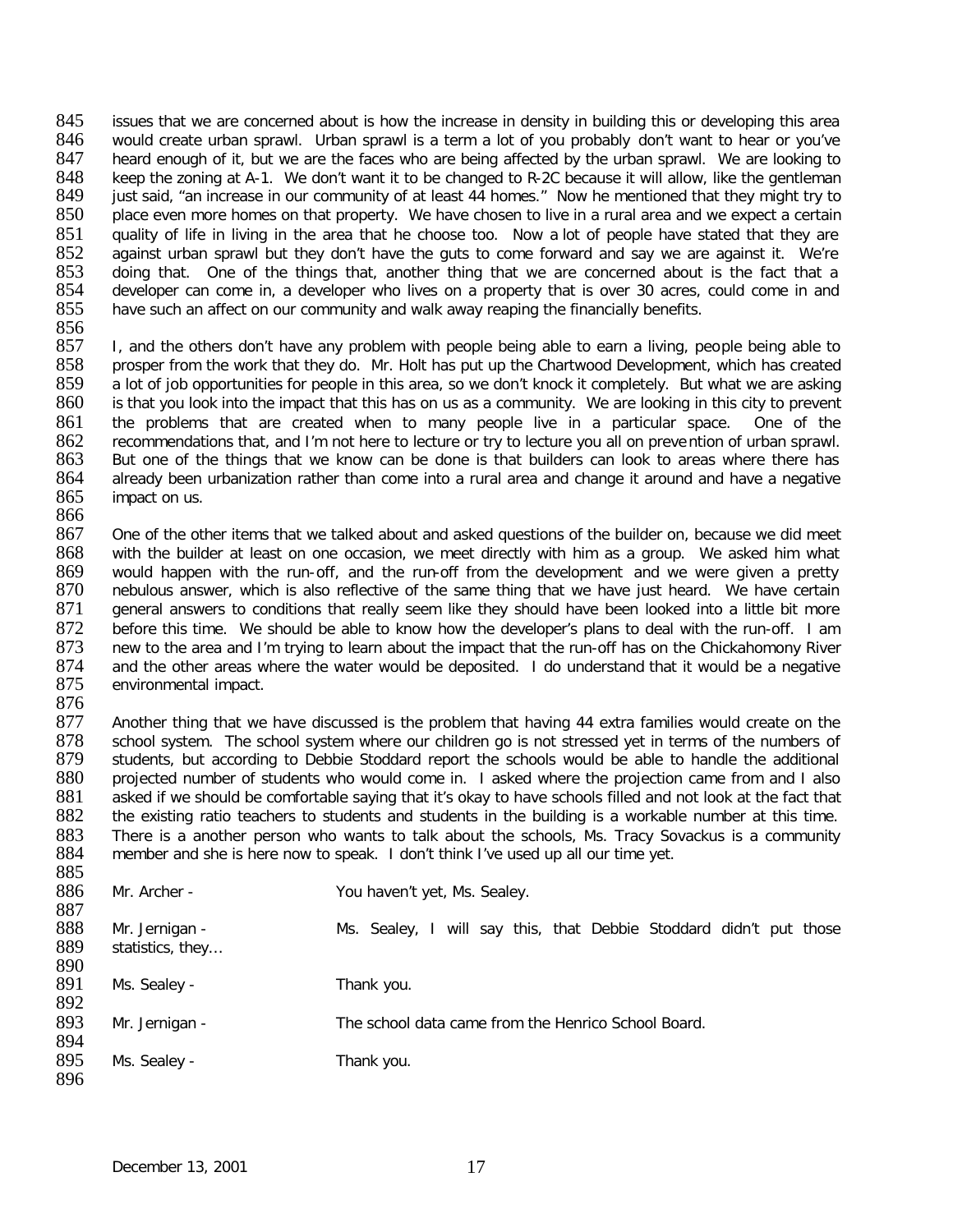issues that we are concerned about is how the increase in density in building this or developing this area would create urban sprawl. Urban sprawl is a term a lot of you probably don't want to hear or you've heard enough of it, but we are the faces who are being affected by the urban sprawl. We are looking to keep the zoning at A-1. We don't want it to be changed to R-2C because it will allow, like the gentleman just said, "an increase in our community of at least 44 homes." Now he mentioned that they might try to place even more homes on that property. We have chosen to live in a rural area and we expect a certain quality of life in living in the area that he choose too. Now a lot of people have stated that they are against urban sprawl but they don't have the guts to come forward and say we are against it. We're doing that. One of the things that, another thing that we are concerned about is the fact that a developer can come in, a developer who lives on a property that is over 30 acres, could come in and have such an affect on our community and walk away reaping the financially benefits.

I, and the others don't have any problem with people being able to earn a living, people being able to prosper from the work that they do. Mr. Holt has put up the Chartwood Development, which has created a lot of job opportunities for people in this area, so we don't knock it completely. But what we are asking is that you look into the impact that this has on us as a community. We are looking in this city to prevent the problems that are created when to many people live in a particular space. One of the recommendations that, and I'm not here to lecture or try to lecture you all on prevention of urban sprawl. But one of the things that we know can be done is that builders can look to areas where there has already been urbanization rather than come into a rural area and change it around and have a negative impact on us.

One of the other items that we talked about and asked questions of the builder on, because we did meet with the builder at least on one occasion, we meet directly with him as a group. We asked him what would happen with the run-off, and the run-off from the development and we were given a pretty nebulous answer, which is also reflective of the same thing that we have just heard. We have certain general answers to conditions that really seem like they should have been looked into a little bit more before this time. We should be able to know how the developer's plans to deal with the run-off. I am new to the area and I'm trying to learn about the impact that the run-off has on the Chickahomony River and the other areas where the water would be deposited. I do understand that it would be a negative environmental impact.

Another thing that we have discussed is the problem that having 44 extra families would create on the school system. The school system where our children go is not stressed yet in terms of the numbers of students, but according to Debbie Stoddard report the schools would be able to handle the additional projected number of students who would come in. I asked where the projection came from and I also asked if we should be comfortable saying that it's okay to have schools filled and not look at the fact that the existing ratio teachers to students and students in the building is a workable number at this time. There is a another person who wants to talk about the schools, Ms. Tracy Sovackus is a community member and she is here now to speak. I don't think I've used up all our time yet.

Mr. Archer - You haven't yet, Ms. Sealey.

Mr. Jernigan - Ms. Sealey, I will say this, that Debbie Stoddard didn't put those statistics, they…

Ms. Sealey - Thank you.

Mr. Jernigan - The school data came from the Henrico School Board.

Ms. Sealey - Thank you.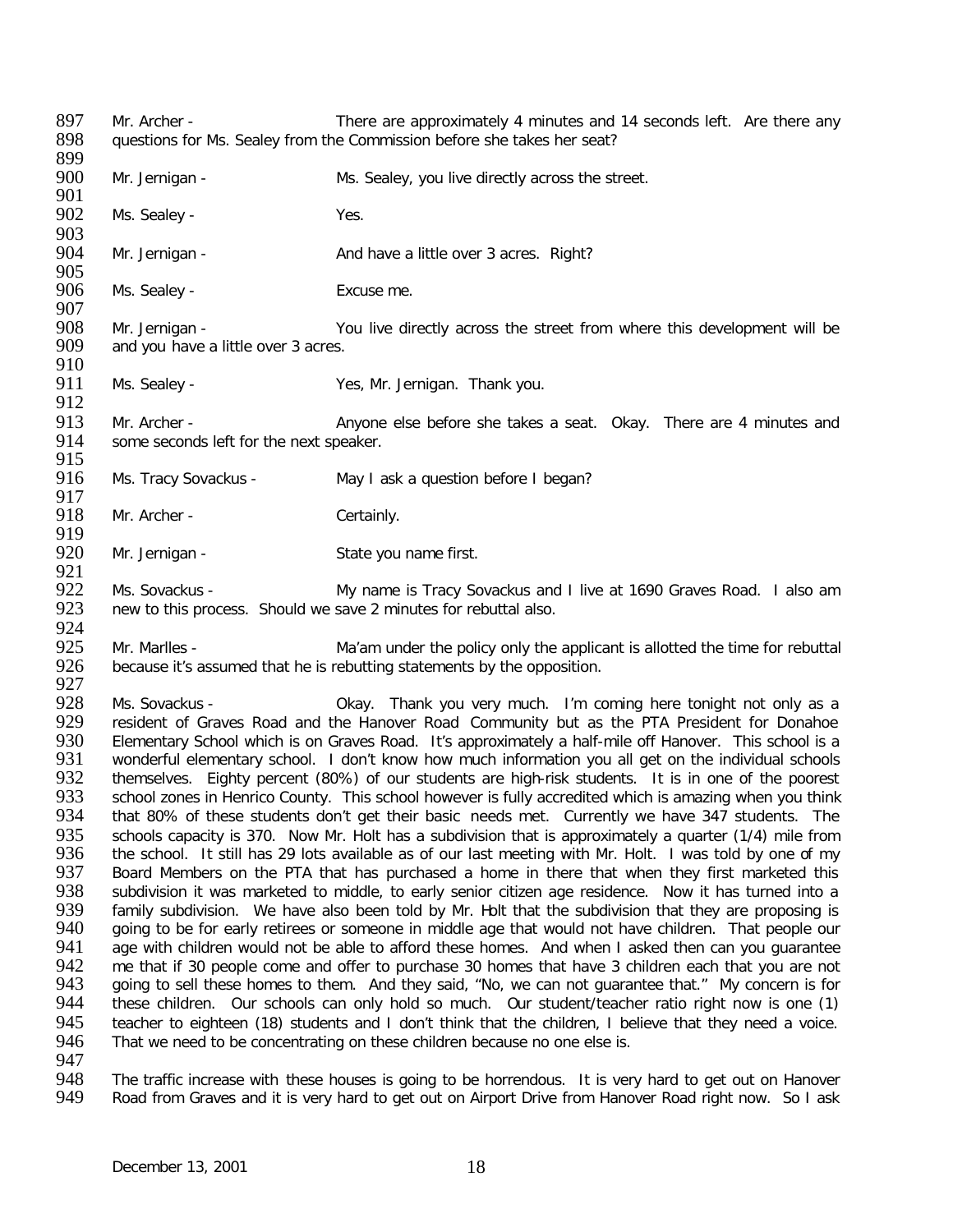Mr. Archer - There are approximately 4 minutes and 14 seconds left. Are there any questions for Ms. Sealey from the Commission before she takes her seat?

Mr. Jernigan - Ms. Sealey, you live directly across the street.

Ms. Sealey - Yes.

Mr. Jernigan - And have a little over 3 acres. Right?

Ms. Sealey - Excuse me.

Mr. Jernigan - You live directly across the street from where this development will be and you have a little over 3 acres.

Ms. Sealey - Yes, Mr. Jernigan. Thank you.

Mr. Archer - Anyone else before she takes a seat. Okay. There are 4 minutes and some seconds left for the next speaker.

Ms. Tracy Sovackus - May I ask a question before I began?

Mr. Archer - Certainly.

Mr. Jernigan - State you name first.

Ms. Sovackus - My name is Tracy Sovackus and I live at 1690 Graves Road. I also am new to this process. Should we save 2 minutes for rebuttal also.

Mr. Marlles - Ma'am under the policy only the applicant is allotted the time for rebuttal because it's assumed that he is rebutting statements by the opposition.

Ms. Sovackus - Okay. Thank you very much. I'm coming here tonight not only as a resident of Graves Road and the Hanover Road Community but as the PTA President for Donahoe Elementary School which is on Graves Road. It's approximately a half-mile off Hanover. This school is a wonderful elementary school. I don't know how much information you all get on the individual schools themselves. Eighty percent (80%) of our students are high-risk students. It is in one of the poorest school zones in Henrico County. This school however is fully accredited which is amazing when you think that 80% of these students don't get their basic needs met. Currently we have 347 students. The schools capacity is 370. Now Mr. Holt has a subdivision that is approximately a quarter (1/4) mile from the school. It still has 29 lots available as of our last meeting with Mr. Holt. I was told by one of my Board Members on the PTA that has purchased a home in there that when they first marketed this subdivision it was marketed to middle, to early senior citizen age residence. Now it has turned into a family subdivision. We have also been told by Mr. Holt that the subdivision that they are proposing is going to be for early retirees or someone in middle age that would not have children. That people our age with children would not be able to afford these homes. And when I asked then can you guarantee me that if 30 people come and offer to purchase 30 homes that have 3 children each that you are not going to sell these homes to them. And they said, "No, we can not guarantee that." My concern is for these children. Our schools can only hold so much. Our student/teacher ratio right now is one (1) teacher to eighteen (18) students and I don't think that the children, I believe that they need a voice. That we need to be concentrating on these children because no one else is.

The traffic increase with these houses is going to be horrendous. It is very hard to get out on Hanover Road from Graves and it is very hard to get out on Airport Drive from Hanover Road right now. So I ask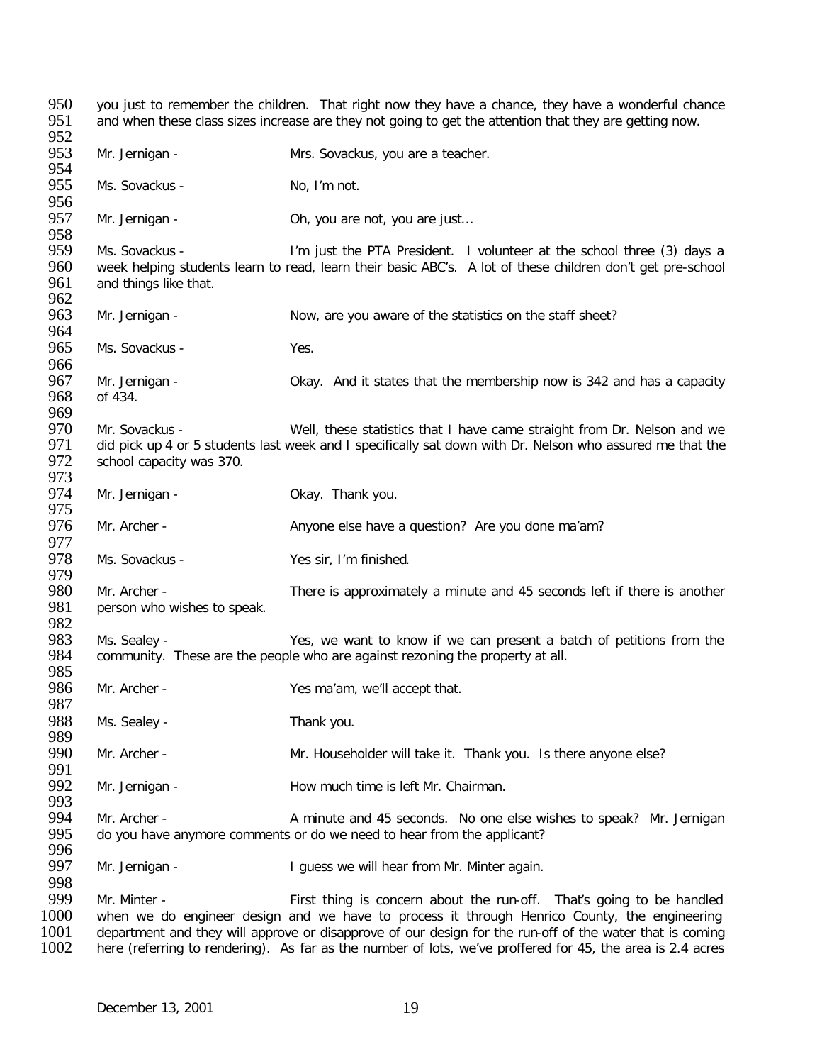you just to remember the children. That right now they have a chance, they have a wonderful chance and when these class sizes increase are they not going to get the attention that they are getting now.

Mr. Jernigan - Mrs. Sovackus, you are a teacher.

Ms. Sovackus - No, I'm not.

Mr. Jernigan - Oh, you are not, you are just…

Ms. Sovackus - I'm just the PTA President. I volunteer at the school three (3) days a week helping students learn to read, learn their basic ABC's. A lot of these children don't get pre-school and things like that.

Mr. Jernigan - Now, are you aware of the statistics on the staff sheet?

Ms. Sovackus - Yes.

Mr. Jernigan - Okay. And it states that the membership now is 342 and has a capacity of 434.

Mr. Sovackus - Well, these statistics that I have came straight from Dr. Nelson and we did pick up 4 or 5 students last week and I specifically sat down with Dr. Nelson who assured me that the school capacity was 370.

Mr. Jernigan - Okay. Thank you.

Mr. Archer - Anyone else have a question? Are you done ma'am?

Ms. Sovackus - Yes sir, I'm finished.

Mr. Archer - There is approximately a minute and 45 seconds left if there is another person who wishes to speak.

Ms. Sealey - Yes, we want to know if we can present a batch of petitions from the community. These are the people who are against rezoning the property at all.

Mr. Archer - Yes ma'am, we'll accept that.

Ms. Sealey - Thank you.

Mr. Archer - Mr. Householder will take it. Thank you. Is there anyone else?

Mr. Jernigan - How much time is left Mr. Chairman.

Mr. Archer - A minute and 45 seconds. No one else wishes to speak? Mr. Jernigan do you have anymore comments or do we need to hear from the applicant?

Mr. Jernigan - I guess we will hear from Mr. Minter again.

Mr. Minter - First thing is concern about the run-off. That's going to be handled when we do engineer design and we have to process it through Henrico County, the engineering department and they will approve or disapprove of our design for the run-off of the water that is coming here (referring to rendering). As far as the number of lots, we've proffered for 45, the area is 2.4 acres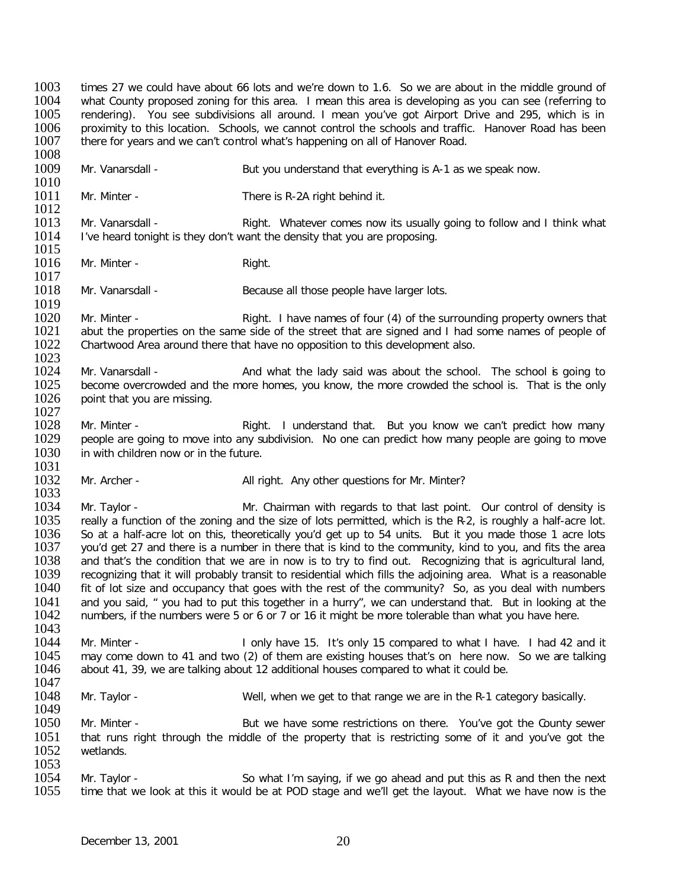times 27 we could have about 66 lots and we're down to 1.6. So we are about in the middle ground of what County proposed zoning for this area. I mean this area is developing as you can see (referring to rendering). You see subdivisions all around. I mean you've got Airport Drive and 295, which is in proximity to this location. Schools, we cannot control the schools and traffic. Hanover Road has been there for years and we can't control what's happening on all of Hanover Road.

Mr. Vanarsdall - But you understand that everything is A-1 as we speak now.

Mr. Minter - There is R-2A right behind it.

Mr. Vanarsdall - Right. Whatever comes now its usually going to follow and I think what I've heard tonight is they don't want the density that you are proposing.

Mr. Minter - Right.

Mr. Vanarsdall - Because all those people have larger lots.

Mr. Minter - Right. I have names of four (4) of the surrounding property owners that abut the properties on the same side of the street that are signed and I had some names of people of Chartwood Area around there that have no opposition to this development also.

Mr. Vanarsdall - And what the lady said was about the school. The school is going to become overcrowded and the more homes, you know, the more crowded the school is. That is the only point that you are missing.

Mr. Minter - Right. I understand that. But you know we can't predict how many people are going to move into any subdivision. No one can predict how many people are going to move in with children now or in the future.

Mr. Archer - All right. Any other questions for Mr. Minter?

Mr. Taylor - Mr. Chairman with regards to that last point. Our control of density is really a function of the zoning and the size of lots permitted, which is the R-2, is roughly a half-acre lot. So at a half-acre lot on this, theoretically you'd get up to 54 units. But it you made those 1 acre lots you'd get 27 and there is a number in there that is kind to the community, kind to you, and fits the area and that's the condition that we are in now is to try to find out. Recognizing that is agricultural land, recognizing that it will probably transit to residential which fills the adjoining area. What is a reasonable fit of lot size and occupancy that goes with the rest of the community? So, as you deal with numbers and you said, " you had to put this together in a hurry", we can understand that. But in looking at the numbers, if the numbers were 5 or 6 or 7 or 16 it might be more tolerable than what you have here.

Mr. Minter - I only have 15. It's only 15 compared to what I have. I had 42 and it may come down to 41 and two (2) of them are existing houses that's on here now. So we are talking about 41, 39, we are talking about 12 additional houses compared to what it could be.

Mr. Taylor - Well, when we get to that range we are in the R-1 category basically.

Mr. Minter - But we have some restrictions on there. You've got the County sewer that runs right through the middle of the property that is restricting some of it and you've got the wetlands.

Mr. Taylor - So what I'm saying, if we go ahead and put this as R and then the next time that we look at this it would be at POD stage and we'll get the layout. What we have now is the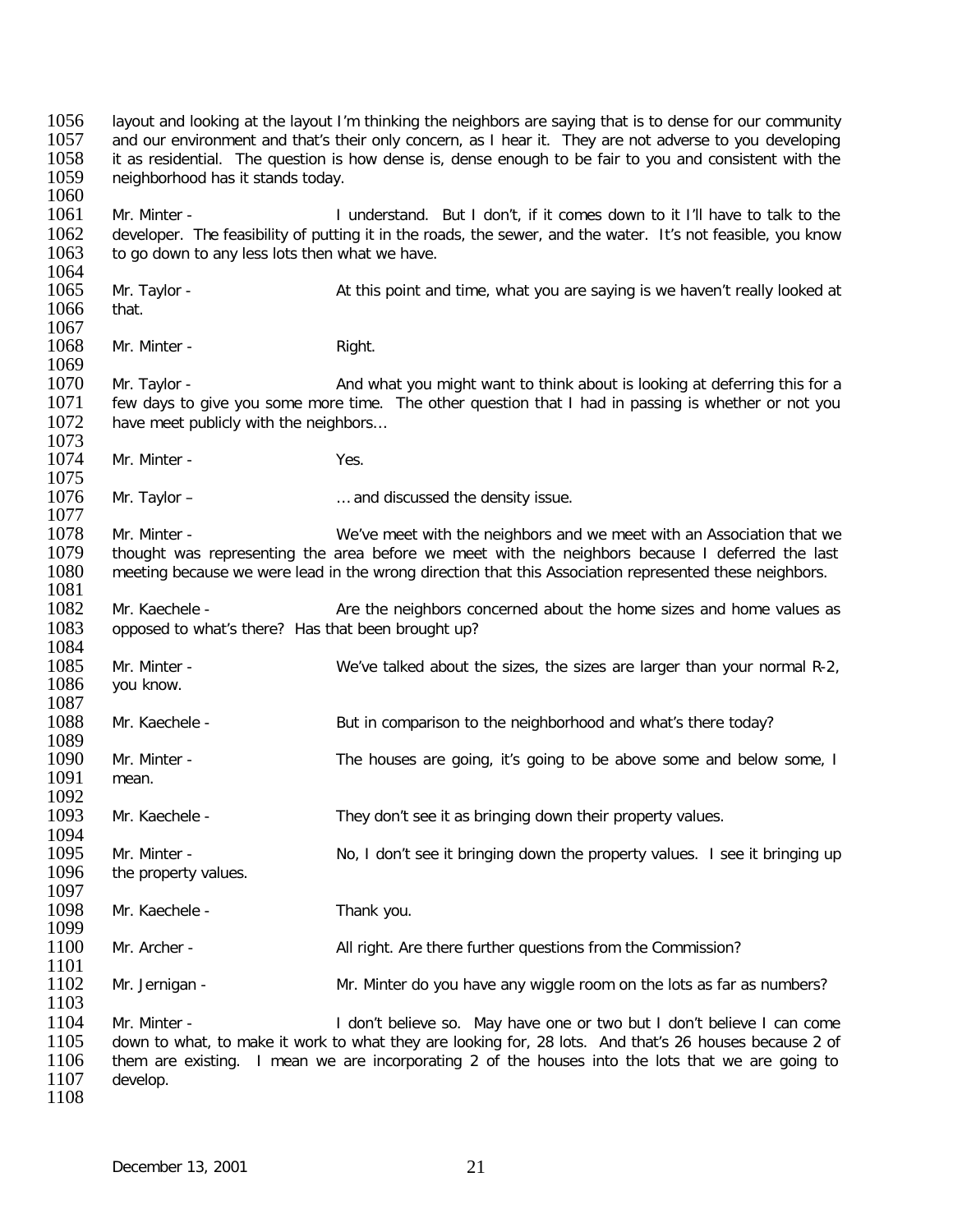layout and looking at the layout I'm thinking the neighbors are saying that is to dense for our community and our environment and that's their only concern, as I hear it. They are not adverse to you developing it as residential. The question is how dense is, dense enough to be fair to you and consistent with the neighborhood has it stands today.

Mr. Minter - I understand. But I don't, if it comes down to it I'll have to talk to the developer. The feasibility of putting it in the roads, the sewer, and the water. It's not feasible, you know to go down to any less lots then what we have.

Mr. Taylor - At this point and time, what you are saying is we haven't really looked at that.

Mr. Minter - Right.

Mr. Taylor - And what you might want to think about is looking at deferring this for a few days to give you some more time. The other question that I had in passing is whether or not you have meet publicly with the neighbors…

Mr. Minter - Yes.

Mr. Taylor – … and discussed the density issue.

Mr. Minter - We've meet with the neighbors and we meet with an Association that we thought was representing the area before we meet with the neighbors because I deferred the last meeting because we were lead in the wrong direction that this Association represented these neighbors.

Mr. Kaechele - Are the neighbors concerned about the home sizes and home values as opposed to what's there? Has that been brought up?

Mr. Minter - We've talked about the sizes, the sizes are larger than your normal R-2, you know.

Mr. Kaechele - But in comparison to the neighborhood and what's there today?

Mr. Minter - The houses are going, it's going to be above some and below some, I mean.

Mr. Kaechele - They don't see it as bringing down their property values.

Mr. Minter - No, I don't see it bringing down the property values. I see it bringing up the property values.

Mr. Kaechele - Thank you.

Mr. Archer - All right. Are there further questions from the Commission?

Mr. Jernigan - Mr. Minter do you have any wiggle room on the lots as far as numbers?

Mr. Minter - I don't believe so. May have one or two but I don't believe I can come down to what, to make it work to what they are looking for, 28 lots. And that's 26 houses because 2 of them are existing. I mean we are incorporating 2 of the houses into the lots that we are going to develop.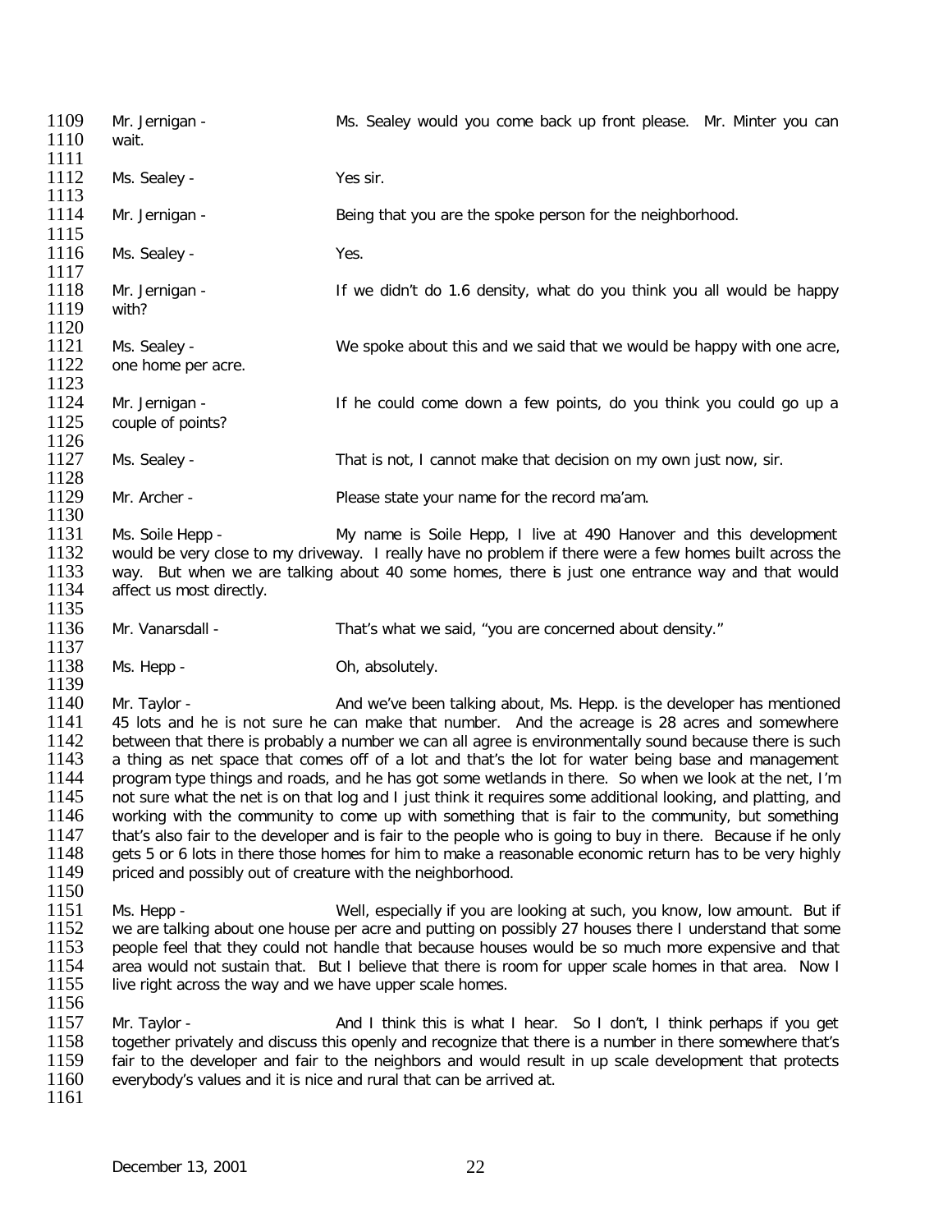Mr. Jernigan - Ms. Sealey would you come back up front please. Mr. Minter you can wait.

Ms. Sealey - Yes sir.

Mr. Jernigan - Being that you are the spoke person for the neighborhood.

Ms. Sealey - Yes.

Mr. Jernigan - If we didn't do 1.6 density, what do you think you all would be happy with?

Ms. Sealey - We spoke about this and we said that we would be happy with one acre, one home per acre.

Mr. Jernigan - If he could come down a few points, do you think you could go up a couple of points?

Ms. Sealey - That is not, I cannot make that decision on my own just now, sir.

Mr. Archer - Please state your name for the record ma'am.

Ms. Soile Hepp - My name is Soile Hepp, I live at 490 Hanover and this development would be very close to my driveway. I really have no problem if there were a few homes built across the way. But when we are talking about 40 some homes, there is just one entrance way and that would affect us most directly.

Mr. Vanarsdall - That's what we said, "you are concerned about density."

Ms. Hepp - Oh, absolutely.

Mr. Taylor - And we've been talking about, Ms. Hepp. is the developer has mentioned 45 lots and he is not sure he can make that number. And the acreage is 28 acres and somewhere between that there is probably a number we can all agree is environmentally sound because there is such a thing as net space that comes off of a lot and that's the lot for water being base and management program type things and roads, and he has got some wetlands in there. So when we look at the net, I'm not sure what the net is on that log and I just think it requires some additional looking, and platting, and working with the community to come up with something that is fair to the community, but something that's also fair to the developer and is fair to the people who is going to buy in there. Because if he only gets 5 or 6 lots in there those homes for him to make a reasonable economic return has to be very highly priced and possibly out of creature with the neighborhood.

Ms. Hepp - Well, especially if you are looking at such, you know, low amount. But if we are talking about one house per acre and putting on possibly 27 houses there I understand that some people feel that they could not handle that because houses would be so much more expensive and that area would not sustain that. But I believe that there is room for upper scale homes in that area. Now I live right across the way and we have upper scale homes.

Mr. Taylor - And I think this is what I hear. So I don't, I think perhaps if you get together privately and discuss this openly and recognize that there is a number in there somewhere that's fair to the developer and fair to the neighbors and would result in up scale development that protects everybody's values and it is nice and rural that can be arrived at.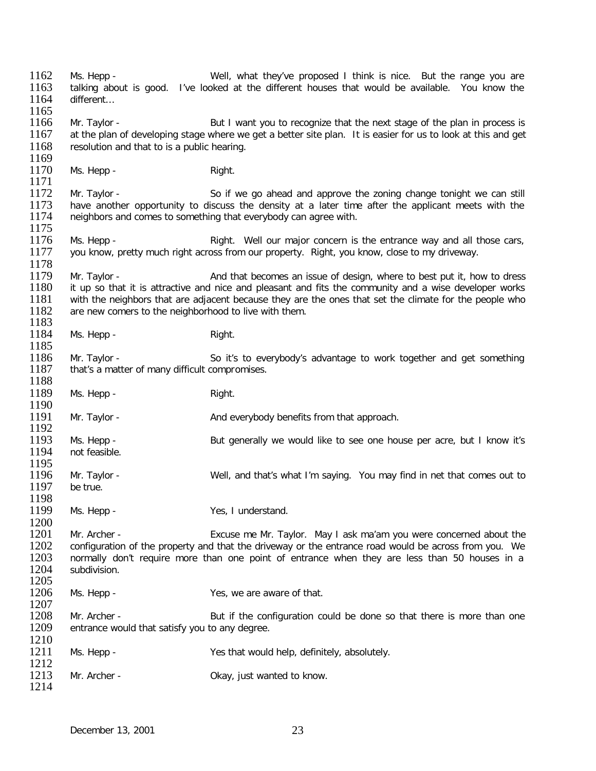Ms. Hepp - Well, what they've proposed I think is nice. But the range you are talking about is good. I've looked at the different houses that would be available. You know the different…

Mr. Taylor - But I want you to recognize that the next stage of the plan in process is at the plan of developing stage where we get a better site plan. It is easier for us to look at this and get resolution and that to is a public hearing.

Ms. Hepp - Right.

Mr. Taylor - So if we go ahead and approve the zoning change tonight we can still have another opportunity to discuss the density at a later time after the applicant meets with the neighbors and comes to something that everybody can agree with.

Ms. Hepp - Right. Well our major concern is the entrance way and all those cars, you know, pretty much right across from our property. Right, you know, close to my driveway.

Mr. Taylor - And that becomes an issue of design, where to best put it, how to dress it up so that it is attractive and nice and pleasant and fits the community and a wise developer works with the neighbors that are adjacent because they are the ones that set the climate for the people who are new comers to the neighborhood to live with them.

Ms. Hepp - Right.

Mr. Taylor - So it's to everybody's advantage to work together and get something that's a matter of many difficult compromises.

Ms. Hepp - Right.

Mr. Taylor - And everybody benefits from that approach.

Ms. Hepp - But generally we would like to see one house per acre, but I know it's not feasible.

Mr. Taylor - Well, and that's what I'm saying. You may find in net that comes out to be true.

Ms. Hepp - Yes, I understand.

Mr. Archer - Excuse me Mr. Taylor. May I ask ma'am you were concerned about the configuration of the property and that the driveway or the entrance road would be across from you. We normally don't require more than one point of entrance when they are less than 50 houses in a subdivision.

Ms. Hepp - Yes, we are aware of that.

Mr. Archer - But if the configuration could be done so that there is more than one entrance would that satisfy you to any degree.

Ms. Hepp - Yes that would help, definitely, absolutely.

Mr. Archer - Okay, just wanted to know.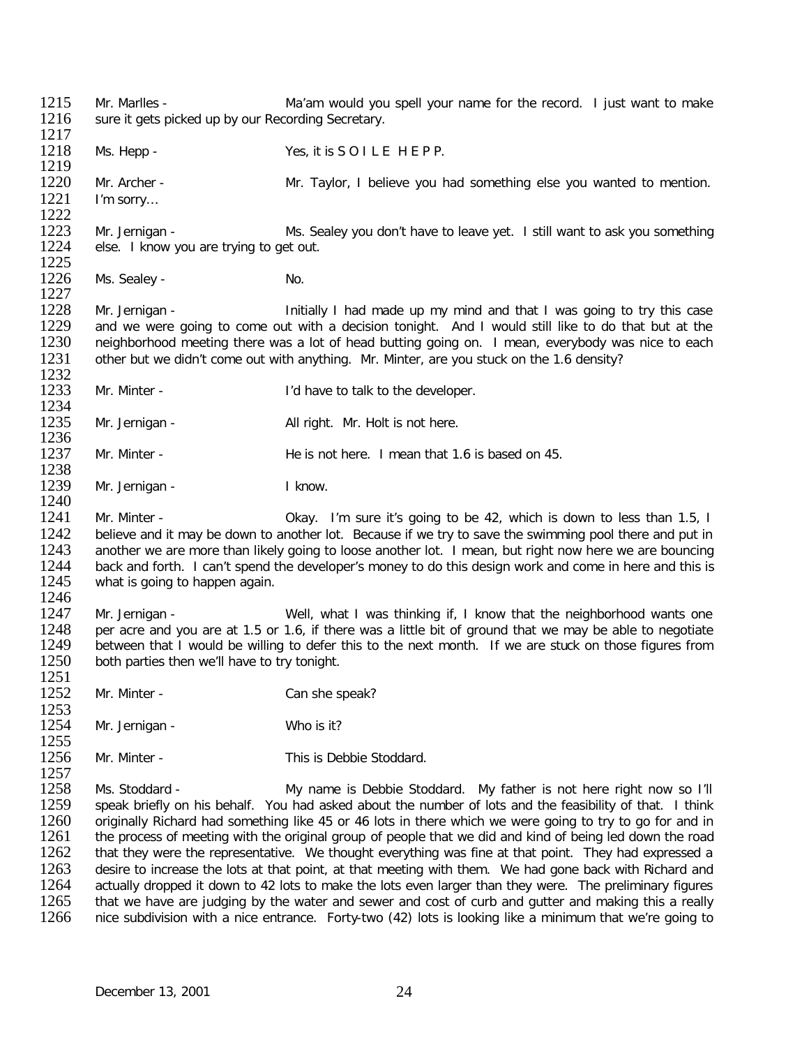1215 Mr. Marlles - Ma'am would you spell your name for the record. I just want to make
1216 sure it gets picked up by our Recording Secretary.
1217
1218 Ms. Hepp - Yes, it is S O I L E H E P P.
1219
1220 Mr. Archer - Mr. Taylor, I believe you had something else you wanted to mention.
1221 I'm sorry…
1222
1223 Mr. Jernigan - Ms. Sealey you don't have to leave yet. I still want to ask you something
1224 else. I know you are trying to get out.
1225
1226 Ms. Sealey - No.
1227
1228 Mr. Jernigan - Initially I had made up my mind and that I was going to try this case
1229 and we were going to come out with a decision tonight. And I would still like to do that but at the
1230 neighborhood meeting there was a lot of head butting going on. I mean, everybody was nice to each
1231 other but we didn't come out with anything. Mr. Minter, are you stuck on the 1.6 density?
1232
1233 Mr. Minter - I'd have to talk to the developer.
1234
1235 Mr. Jernigan - All right. Mr. Holt is not here.
1236
1237 Mr. Minter - He is not here. I mean that 1.6 is based on 45.
1238
1239 Mr. Jernigan - I know.
1240
1241 Mr. Minter - Okay. I'm sure it's going to be 42, which is down to less than 1.5, I
1242 believe and it may be down to another lot. Because if we try to save the swimming pool there and put in
1243 another we are more than likely going to loose another lot. I mean, but right now here we are bouncing
1244 back and forth. I can't spend the developer's money to do this design work and come in here and this is
1245 what is going to happen again.
1246
1247 Mr. Jernigan - Well, what I was thinking if, I know that the neighborhood wants one
1248 per acre and you are at 1.5 or 1.6, if there was a little bit of ground that we may be able to negotiate
1249 between that I would be willing to defer this to the next month. If we are stuck on those figures from
1250 both parties then we'll have to try tonight.
1251
1252 Mr. Minter - Can she speak?
1253
1254 Mr. Jernigan - Who is it?
1255
1256 Mr. Minter - This is Debbie Stoddard.
1257
1258 Ms. Stoddard - My name is Debbie Stoddard. My father is not here right now so I'll
1259 speak briefly on his behalf. You had asked about the number of lots and the feasibility of that. I think
1260 originally Richard had something like 45 or 46 lots in there which we were going to try to go for and in
1261 the process of meeting with the original group of people that we did and kind of being led down the road
1262 that they were the representative. We thought everything was fine at that point. They had expressed a
1263 desire to increase the lots at that point, at that meeting with them. We had gone back with Richard and
1264 actually dropped it down to 42 lots to make the lots even larger than they were. The preliminary figures
1265 that we have are judging by the water and sewer and cost of curb and gutter and making this a really
1266 nice subdivision with a nice entrance. Forty-two (42) lots is looking like a minimum that we're going to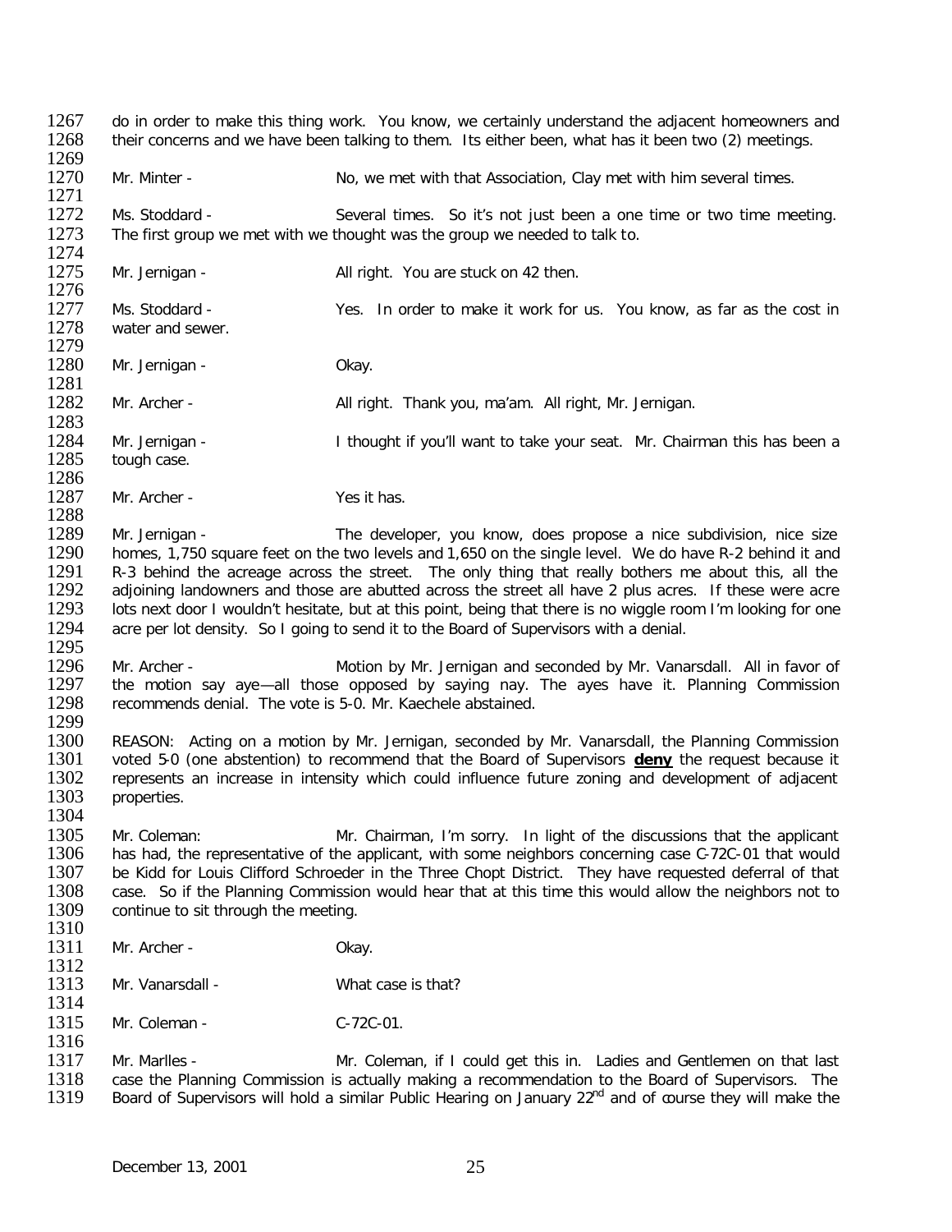do in order to make this thing work. You know, we certainly understand the adjacent homeowners and their concerns and we have been talking to them. Its either been, what has it been two (2) meetings.

Mr. Minter - No, we met with that Association, Clay met with him several times.

Ms. Stoddard - Several times. So it's not just been a one time or two time meeting. The first group we met with we thought was the group we needed to talk to.

Mr. Jernigan - All right. You are stuck on 42 then.

Ms. Stoddard - Yes. In order to make it work for us. You know, as far as the cost in water and sewer.

Mr. Jernigan - Okay.

Mr. Archer - All right. Thank you, ma'am. All right, Mr. Jernigan.

Mr. Jernigan - I thought if you'll want to take your seat. Mr. Chairman this has been a tough case.

Mr. Archer - Yes it has.

Mr. Jernigan - The developer, you know, does propose a nice subdivision, nice size homes, 1,750 square feet on the two levels and 1,650 on the single level. We do have R-2 behind it and R-3 behind the acreage across the street. The only thing that really bothers me about this, all the adjoining landowners and those are abutted across the street all have 2 plus acres. If these were acre lots next door I wouldn't hesitate, but at this point, being that there is no wiggle room I'm looking for one acre per lot density. So I going to send it to the Board of Supervisors with a denial.

Mr. Archer - Motion by Mr. Jernigan and seconded by Mr. Vanarsdall. All in favor of the motion say aye—all those opposed by saying nay. The ayes have it. Planning Commission recommends denial. The vote is 5-0. Mr. Kaechele abstained.

REASON: Acting on a motion by Mr. Jernigan, seconded by Mr. Vanarsdall, the Planning Commission voted 5-0 (one abstention) to recommend that the Board of Supervisors **deny** the request because it represents an increase in intensity which could influence future zoning and development of adjacent properties.

Mr. Coleman: Mr. Chairman, I'm sorry. In light of the discussions that the applicant has had, the representative of the applicant, with some neighbors concerning case C-72C-01 that would be Kidd for Louis Clifford Schroeder in the Three Chopt District. They have requested deferral of that case. So if the Planning Commission would hear that at this time this would allow the neighbors not to continue to sit through the meeting.

Mr. Archer - Okay.

Mr. Vanarsdall - What case is that?

Mr. Coleman - C-72C-01.

Mr. Marlles - Mr. Coleman, if I could get this in. Ladies and Gentlemen on that last case the Planning Commission is actually making a recommendation to the Board of Supervisors. The Board of Supervisors will hold a similar Public Hearing on January 22nd and of course they will make the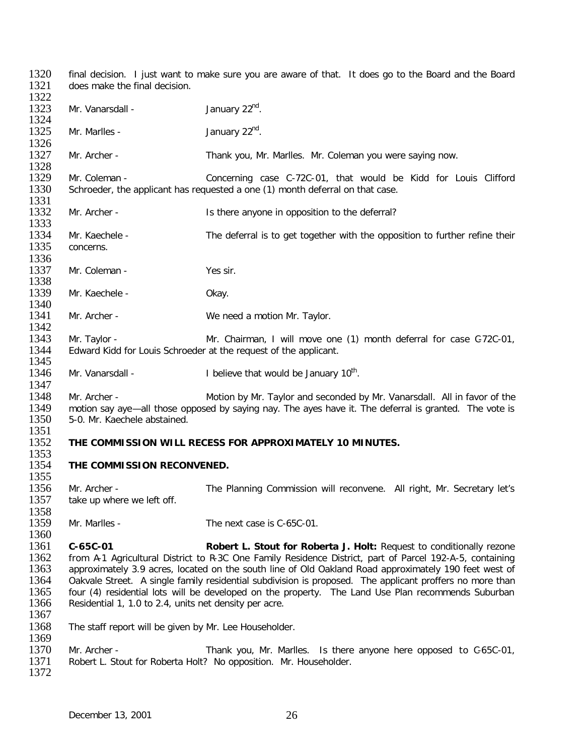final decision. I just want to make sure you are aware of that. It does go to the Board and the Board does make the final decision.

Mr. Vanarsdall - January 22nd.

Mr. Marlles - January 22nd.

Mr. Archer - Thank you, Mr. Marlles. Mr. Coleman you were saying now.

Mr. Coleman - Concerning case C-72C-01, that would be Kidd for Louis Clifford Schroeder, the applicant has requested a one (1) month deferral on that case.

Mr. Archer - Is there anyone in opposition to the deferral?

Mr. Kaechele - The deferral is to get together with the opposition to further refine their concerns.

Mr. Coleman - Yes sir.

Mr. Kaechele - Okay.

Mr. Archer - We need a motion Mr. Taylor.

Mr. Taylor - Mr. Chairman, I will move one (1) month deferral for case C-72C-01, Edward Kidd for Louis Schroeder at the request of the applicant.

Mr. Vanarsdall - I believe that would be January 10th.

Mr. Archer - Motion by Mr. Taylor and seconded by Mr. Vanarsdall. All in favor of the motion say aye—all those opposed by saying nay. The ayes have it. The deferral is granted. The vote is 5-0. Mr. Kaechele abstained.

**THE COMMISSION WILL RECESS FOR APPROXIMATELY 10 MINUTES.**

**THE COMMISSION RECONVENED.**

Mr. Archer - The Planning Commission will reconvene. All right, Mr. Secretary let's take up where we left off.

Mr. Marlles - The next case is C-65C-01.

**C-65C-01** **Robert L. Stout for Roberta J. Holt:** Request to conditionally rezone from A-1 Agricultural District to R-3C One Family Residence District, part of Parcel 192-A-5, containing approximately 3.9 acres, located on the south line of Old Oakland Road approximately 190 feet west of Oakvale Street. A single family residential subdivision is proposed. The applicant proffers no more than four (4) residential lots will be developed on the property. The Land Use Plan recommends Suburban Residential 1, 1.0 to 2.4, units net density per acre.

The staff report will be given by Mr. Lee Householder.

Mr. Archer - Thank you, Mr. Marlles. Is there anyone here opposed to C-65C-01, Robert L. Stout for Roberta Holt? No opposition. Mr. Householder.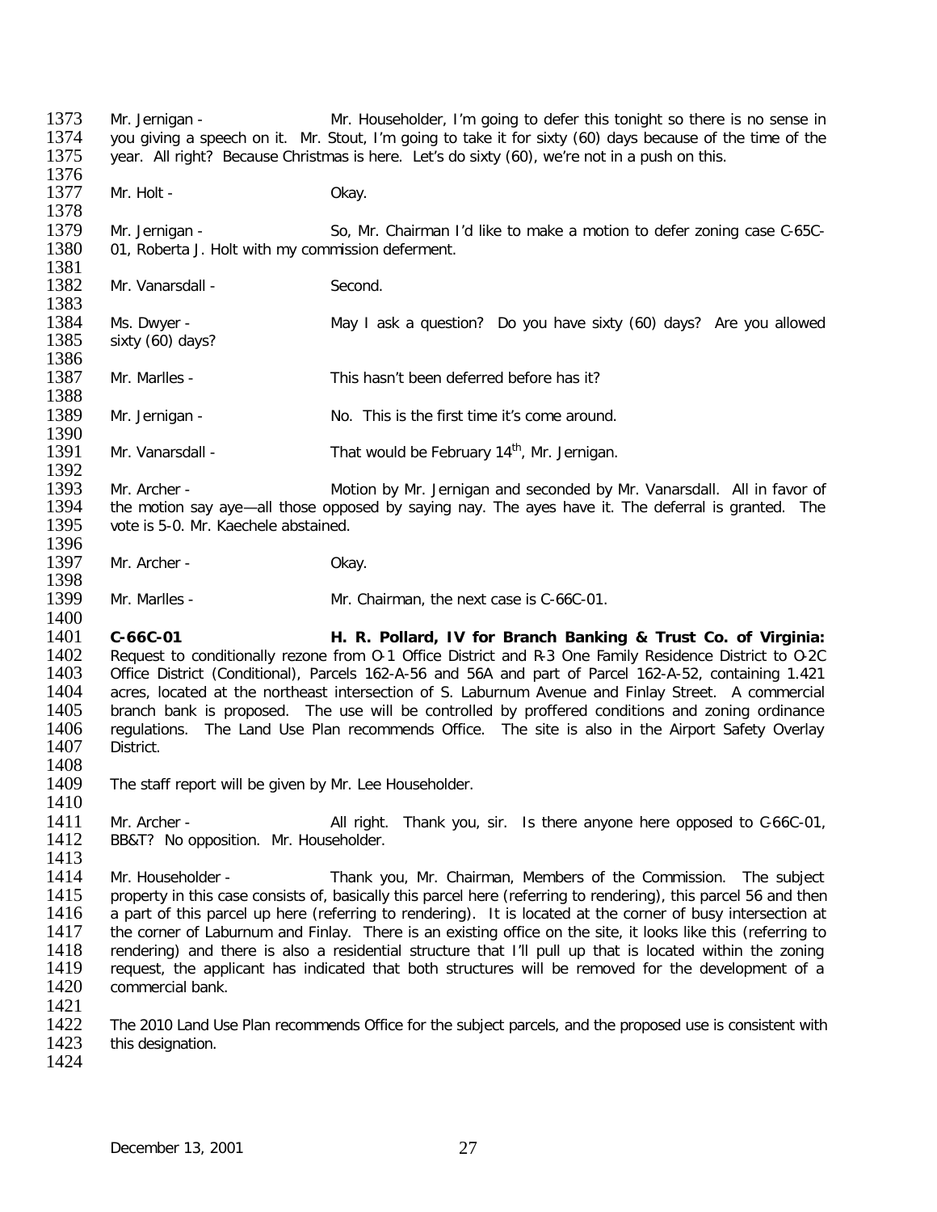Mr. Jernigan - Mr. Householder, I'm going to defer this tonight so there is no sense in you giving a speech on it. Mr. Stout, I'm going to take it for sixty (60) days because of the time of the year. All right? Because Christmas is here. Let's do sixty (60), we're not in a push on this.

Mr. Holt - Okay.

Mr. Jernigan - So, Mr. Chairman I'd like to make a motion to defer zoning case C-65C-01, Roberta J. Holt with my commission deferment.

Mr. Vanarsdall - Second.

Ms. Dwyer - May I ask a question? Do you have sixty (60) days? Are you allowed sixty (60) days?

Mr. Marlles - This hasn't been deferred before has it?

Mr. Jernigan - No. This is the first time it's come around.

Mr. Vanarsdall - That would be February 14th, Mr. Jernigan.

Mr. Archer - Motion by Mr. Jernigan and seconded by Mr. Vanarsdall. All in favor of the motion say aye—all those opposed by saying nay. The ayes have it. The deferral is granted. The vote is 5-0. Mr. Kaechele abstained.

Mr. Archer - Okay.

Mr. Marlles - Mr. Chairman, the next case is C-66C-01.

**C-66C-01 H. R. Pollard, IV for Branch Banking & Trust Co. of Virginia:** Request to conditionally rezone from O-1 Office District and R-3 One Family Residence District to O-2C Office District (Conditional), Parcels 162-A-56 and 56A and part of Parcel 162-A-52, containing 1.421 acres, located at the northeast intersection of S. Laburnum Avenue and Finlay Street. A commercial branch bank is proposed. The use will be controlled by proffered conditions and zoning ordinance regulations. The Land Use Plan recommends Office. The site is also in the Airport Safety Overlay District.

The staff report will be given by Mr. Lee Householder.

Mr. Archer - All right. Thank you, sir. Is there anyone here opposed to C-66C-01, BB&T? No opposition. Mr. Householder.

Mr. Householder - Thank you, Mr. Chairman, Members of the Commission. The subject property in this case consists of, basically this parcel here (referring to rendering), this parcel 56 and then a part of this parcel up here (referring to rendering). It is located at the corner of busy intersection at the corner of Laburnum and Finlay. There is an existing office on the site, it looks like this (referring to rendering) and there is also a residential structure that I'll pull up that is located within the zoning request, the applicant has indicated that both structures will be removed for the development of a commercial bank.

The 2010 Land Use Plan recommends Office for the subject parcels, and the proposed use is consistent with this designation.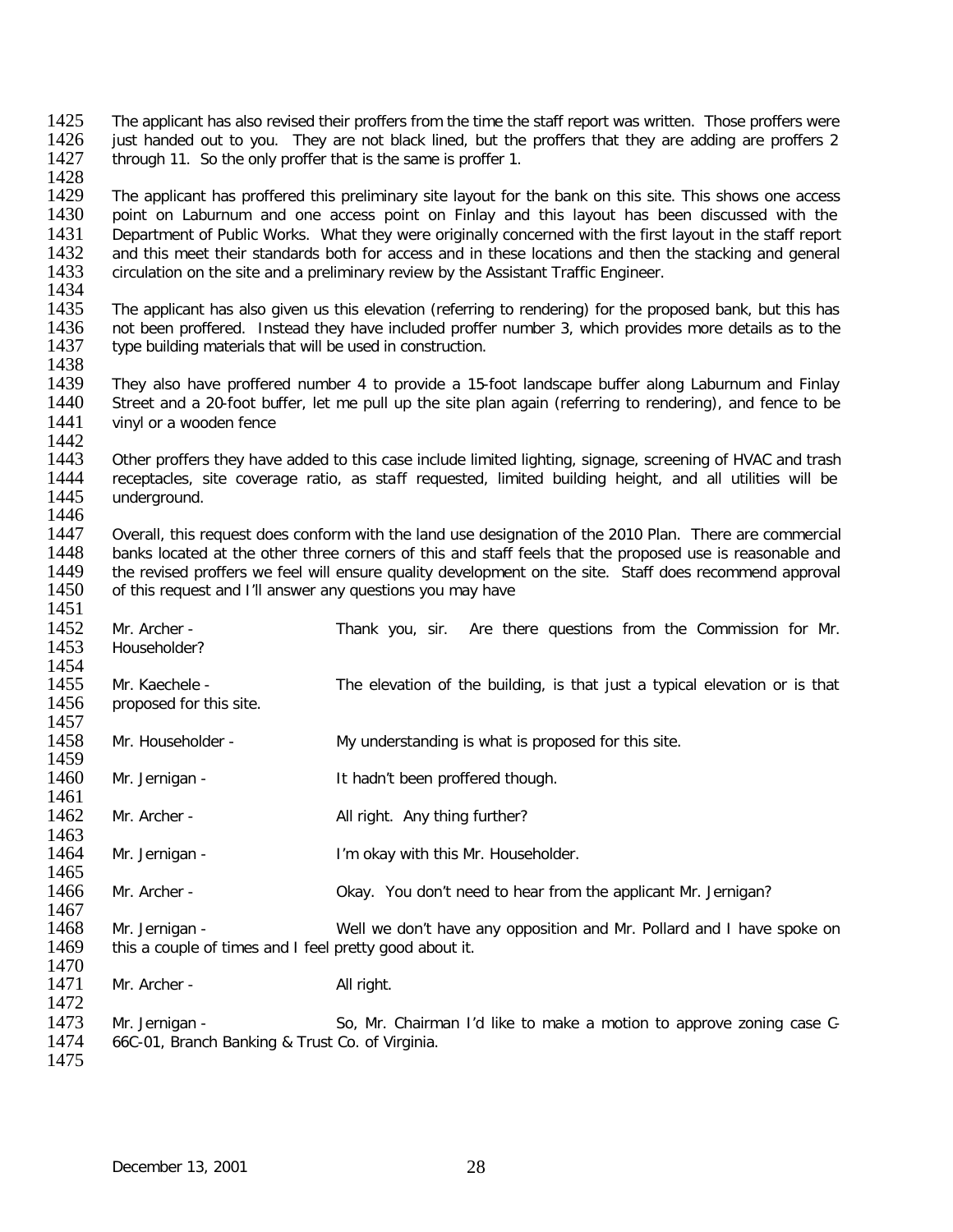The applicant has also revised their proffers from the time the staff report was written. Those proffers were just handed out to you. They are not black lined, but the proffers that they are adding are proffers 2 through 11. So the only proffer that is the same is proffer 1.

The applicant has proffered this preliminary site layout for the bank on this site. This shows one access point on Laburnum and one access point on Finlay and this layout has been discussed with the Department of Public Works. What they were originally concerned with the first layout in the staff report and this meet their standards both for access and in these locations and then the stacking and general circulation on the site and a preliminary review by the Assistant Traffic Engineer.

The applicant has also given us this elevation (referring to rendering) for the proposed bank, but this has not been proffered. Instead they have included proffer number 3, which provides more details as to the type building materials that will be used in construction.

They also have proffered number 4 to provide a 15-foot landscape buffer along Laburnum and Finlay Street and a 20-foot buffer, let me pull up the site plan again (referring to rendering), and fence to be vinyl or a wooden fence

Other proffers they have added to this case include limited lighting, signage, screening of HVAC and trash receptacles, site coverage ratio, as staff requested, limited building height, and all utilities will be underground.

Overall, this request does conform with the land use designation of the 2010 Plan. There are commercial banks located at the other three corners of this and staff feels that the proposed use is reasonable and the revised proffers we feel will ensure quality development on the site. Staff does recommend approval of this request and I'll answer any questions you may have

Mr. Archer - Thank you, sir. Are there questions from the Commission for Mr. Householder?

Mr. Kaechele - The elevation of the building, is that just a typical elevation or is that proposed for this site.

Mr. Householder - My understanding is what is proposed for this site.

Mr. Jernigan - It hadn't been proffered though.

Mr. Archer - All right. Any thing further?

Mr. Jernigan - I'm okay with this Mr. Householder.

Mr. Archer - Okay. You don't need to hear from the applicant Mr. Jernigan?

Mr. Jernigan - Well we don't have any opposition and Mr. Pollard and I have spoke on this a couple of times and I feel pretty good about it.

Mr. Archer - All right.

Mr. Jernigan - So, Mr. Chairman I'd like to make a motion to approve zoning case C-66C-01, Branch Banking & Trust Co. of Virginia.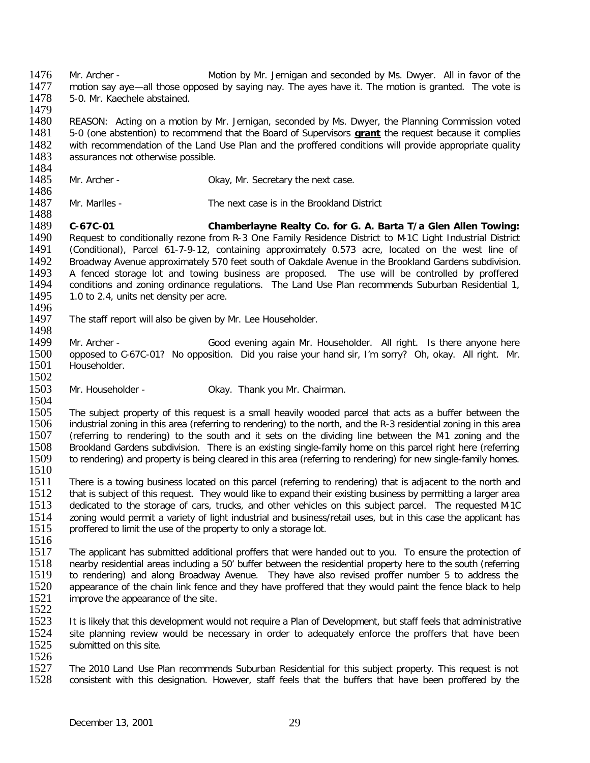Mr. Archer - Motion by Mr. Jernigan and seconded by Ms. Dwyer. All in favor of the motion say aye—all those opposed by saying nay. The ayes have it. The motion is granted. The vote is 5-0. Mr. Kaechele abstained.

REASON: Acting on a motion by Mr. Jernigan, seconded by Ms. Dwyer, the Planning Commission voted 5-0 (one abstention) to recommend that the Board of Supervisors **grant** the request because it complies with recommendation of the Land Use Plan and the proffered conditions will provide appropriate quality assurances not otherwise possible.

Mr. Archer - Okay, Mr. Secretary the next case.

Mr. Marlles - The next case is in the Brookland District

**C-67C-01 Chamberlayne Realty Co. for G. A. Barta T/a Glen Allen Towing:** Request to conditionally rezone from R-3 One Family Residence District to M-1C Light Industrial District (Conditional), Parcel 61-7-9-12, containing approximately 0.573 acre, located on the west line of Broadway Avenue approximately 570 feet south of Oakdale Avenue in the Brookland Gardens subdivision. A fenced storage lot and towing business are proposed. The use will be controlled by proffered conditions and zoning ordinance regulations. The Land Use Plan recommends Suburban Residential 1, 1.0 to 2.4, units net density per acre.

The staff report will also be given by Mr. Lee Householder.

Mr. Archer - Good evening again Mr. Householder. All right. Is there anyone here opposed to C-67C-01? No opposition. Did you raise your hand sir, I'm sorry? Oh, okay. All right. Mr. Householder.

Mr. Householder - Okay. Thank you Mr. Chairman.

The subject property of this request is a small heavily wooded parcel that acts as a buffer between the industrial zoning in this area (referring to rendering) to the north, and the R-3 residential zoning in this area (referring to rendering) to the south and it sets on the dividing line between the M-1 zoning and the Brookland Gardens subdivision. There is an existing single-family home on this parcel right here (referring to rendering) and property is being cleared in this area (referring to rendering) for new single-family homes.

There is a towing business located on this parcel (referring to rendering) that is adjacent to the north and that is subject of this request. They would like to expand their existing business by permitting a larger area dedicated to the storage of cars, trucks, and other vehicles on this subject parcel. The requested M-1C zoning would permit a variety of light industrial and business/retail uses, but in this case the applicant has proffered to limit the use of the property to only a storage lot.

The applicant has submitted additional proffers that were handed out to you. To ensure the protection of nearby residential areas including a 50' buffer between the residential property here to the south (referring to rendering) and along Broadway Avenue. They have also revised proffer number 5 to address the appearance of the chain link fence and they have proffered that they would paint the fence black to help improve the appearance of the site.

It is likely that this development would not require a Plan of Development, but staff feels that administrative site planning review would be necessary in order to adequately enforce the proffers that have been submitted on this site.

The 2010 Land Use Plan recommends Suburban Residential for this subject property. This request is not consistent with this designation. However, staff feels that the buffers that have been proffered by the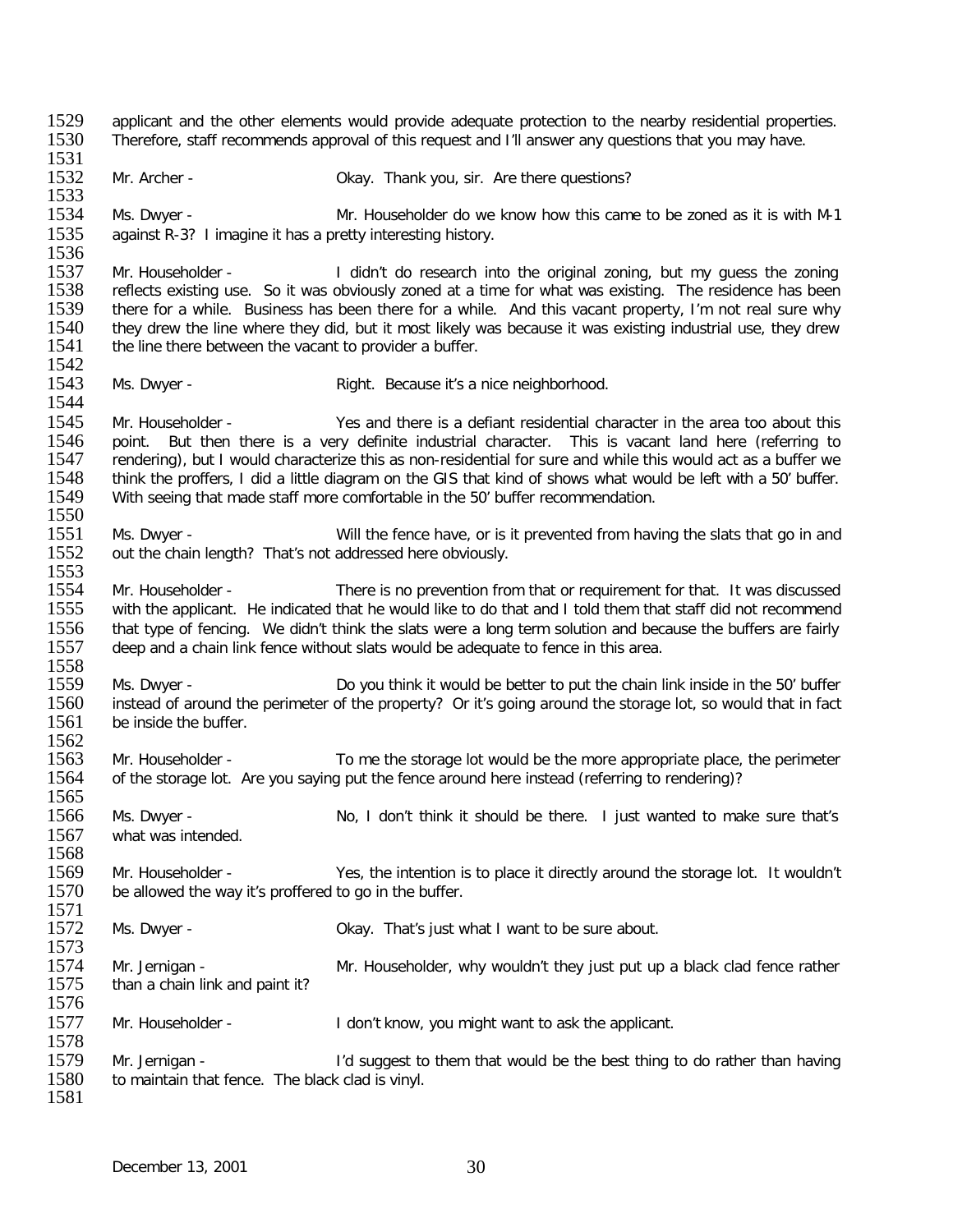applicant and the other elements would provide adequate protection to the nearby residential properties. Therefore, staff recommends approval of this request and I'll answer any questions that you may have.

Mr. Archer - Okay. Thank you, sir. Are there questions?

Ms. Dwyer - Mr. Householder do we know how this came to be zoned as it is with M-1 against R-3? I imagine it has a pretty interesting history.

Mr. Householder - I didn't do research into the original zoning, but my guess the zoning reflects existing use. So it was obviously zoned at a time for what was existing. The residence has been there for a while. Business has been there for a while. And this vacant property, I'm not real sure why they drew the line where they did, but it most likely was because it was existing industrial use, they drew the line there between the vacant to provider a buffer.

Ms. Dwyer - Right. Because it's a nice neighborhood.

Mr. Householder - Yes and there is a defiant residential character in the area too about this point. But then there is a very definite industrial character. This is vacant land here (referring to rendering), but I would characterize this as non-residential for sure and while this would act as a buffer we think the proffers, I did a little diagram on the GIS that kind of shows what would be left with a 50' buffer. With seeing that made staff more comfortable in the 50' buffer recommendation.

Ms. Dwyer - Will the fence have, or is it prevented from having the slats that go in and out the chain length? That's not addressed here obviously.

Mr. Householder - There is no prevention from that or requirement for that. It was discussed with the applicant. He indicated that he would like to do that and I told them that staff did not recommend that type of fencing. We didn't think the slats were a long term solution and because the buffers are fairly deep and a chain link fence without slats would be adequate to fence in this area.

Ms. Dwyer - Do you think it would be better to put the chain link inside in the 50' buffer instead of around the perimeter of the property? Or it's going around the storage lot, so would that in fact be inside the buffer.

Mr. Householder - To me the storage lot would be the more appropriate place, the perimeter of the storage lot. Are you saying put the fence around here instead (referring to rendering)?

Ms. Dwyer - No, I don't think it should be there. I just wanted to make sure that's what was intended.

Mr. Householder - Yes, the intention is to place it directly around the storage lot. It wouldn't be allowed the way it's proffered to go in the buffer.

Ms. Dwyer - Okay. That's just what I want to be sure about.

Mr. Jernigan - Mr. Householder, why wouldn't they just put up a black clad fence rather than a chain link and paint it?

Mr. Householder - I don't know, you might want to ask the applicant.

Mr. Jernigan - I'd suggest to them that would be the best thing to do rather than having to maintain that fence. The black clad is vinyl.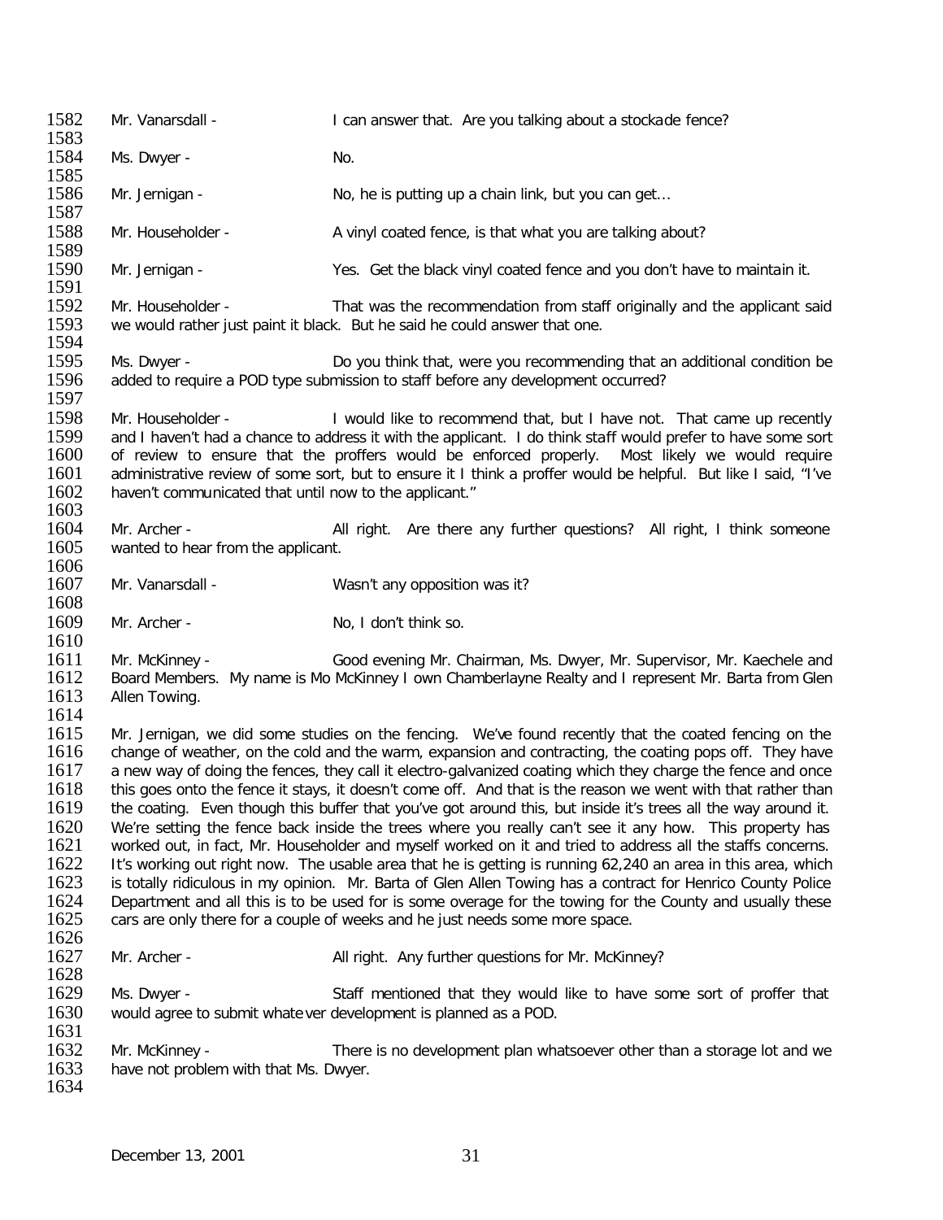Mr. Vanarsdall - I can answer that. Are you talking about a stockade fence?

Ms. Dwyer - No.

Mr. Jernigan - No, he is putting up a chain link, but you can get…

Mr. Householder - A vinyl coated fence, is that what you are talking about?

Mr. Jernigan - Yes. Get the black vinyl coated fence and you don't have to maintain it.

Mr. Householder - That was the recommendation from staff originally and the applicant said we would rather just paint it black. But he said he could answer that one.

Ms. Dwyer - Do you think that, were you recommending that an additional condition be added to require a POD type submission to staff before any development occurred?

Mr. Householder - I would like to recommend that, but I have not. That came up recently and I haven't had a chance to address it with the applicant. I do think staff would prefer to have some sort of review to ensure that the proffers would be enforced properly. Most likely we would require administrative review of some sort, but to ensure it I think a proffer would be helpful. But like I said, "I've haven't communicated that until now to the applicant."

Mr. Archer - All right. Are there any further questions? All right, I think someone wanted to hear from the applicant.

Mr. Vanarsdall - Wasn't any opposition was it?

Mr. Archer - No, I don't think so.

Mr. McKinney - Good evening Mr. Chairman, Ms. Dwyer, Mr. Supervisor, Mr. Kaechele and Board Members. My name is Mo McKinney I own Chamberlayne Realty and I represent Mr. Barta from Glen Allen Towing.

Mr. Jernigan, we did some studies on the fencing. We've found recently that the coated fencing on the change of weather, on the cold and the warm, expansion and contracting, the coating pops off. They have a new way of doing the fences, they call it electro-galvanized coating which they charge the fence and once this goes onto the fence it stays, it doesn't come off. And that is the reason we went with that rather than the coating. Even though this buffer that you've got around this, but inside it's trees all the way around it. We're setting the fence back inside the trees where you really can't see it any how. This property has worked out, in fact, Mr. Householder and myself worked on it and tried to address all the staffs concerns. It's working out right now. The usable area that he is getting is running 62,240 an area in this area, which is totally ridiculous in my opinion. Mr. Barta of Glen Allen Towing has a contract for Henrico County Police Department and all this is to be used for is some overage for the towing for the County and usually these cars are only there for a couple of weeks and he just needs some more space.

Mr. Archer - All right. Any further questions for Mr. McKinney?

Ms. Dwyer - Staff mentioned that they would like to have some sort of proffer that would agree to submit whatever development is planned as a POD.

Mr. McKinney - There is no development plan whatsoever other than a storage lot and we have not problem with that Ms. Dwyer.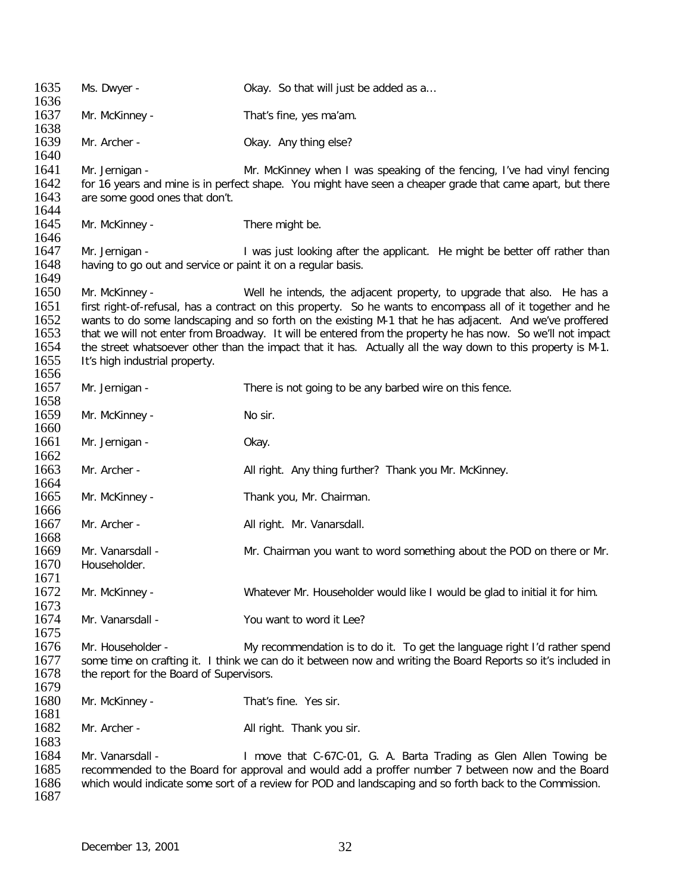1635 Ms. Dwyer - Okay. So that will just be added as a…

1637 Mr. McKinney - That's fine, yes ma'am.

1639 Mr. Archer - Okay. Any thing else?

1641 Mr. Jernigan - Mr. McKinney when I was speaking of the fencing, I've had vinyl fencing
1642 for 16 years and mine is in perfect shape. You might have seen a cheaper grade that came apart, but there
1643 are some good ones that don't.

1645 Mr. McKinney - There might be.

1647 Mr. Jernigan - I was just looking after the applicant. He might be better off rather than
1648 having to go out and service or paint it on a regular basis.

1650 Mr. McKinney - Well he intends, the adjacent property, to upgrade that also. He has a
1651 first right-of-refusal, has a contract on this property. So he wants to encompass all of it together and he
1652 wants to do some landscaping and so forth on the existing M-1 that he has adjacent. And we've proffered
1653 that we will not enter from Broadway. It will be entered from the property he has now. So we'll not impact
1654 the street whatsoever other than the impact that it has. Actually all the way down to this property is M-1.
1655 It's high industrial property.

1657 Mr. Jernigan - There is not going to be any barbed wire on this fence.

1659 Mr. McKinney - No sir.

1661 Mr. Jernigan - Okay.

1663 Mr. Archer - All right. Any thing further? Thank you Mr. McKinney.

1665 Mr. McKinney - Thank you, Mr. Chairman.

1667 Mr. Archer - All right. Mr. Vanarsdall.

1669 Mr. Vanarsdall - Mr. Chairman you want to word something about the POD on there or Mr.
1670 Householder.

1672 Mr. McKinney - Whatever Mr. Householder would like I would be glad to initial it for him.

1674 Mr. Vanarsdall - You want to word it Lee?

1676 Mr. Householder - My recommendation is to do it. To get the language right I'd rather spend
1677 some time on crafting it. I think we can do it between now and writing the Board Reports so it's included in
1678 the report for the Board of Supervisors.

1680 Mr. McKinney - That's fine. Yes sir.

1682 Mr. Archer - All right. Thank you sir.

1684 Mr. Vanarsdall - I move that C-67C-01, G. A. Barta Trading as Glen Allen Towing be
1685 recommended to the Board for approval and would add a proffer number 7 between now and the Board
1686 which would indicate some sort of a review for POD and landscaping and so forth back to the Commission.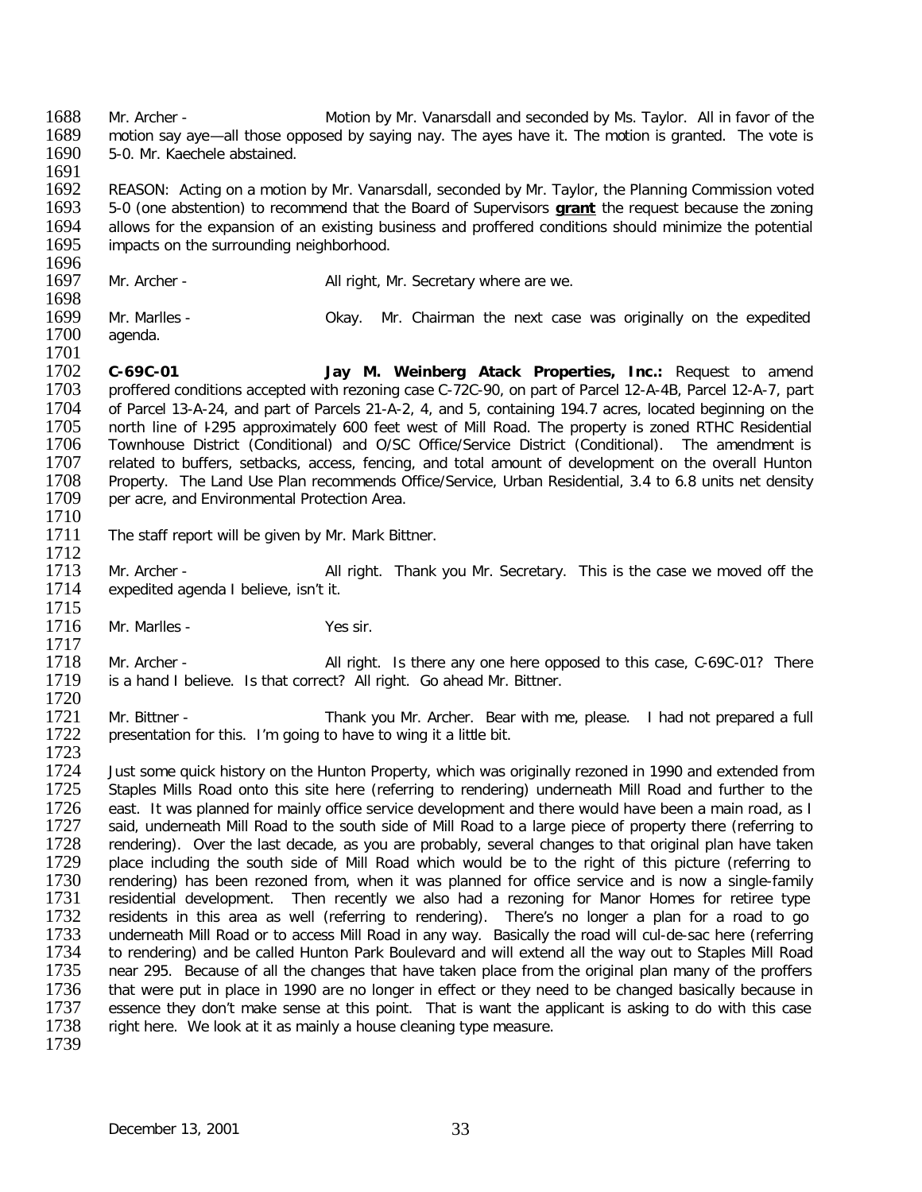Mr. Archer - Motion by Mr. Vanarsdall and seconded by Ms. Taylor. All in favor of the motion say aye—all those opposed by saying nay. The ayes have it. The motion is granted. The vote is 5-0. Mr. Kaechele abstained.

REASON: Acting on a motion by Mr. Vanarsdall, seconded by Mr. Taylor, the Planning Commission voted 5-0 (one abstention) to recommend that the Board of Supervisors **grant** the request because the zoning allows for the expansion of an existing business and proffered conditions should minimize the potential impacts on the surrounding neighborhood.

Mr. Archer - All right, Mr. Secretary where are we.

Mr. Marlles - Okay. Mr. Chairman the next case was originally on the expedited agenda.

**C-69C-01 Jay M. Weinberg Atack Properties, Inc.:** Request to amend proffered conditions accepted with rezoning case C-72C-90, on part of Parcel 12-A-4B, Parcel 12-A-7, part of Parcel 13-A-24, and part of Parcels 21-A-2, 4, and 5, containing 194.7 acres, located beginning on the north line of I-295 approximately 600 feet west of Mill Road. The property is zoned RTHC Residential Townhouse District (Conditional) and O/SC Office/Service District (Conditional). The amendment is related to buffers, setbacks, access, fencing, and total amount of development on the overall Hunton Property. The Land Use Plan recommends Office/Service, Urban Residential, 3.4 to 6.8 units net density per acre, and Environmental Protection Area.

The staff report will be given by Mr. Mark Bittner.

Mr. Archer - All right. Thank you Mr. Secretary. This is the case we moved off the expedited agenda I believe, isn't it.

Mr. Marlles - Yes sir.

Mr. Archer - All right. Is there any one here opposed to this case, C-69C-01? There is a hand I believe. Is that correct? All right. Go ahead Mr. Bittner.

Mr. Bittner - Thank you Mr. Archer. Bear with me, please. I had not prepared a full presentation for this. I'm going to have to wing it a little bit.

Just some quick history on the Hunton Property, which was originally rezoned in 1990 and extended from Staples Mills Road onto this site here (referring to rendering) underneath Mill Road and further to the east. It was planned for mainly office service development and there would have been a main road, as I said, underneath Mill Road to the south side of Mill Road to a large piece of property there (referring to rendering). Over the last decade, as you are probably, several changes to that original plan have taken place including the south side of Mill Road which would be to the right of this picture (referring to rendering) has been rezoned from, when it was planned for office service and is now a single-family residential development. Then recently we also had a rezoning for Manor Homes for retiree type residents in this area as well (referring to rendering). There's no longer a plan for a road to go underneath Mill Road or to access Mill Road in any way. Basically the road will cul-de-sac here (referring to rendering) and be called Hunton Park Boulevard and will extend all the way out to Staples Mill Road near 295. Because of all the changes that have taken place from the original plan many of the proffers that were put in place in 1990 are no longer in effect or they need to be changed basically because in essence they don't make sense at this point. That is want the applicant is asking to do with this case right here. We look at it as mainly a house cleaning type measure.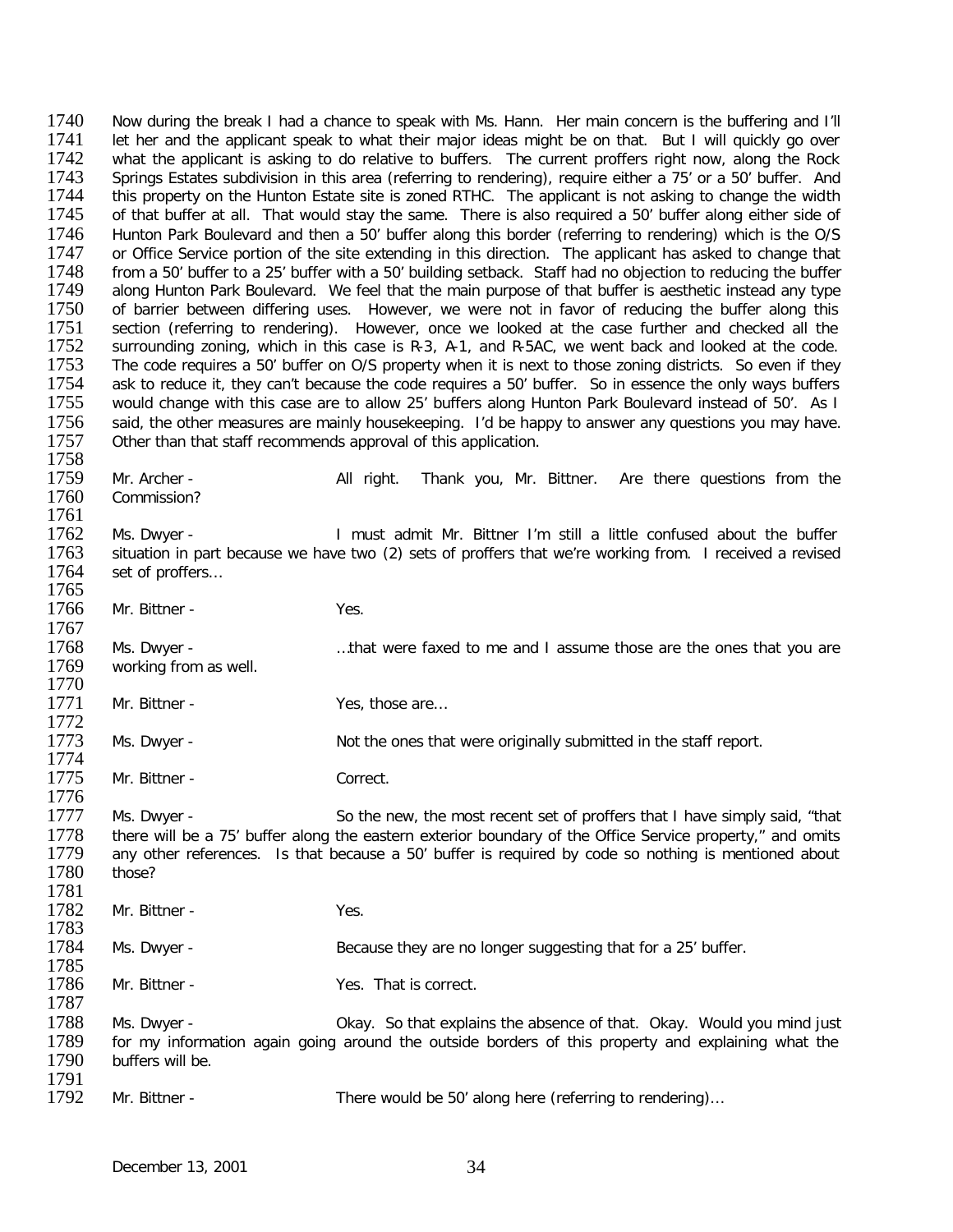Now during the break I had a chance to speak with Ms. Hann. Her main concern is the buffering and I'll let her and the applicant speak to what their major ideas might be on that. But I will quickly go over what the applicant is asking to do relative to buffers. The current proffers right now, along the Rock Springs Estates subdivision in this area (referring to rendering), require either a 75' or a 50' buffer. And this property on the Hunton Estate site is zoned RTHC. The applicant is not asking to change the width of that buffer at all. That would stay the same. There is also required a 50' buffer along either side of Hunton Park Boulevard and then a 50' buffer along this border (referring to rendering) which is the O/S or Office Service portion of the site extending in this direction. The applicant has asked to change that from a 50' buffer to a 25' buffer with a 50' building setback. Staff had no objection to reducing the buffer along Hunton Park Boulevard. We feel that the main purpose of that buffer is aesthetic instead any type of barrier between differing uses. However, we were not in favor of reducing the buffer along this section (referring to rendering). However, once we looked at the case further and checked all the surrounding zoning, which in this case is R-3, A-1, and R-5AC, we went back and looked at the code. The code requires a 50' buffer on O/S property when it is next to those zoning districts. So even if they ask to reduce it, they can't because the code requires a 50' buffer. So in essence the only ways buffers would change with this case are to allow 25' buffers along Hunton Park Boulevard instead of 50'. As I said, the other measures are mainly housekeeping. I'd be happy to answer any questions you may have. Other than that staff recommends approval of this application.

Mr. Archer - All right. Thank you, Mr. Bittner. Are there questions from the Commission?

Ms. Dwyer - I must admit Mr. Bittner I'm still a little confused about the buffer situation in part because we have two (2) sets of proffers that we're working from. I received a revised set of proffers…

Mr. Bittner - Yes.

Ms. Dwyer - …that were faxed to me and I assume those are the ones that you are working from as well.

Mr. Bittner - Yes, those are…

Ms. Dwyer - Not the ones that were originally submitted in the staff report.

Mr. Bittner - Correct.

Ms. Dwyer - So the new, the most recent set of proffers that I have simply said, "that there will be a 75' buffer along the eastern exterior boundary of the Office Service property," and omits any other references. Is that because a 50' buffer is required by code so nothing is mentioned about those?

Mr. Bittner - Yes.

Ms. Dwyer - Because they are no longer suggesting that for a 25' buffer.

Mr. Bittner - Yes. That is correct.

Ms. Dwyer - Okay. So that explains the absence of that. Okay. Would you mind just for my information again going around the outside borders of this property and explaining what the buffers will be.

Mr. Bittner - There would be 50' along here (referring to rendering)…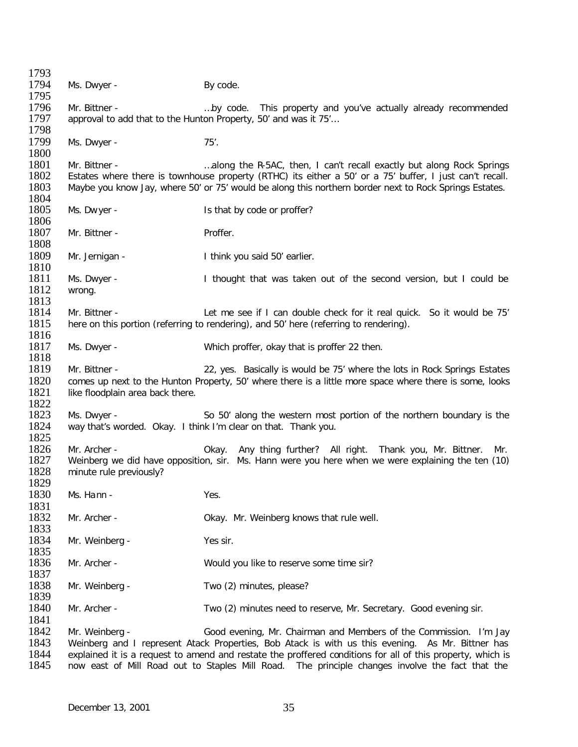Ms. Dwyer - By code.

Mr. Bittner - …by code. This property and you've actually already recommended approval to add that to the Hunton Property, 50' and was it 75'…

Ms. Dwyer - 75'.

Mr. Bittner - …along the R-5AC, then, I can't recall exactly but along Rock Springs Estates where there is townhouse property (RTHC) its either a 50' or a 75' buffer, I just can't recall. Maybe you know Jay, where 50' or 75' would be along this northern border next to Rock Springs Estates.

Ms. Dwyer - Is that by code or proffer?

Mr. Bittner - Proffer.

Mr. Jernigan - I think you said 50' earlier.

Ms. Dwyer - I thought that was taken out of the second version, but I could be wrong.

Mr. Bittner - Let me see if I can double check for it real quick. So it would be 75' here on this portion (referring to rendering), and 50' here (referring to rendering).

Ms. Dwyer - Which proffer, okay that is proffer 22 then.

Mr. Bittner - 22, yes. Basically is would be 75' where the lots in Rock Springs Estates comes up next to the Hunton Property, 50' where there is a little more space where there is some, looks like floodplain area back there.

Ms. Dwyer - So 50' along the western most portion of the northern boundary is the way that's worded. Okay. I think I'm clear on that. Thank you.

Mr. Archer - Okay. Any thing further? All right. Thank you, Mr. Bittner. Mr. Weinberg we did have opposition, sir. Ms. Hann were you here when we were explaining the ten (10) minute rule previously?

Ms. Hann - Yes.

Mr. Archer - Okay. Mr. Weinberg knows that rule well.

Mr. Weinberg - Yes sir.

Mr. Archer - Would you like to reserve some time sir?

Mr. Weinberg - Two (2) minutes, please?

Mr. Archer - Two (2) minutes need to reserve, Mr. Secretary. Good evening sir.

Mr. Weinberg - Good evening, Mr. Chairman and Members of the Commission. I'm Jay Weinberg and I represent Atack Properties, Bob Atack is with us this evening. As Mr. Bittner has explained it is a request to amend and restate the proffered conditions for all of this property, which is now east of Mill Road out to Staples Mill Road. The principle changes involve the fact that the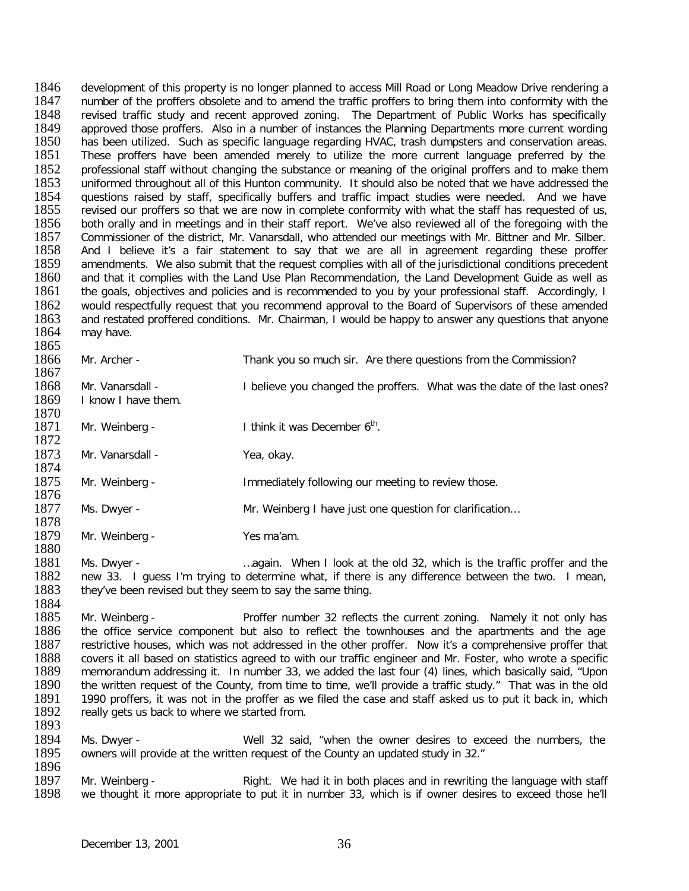development of this property is no longer planned to access Mill Road or Long Meadow Drive rendering a number of the proffers obsolete and to amend the traffic proffers to bring them into conformity with the revised traffic study and recent approved zoning. The Department of Public Works has specifically approved those proffers. Also in a number of instances the Planning Departments more current wording has been utilized. Such as specific language regarding HVAC, trash dumpsters and conservation areas. These proffers have been amended merely to utilize the more current language preferred by the professional staff without changing the substance or meaning of the original proffers and to make them uniformed throughout all of this Hunton community. It should also be noted that we have addressed the questions raised by staff, specifically buffers and traffic impact studies were needed. And we have revised our proffers so that we are now in complete conformity with what the staff has requested of us, both orally and in meetings and in their staff report. We've also reviewed all of the foregoing with the Commissioner of the district, Mr. Vanarsdall, who attended our meetings with Mr. Bittner and Mr. Silber. And I believe it's a fair statement to say that we are all in agreement regarding these proffer amendments. We also submit that the request complies with all of the jurisdictional conditions precedent and that it complies with the Land Use Plan Recommendation, the Land Development Guide as well as the goals, objectives and policies and is recommended to you by your professional staff. Accordingly, I would respectfully request that you recommend approval to the Board of Supervisors of these amended and restated proffered conditions. Mr. Chairman, I would be happy to answer any questions that anyone may have.

Mr. Archer - Thank you so much sir. Are there questions from the Commission?

Mr. Vanarsdall - I believe you changed the proffers. What was the date of the last ones? I know I have them.

Mr. Weinberg - I think it was December 6th.

Mr. Vanarsdall - Yea, okay.

Mr. Weinberg - Immediately following our meeting to review those.

Ms. Dwyer - Mr. Weinberg I have just one question for clarification…

Mr. Weinberg - Yes ma'am.

Ms. Dwyer - …again. When I look at the old 32, which is the traffic proffer and the new 33. I guess I'm trying to determine what, if there is any difference between the two. I mean, they've been revised but they seem to say the same thing.

Mr. Weinberg - Proffer number 32 reflects the current zoning. Namely it not only has the office service component but also to reflect the townhouses and the apartments and the age restrictive houses, which was not addressed in the other proffer. Now it's a comprehensive proffer that covers it all based on statistics agreed to with our traffic engineer and Mr. Foster, who wrote a specific memorandum addressing it. In number 33, we added the last four (4) lines, which basically said, "Upon the written request of the County, from time to time, we'll provide a traffic study." That was in the old 1990 proffers, it was not in the proffer as we filed the case and staff asked us to put it back in, which really gets us back to where we started from.

Ms. Dwyer - Well 32 said, "when the owner desires to exceed the numbers, the owners will provide at the written request of the County an updated study in 32."

Mr. Weinberg - Right. We had it in both places and in rewriting the language with staff we thought it more appropriate to put it in number 33, which is if owner desires to exceed those he'll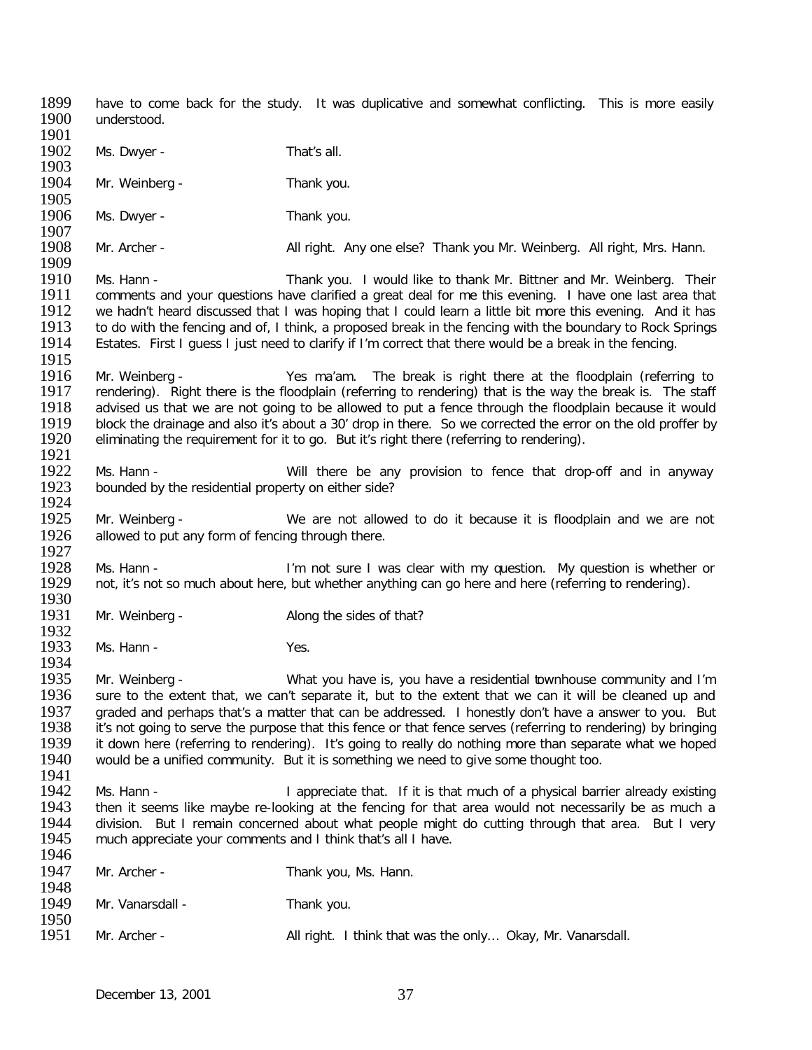have to come back for the study. It was duplicative and somewhat conflicting. This is more easily understood.

Ms. Dwyer - That's all.

Mr. Weinberg - Thank you.

Ms. Dwyer - Thank you.

Mr. Archer - All right. Any one else? Thank you Mr. Weinberg. All right, Mrs. Hann.

Ms. Hann - Thank you. I would like to thank Mr. Bittner and Mr. Weinberg. Their comments and your questions have clarified a great deal for me this evening. I have one last area that we hadn't heard discussed that I was hoping that I could learn a little bit more this evening. And it has to do with the fencing and of, I think, a proposed break in the fencing with the boundary to Rock Springs Estates. First I guess I just need to clarify if I'm correct that there would be a break in the fencing.

Mr. Weinberg - Yes ma'am. The break is right there at the floodplain (referring to rendering). Right there is the floodplain (referring to rendering) that is the way the break is. The staff advised us that we are not going to be allowed to put a fence through the floodplain because it would block the drainage and also it's about a 30' drop in there. So we corrected the error on the old proffer by eliminating the requirement for it to go. But it's right there (referring to rendering).

Ms. Hann - Will there be any provision to fence that drop-off and in anyway bounded by the residential property on either side?

Mr. Weinberg - We are not allowed to do it because it is floodplain and we are not allowed to put any form of fencing through there.

Ms. Hann - I'm not sure I was clear with my question. My question is whether or not, it's not so much about here, but whether anything can go here and here (referring to rendering).

Mr. Weinberg - Along the sides of that?

Ms. Hann - Yes.

Mr. Weinberg - What you have is, you have a residential townhouse community and I'm sure to the extent that, we can't separate it, but to the extent that we can it will be cleaned up and graded and perhaps that's a matter that can be addressed. I honestly don't have a answer to you. But it's not going to serve the purpose that this fence or that fence serves (referring to rendering) by bringing it down here (referring to rendering). It's going to really do nothing more than separate what we hoped would be a unified community. But it is something we need to give some thought too.

Ms. Hann - I appreciate that. If it is that much of a physical barrier already existing then it seems like maybe re-looking at the fencing for that area would not necessarily be as much a division. But I remain concerned about what people might do cutting through that area. But I very much appreciate your comments and I think that's all I have.

Mr. Archer - Thank you, Ms. Hann.

Mr. Vanarsdall - Thank you.

Mr. Archer - All right. I think that was the only… Okay, Mr. Vanarsdall.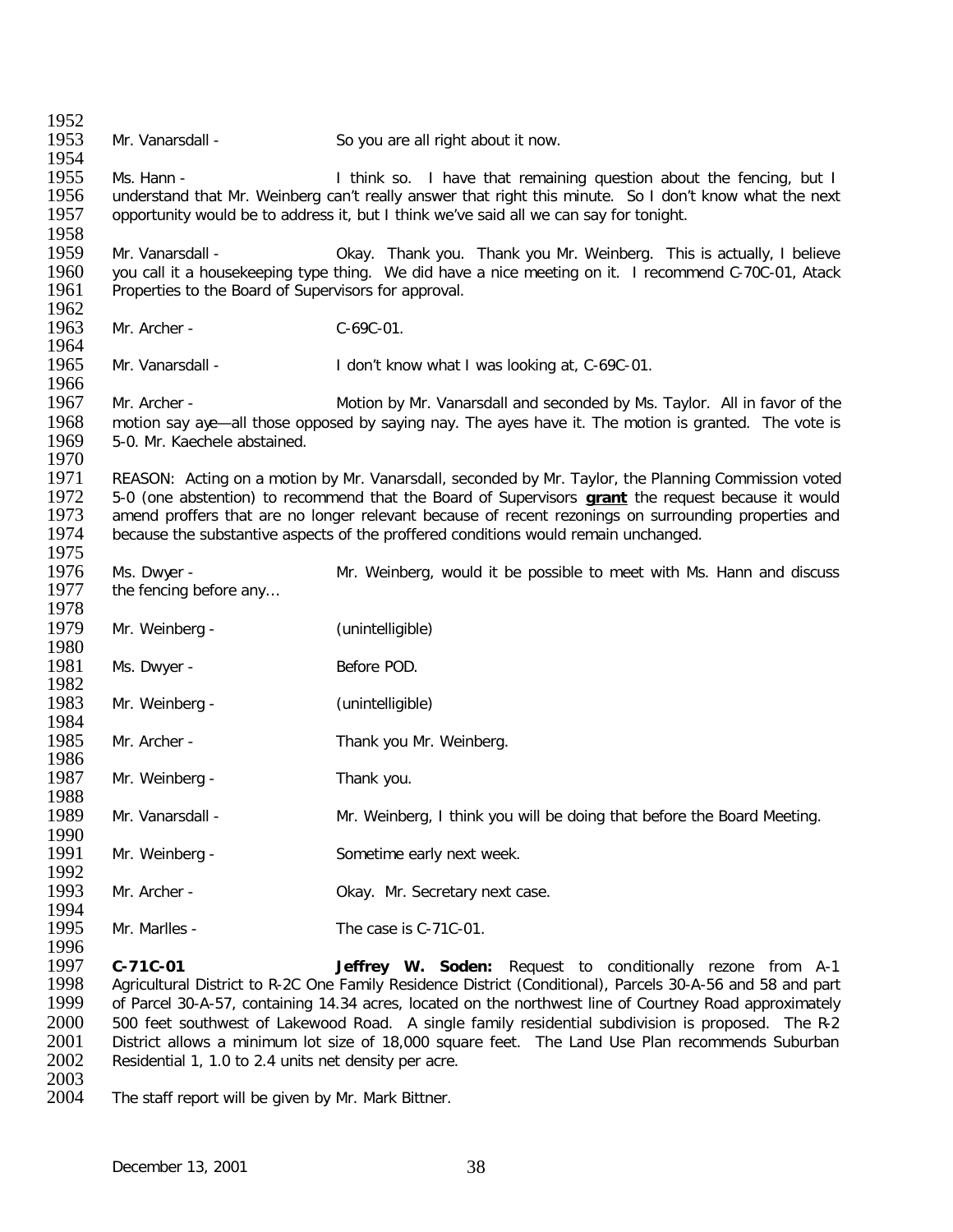Mr. Vanarsdall - So you are all right about it now.

Ms. Hann - I think so. I have that remaining question about the fencing, but I understand that Mr. Weinberg can't really answer that right this minute. So I don't know what the next opportunity would be to address it, but I think we've said all we can say for tonight.

Mr. Vanarsdall - Okay. Thank you. Thank you Mr. Weinberg. This is actually, I believe you call it a housekeeping type thing. We did have a nice meeting on it. I recommend C-70C-01, Atack Properties to the Board of Supervisors for approval.

Mr. Archer - C-69C-01.

Mr. Vanarsdall - I don't know what I was looking at, C-69C-01.

Mr. Archer - Motion by Mr. Vanarsdall and seconded by Ms. Taylor. All in favor of the motion say aye—all those opposed by saying nay. The ayes have it. The motion is granted. The vote is 5-0. Mr. Kaechele abstained.

REASON: Acting on a motion by Mr. Vanarsdall, seconded by Mr. Taylor, the Planning Commission voted 5-0 (one abstention) to recommend that the Board of Supervisors **grant** the request because it would amend proffers that are no longer relevant because of recent rezonings on surrounding properties and because the substantive aspects of the proffered conditions would remain unchanged.

Ms. Dwyer - Mr. Weinberg, would it be possible to meet with Ms. Hann and discuss the fencing before any…

Mr. Weinberg - (unintelligible)

Ms. Dwyer - Before POD.

Mr. Weinberg - (unintelligible)

Mr. Archer - Thank you Mr. Weinberg.

Mr. Weinberg - Thank you.

Mr. Vanarsdall - Mr. Weinberg, I think you will be doing that before the Board Meeting.

Mr. Weinberg - Sometime early next week.

Mr. Archer - Okay. Mr. Secretary next case.

Mr. Marlles - The case is C-71C-01.

**C-71C-01** **Jeffrey W. Soden:** Request to conditionally rezone from A-1 Agricultural District to R-2C One Family Residence District (Conditional), Parcels 30-A-56 and 58 and part of Parcel 30-A-57, containing 14.34 acres, located on the northwest line of Courtney Road approximately 500 feet southwest of Lakewood Road. A single family residential subdivision is proposed. The R-2 District allows a minimum lot size of 18,000 square feet. The Land Use Plan recommends Suburban Residential 1, 1.0 to 2.4 units net density per acre.

The staff report will be given by Mr. Mark Bittner.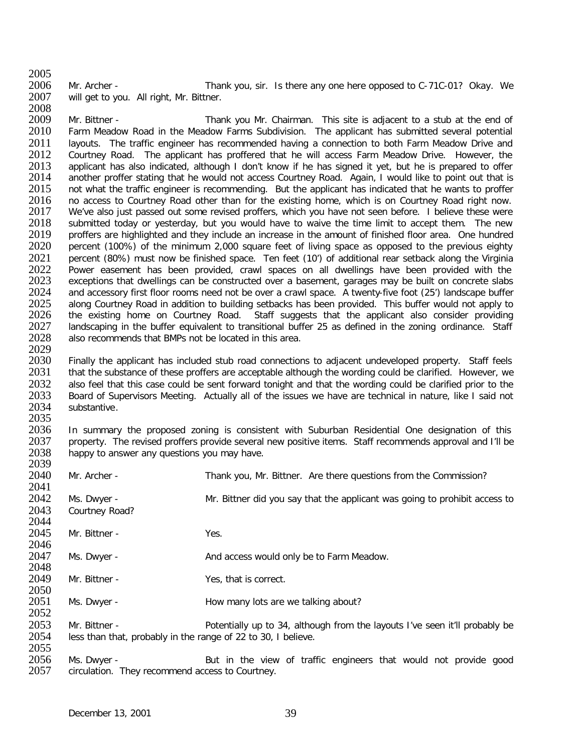Mr. Archer - Thank you, sir. Is there any one here opposed to C-71C-01? Okay. We will get to you. All right, Mr. Bittner.

Mr. Bittner - Thank you Mr. Chairman. This site is adjacent to a stub at the end of Farm Meadow Road in the Meadow Farms Subdivision. The applicant has submitted several potential layouts. The traffic engineer has recommended having a connection to both Farm Meadow Drive and Courtney Road. The applicant has proffered that he will access Farm Meadow Drive. However, the applicant has also indicated, although I don't know if he has signed it yet, but he is prepared to offer another proffer stating that he would not access Courtney Road. Again, I would like to point out that is not what the traffic engineer is recommending. But the applicant has indicated that he wants to proffer no access to Courtney Road other than for the existing home, which is on Courtney Road right now. We've also just passed out some revised proffers, which you have not seen before. I believe these were submitted today or yesterday, but you would have to waive the time limit to accept them. The new proffers are highlighted and they include an increase in the amount of finished floor area. One hundred percent (100%) of the minimum 2,000 square feet of living space as opposed to the previous eighty percent (80%) must now be finished space. Ten feet (10') of additional rear setback along the Virginia Power easement has been provided, crawl spaces on all dwellings have been provided with the exceptions that dwellings can be constructed over a basement, garages may be built on concrete slabs and accessory first floor rooms need not be over a crawl space. A twenty-five foot (25') landscape buffer along Courtney Road in addition to building setbacks has been provided. This buffer would not apply to the existing home on Courtney Road. Staff suggests that the applicant also consider providing landscaping in the buffer equivalent to transitional buffer 25 as defined in the zoning ordinance. Staff also recommends that BMPs not be located in this area.

Finally the applicant has included stub road connections to adjacent undeveloped property. Staff feels that the substance of these proffers are acceptable although the wording could be clarified. However, we also feel that this case could be sent forward tonight and that the wording could be clarified prior to the Board of Supervisors Meeting. Actually all of the issues we have are technical in nature, like I said not substantive.

In summary the proposed zoning is consistent with Suburban Residential One designation of this property. The revised proffers provide several new positive items. Staff recommends approval and I'll be happy to answer any questions you may have.

Mr. Archer - Thank you, Mr. Bittner. Are there questions from the Commission?

Ms. Dwyer - Mr. Bittner did you say that the applicant was going to prohibit access to Courtney Road?

Mr. Bittner - Yes.

Ms. Dwyer - And access would only be to Farm Meadow.

Mr. Bittner - Yes, that is correct.

Ms. Dwyer - How many lots are we talking about?

Mr. Bittner - Potentially up to 34, although from the layouts I've seen it'll probably be less than that, probably in the range of 22 to 30, I believe.

Ms. Dwyer - But in the view of traffic engineers that would not provide good circulation. They recommend access to Courtney.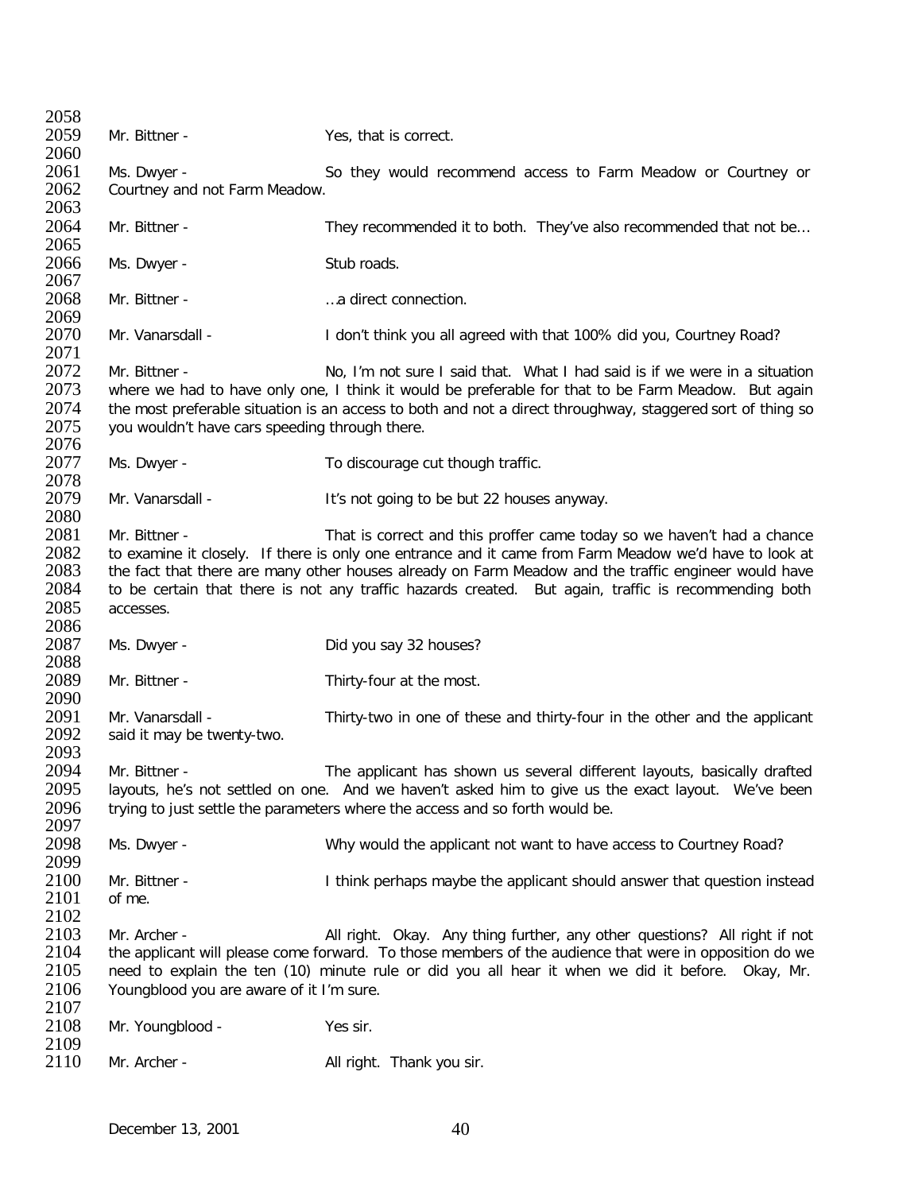Mr. Bittner - Yes, that is correct.

Ms. Dwyer - So they would recommend access to Farm Meadow or Courtney or Courtney and not Farm Meadow.

Mr. Bittner - They recommended it to both. They've also recommended that not be…

Ms. Dwyer - Stub roads.

Mr. Bittner - …a direct connection.

Mr. Vanarsdall - I don't think you all agreed with that 100% did you, Courtney Road?

Mr. Bittner - No, I'm not sure I said that. What I had said is if we were in a situation where we had to have only one, I think it would be preferable for that to be Farm Meadow. But again the most preferable situation is an access to both and not a direct throughway, staggered sort of thing so you wouldn't have cars speeding through there.

Ms. Dwyer - To discourage cut though traffic.

Mr. Vanarsdall - It's not going to be but 22 houses anyway.

Mr. Bittner - That is correct and this proffer came today so we haven't had a chance to examine it closely. If there is only one entrance and it came from Farm Meadow we'd have to look at the fact that there are many other houses already on Farm Meadow and the traffic engineer would have to be certain that there is not any traffic hazards created. But again, traffic is recommending both accesses.

Ms. Dwyer - Did you say 32 houses?

Mr. Bittner - Thirty-four at the most.

Mr. Vanarsdall - Thirty-two in one of these and thirty-four in the other and the applicant said it may be twenty-two.

Mr. Bittner - The applicant has shown us several different layouts, basically drafted layouts, he's not settled on one. And we haven't asked him to give us the exact layout. We've been trying to just settle the parameters where the access and so forth would be.

Ms. Dwyer - Why would the applicant not want to have access to Courtney Road?

Mr. Bittner - I think perhaps maybe the applicant should answer that question instead of me.

Mr. Archer - All right. Okay. Any thing further, any other questions? All right if not the applicant will please come forward. To those members of the audience that were in opposition do we need to explain the ten (10) minute rule or did you all hear it when we did it before. Okay, Mr. Youngblood you are aware of it I'm sure.

Mr. Youngblood - Yes sir.

Mr. Archer - All right. Thank you sir.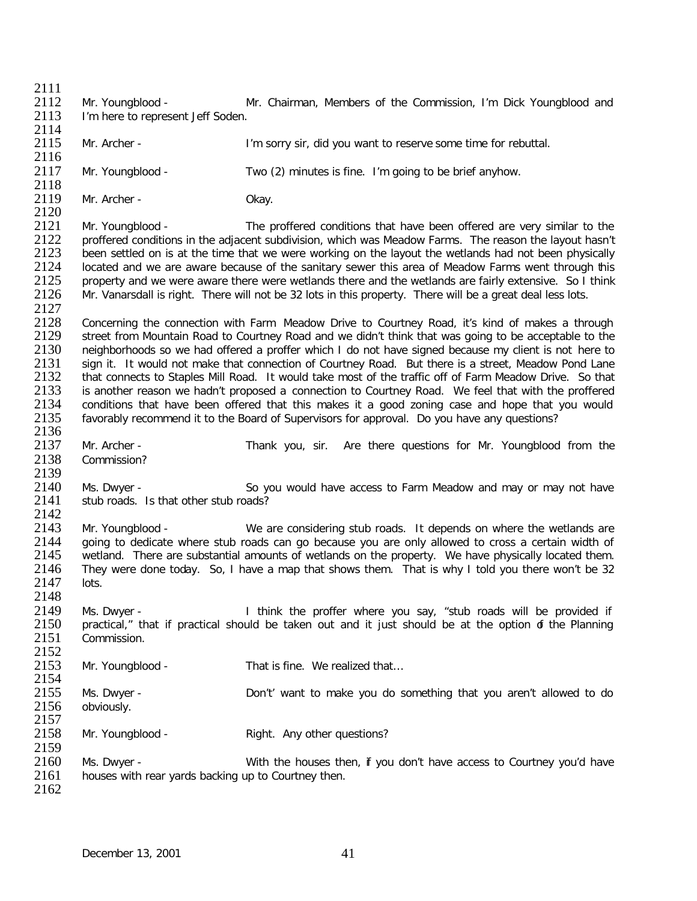Mr. Youngblood - Mr. Chairman, Members of the Commission, I'm Dick Youngblood and I'm here to represent Jeff Soden.

Mr. Archer - I'm sorry sir, did you want to reserve some time for rebuttal.

Mr. Youngblood - Two (2) minutes is fine. I'm going to be brief anyhow.

Mr. Archer - Okay.

Mr. Youngblood - The proffered conditions that have been offered are very similar to the proffered conditions in the adjacent subdivision, which was Meadow Farms. The reason the layout hasn't been settled on is at the time that we were working on the layout the wetlands had not been physically located and we are aware because of the sanitary sewer this area of Meadow Farms went through this property and we were aware there were wetlands there and the wetlands are fairly extensive. So I think Mr. Vanarsdall is right. There will not be 32 lots in this property. There will be a great deal less lots.

Concerning the connection with Farm Meadow Drive to Courtney Road, it's kind of makes a through street from Mountain Road to Courtney Road and we didn't think that was going to be acceptable to the neighborhoods so we had offered a proffer which I do not have signed because my client is not here to sign it. It would not make that connection of Courtney Road. But there is a street, Meadow Pond Lane that connects to Staples Mill Road. It would take most of the traffic off of Farm Meadow Drive. So that is another reason we hadn't proposed a connection to Courtney Road. We feel that with the proffered conditions that have been offered that this makes it a good zoning case and hope that you would favorably recommend it to the Board of Supervisors for approval. Do you have any questions?

Mr. Archer - Thank you, sir. Are there questions for Mr. Youngblood from the Commission?

Ms. Dwyer - So you would have access to Farm Meadow and may or may not have stub roads. Is that other stub roads?

Mr. Youngblood - We are considering stub roads. It depends on where the wetlands are going to dedicate where stub roads can go because you are only allowed to cross a certain width of wetland. There are substantial amounts of wetlands on the property. We have physically located them. They were done today. So, I have a map that shows them. That is why I told you there won't be 32 lots.

Ms. Dwyer - I think the proffer where you say, "stub roads will be provided if practical," that if practical should be taken out and it just should be at the option of the Planning Commission.

Mr. Youngblood - That is fine. We realized that…

Ms. Dwyer - Don't' want to make you do something that you aren't allowed to do obviously.

Mr. Youngblood - Right. Any other questions?

Ms. Dwyer - With the houses then, if you don't have access to Courtney you'd have houses with rear yards backing up to Courtney then.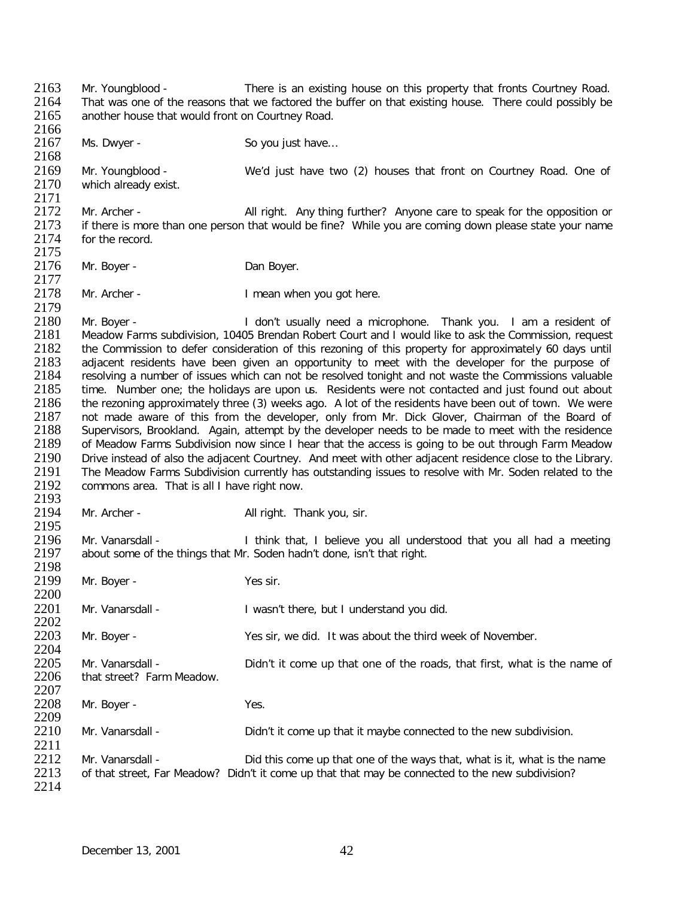Mr. Youngblood - There is an existing house on this property that fronts Courtney Road. That was one of the reasons that we factored the buffer on that existing house. There could possibly be another house that would front on Courtney Road.

Ms. Dwyer - So you just have…

Mr. Youngblood - We'd just have two (2) houses that front on Courtney Road. One of which already exist.

Mr. Archer - All right. Any thing further? Anyone care to speak for the opposition or if there is more than one person that would be fine? While you are coming down please state your name for the record.

Mr. Boyer - Dan Boyer.

Mr. Archer - I mean when you got here.

Mr. Boyer - I don't usually need a microphone. Thank you. I am a resident of Meadow Farms subdivision, 10405 Brendan Robert Court and I would like to ask the Commission, request the Commission to defer consideration of this rezoning of this property for approximately 60 days until adjacent residents have been given an opportunity to meet with the developer for the purpose of resolving a number of issues which can not be resolved tonight and not waste the Commissions valuable time. Number one; the holidays are upon us. Residents were not contacted and just found out about the rezoning approximately three (3) weeks ago. A lot of the residents have been out of town. We were not made aware of this from the developer, only from Mr. Dick Glover, Chairman of the Board of Supervisors, Brookland. Again, attempt by the developer needs to be made to meet with the residence of Meadow Farms Subdivision now since I hear that the access is going to be out through Farm Meadow Drive instead of also the adjacent Courtney. And meet with other adjacent residence close to the Library. The Meadow Farms Subdivision currently has outstanding issues to resolve with Mr. Soden related to the commons area. That is all I have right now.

Mr. Archer - All right. Thank you, sir.

Mr. Vanarsdall - I think that, I believe you all understood that you all had a meeting about some of the things that Mr. Soden hadn't done, isn't that right.

Mr. Boyer - Yes sir.

Mr. Vanarsdall - I wasn't there, but I understand you did.

Mr. Boyer - Yes sir, we did. It was about the third week of November.

Mr. Vanarsdall - Didn't it come up that one of the roads, that first, what is the name of that street? Farm Meadow.

Mr. Boyer - Yes.

Mr. Vanarsdall - Didn't it come up that it maybe connected to the new subdivision.

Mr. Vanarsdall - Did this come up that one of the ways that, what is it, what is the name of that street, Far Meadow? Didn't it come up that that may be connected to the new subdivision?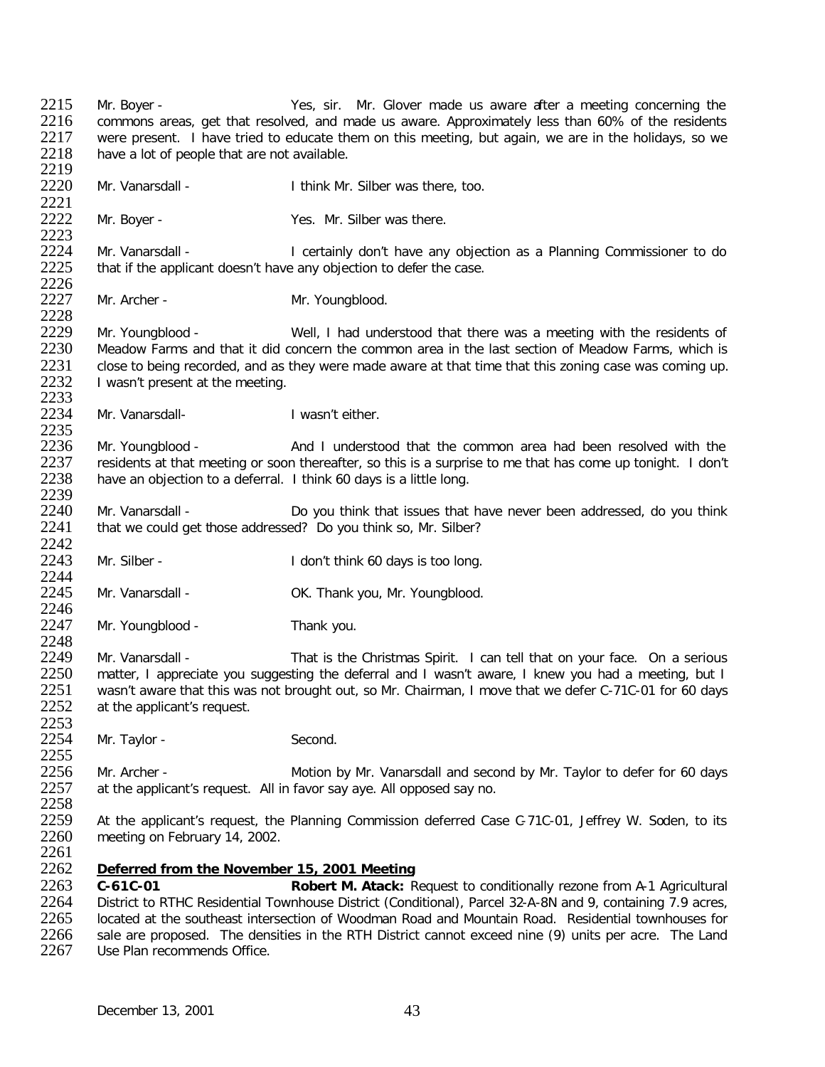Mr. Boyer - Yes, sir. Mr. Glover made us aware after a meeting concerning the commons areas, get that resolved, and made us aware. Approximately less than 60% of the residents were present. I have tried to educate them on this meeting, but again, we are in the holidays, so we have a lot of people that are not available.

Mr. Vanarsdall - I think Mr. Silber was there, too.

Mr. Boyer - Yes. Mr. Silber was there.

Mr. Vanarsdall - I certainly don't have any objection as a Planning Commissioner to do that if the applicant doesn't have any objection to defer the case.

Mr. Archer - Mr. Youngblood.

Mr. Youngblood - Well, I had understood that there was a meeting with the residents of Meadow Farms and that it did concern the common area in the last section of Meadow Farms, which is close to being recorded, and as they were made aware at that time that this zoning case was coming up. I wasn't present at the meeting.

Mr. Vanarsdall- I wasn't either.

Mr. Youngblood - And I understood that the common area had been resolved with the residents at that meeting or soon thereafter, so this is a surprise to me that has come up tonight. I don't have an objection to a deferral. I think 60 days is a little long.

Mr. Vanarsdall - Do you think that issues that have never been addressed, do you think that we could get those addressed? Do you think so, Mr. Silber?

Mr. Silber - I don't think 60 days is too long.

Mr. Vanarsdall - OK. Thank you, Mr. Youngblood.

Mr. Youngblood - Thank you.

Mr. Vanarsdall - That is the Christmas Spirit. I can tell that on your face. On a serious matter, I appreciate you suggesting the deferral and I wasn't aware, I knew you had a meeting, but I wasn't aware that this was not brought out, so Mr. Chairman, I move that we defer C-71C-01 for 60 days at the applicant's request.

Mr. Taylor - Second.

Mr. Archer - Motion by Mr. Vanarsdall and second by Mr. Taylor to defer for 60 days at the applicant's request. All in favor say aye. All opposed say no.

At the applicant's request, the Planning Commission deferred Case C-71C-01, Jeffrey W. Soden, to its meeting on February 14, 2002.

**Deferred from the November 15, 2001 Meeting**

**C-61C-01** **Robert M. Atack:** Request to conditionally rezone from A-1 Agricultural District to RTHC Residential Townhouse District (Conditional), Parcel 32-A-8N and 9, containing 7.9 acres, located at the southeast intersection of Woodman Road and Mountain Road. Residential townhouses for sale are proposed. The densities in the RTH District cannot exceed nine (9) units per acre. The Land Use Plan recommends Office.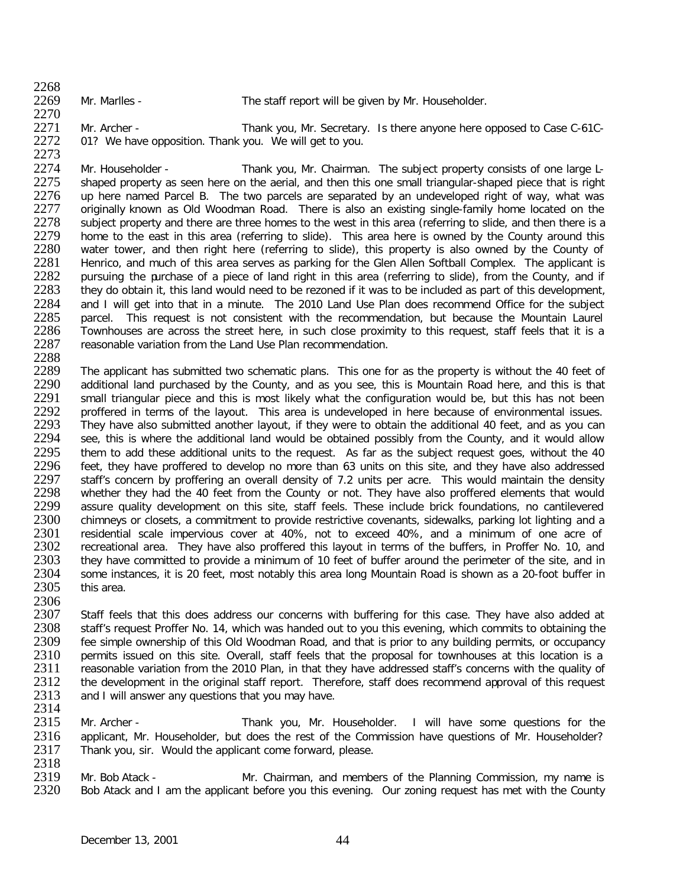Mr. Marlles - The staff report will be given by Mr. Householder.

Mr. Archer - Thank you, Mr. Secretary. Is there anyone here opposed to Case C-61C-01? We have opposition. Thank you. We will get to you.

Mr. Householder - Thank you, Mr. Chairman. The subject property consists of one large L-shaped property as seen here on the aerial, and then this one small triangular-shaped piece that is right up here named Parcel B. The two parcels are separated by an undeveloped right of way, what was originally known as Old Woodman Road. There is also an existing single-family home located on the subject property and there are three homes to the west in this area (referring to slide, and then there is a home to the east in this area (referring to slide). This area here is owned by the County around this water tower, and then right here (referring to slide), this property is also owned by the County of Henrico, and much of this area serves as parking for the Glen Allen Softball Complex. The applicant is pursuing the purchase of a piece of land right in this area (referring to slide), from the County, and if they do obtain it, this land would need to be rezoned if it was to be included as part of this development, and I will get into that in a minute. The 2010 Land Use Plan does recommend Office for the subject parcel. This request is not consistent with the recommendation, but because the Mountain Laurel Townhouses are across the street here, in such close proximity to this request, staff feels that it is a reasonable variation from the Land Use Plan recommendation.

The applicant has submitted two schematic plans. This one for as the property is without the 40 feet of additional land purchased by the County, and as you see, this is Mountain Road here, and this is that small triangular piece and this is most likely what the configuration would be, but this has not been proffered in terms of the layout. This area is undeveloped in here because of environmental issues. They have also submitted another layout, if they were to obtain the additional 40 feet, and as you can see, this is where the additional land would be obtained possibly from the County, and it would allow them to add these additional units to the request. As far as the subject request goes, without the 40 feet, they have proffered to develop no more than 63 units on this site, and they have also addressed staff's concern by proffering an overall density of 7.2 units per acre. This would maintain the density whether they had the 40 feet from the County or not. They have also proffered elements that would assure quality development on this site, staff feels. These include brick foundations, no cantilevered chimneys or closets, a commitment to provide restrictive covenants, sidewalks, parking lot lighting and a residential scale impervious cover at 40%, not to exceed 40%, and a minimum of one acre of recreational area. They have also proffered this layout in terms of the buffers, in Proffer No. 10, and they have committed to provide a minimum of 10 feet of buffer around the perimeter of the site, and in some instances, it is 20 feet, most notably this area long Mountain Road is shown as a 20-foot buffer in this area.

Staff feels that this does address our concerns with buffering for this case. They have also added at staff's request Proffer No. 14, which was handed out to you this evening, which commits to obtaining the fee simple ownership of this Old Woodman Road, and that is prior to any building permits, or occupancy permits issued on this site. Overall, staff feels that the proposal for townhouses at this location is a reasonable variation from the 2010 Plan, in that they have addressed staff's concerns with the quality of the development in the original staff report. Therefore, staff does recommend approval of this request and I will answer any questions that you may have.

Mr. Archer - Thank you, Mr. Householder. I will have some questions for the applicant, Mr. Householder, but does the rest of the Commission have questions of Mr. Householder? Thank you, sir. Would the applicant come forward, please.

Mr. Bob Atack - Mr. Chairman, and members of the Planning Commission, my name is Bob Atack and I am the applicant before you this evening. Our zoning request has met with the County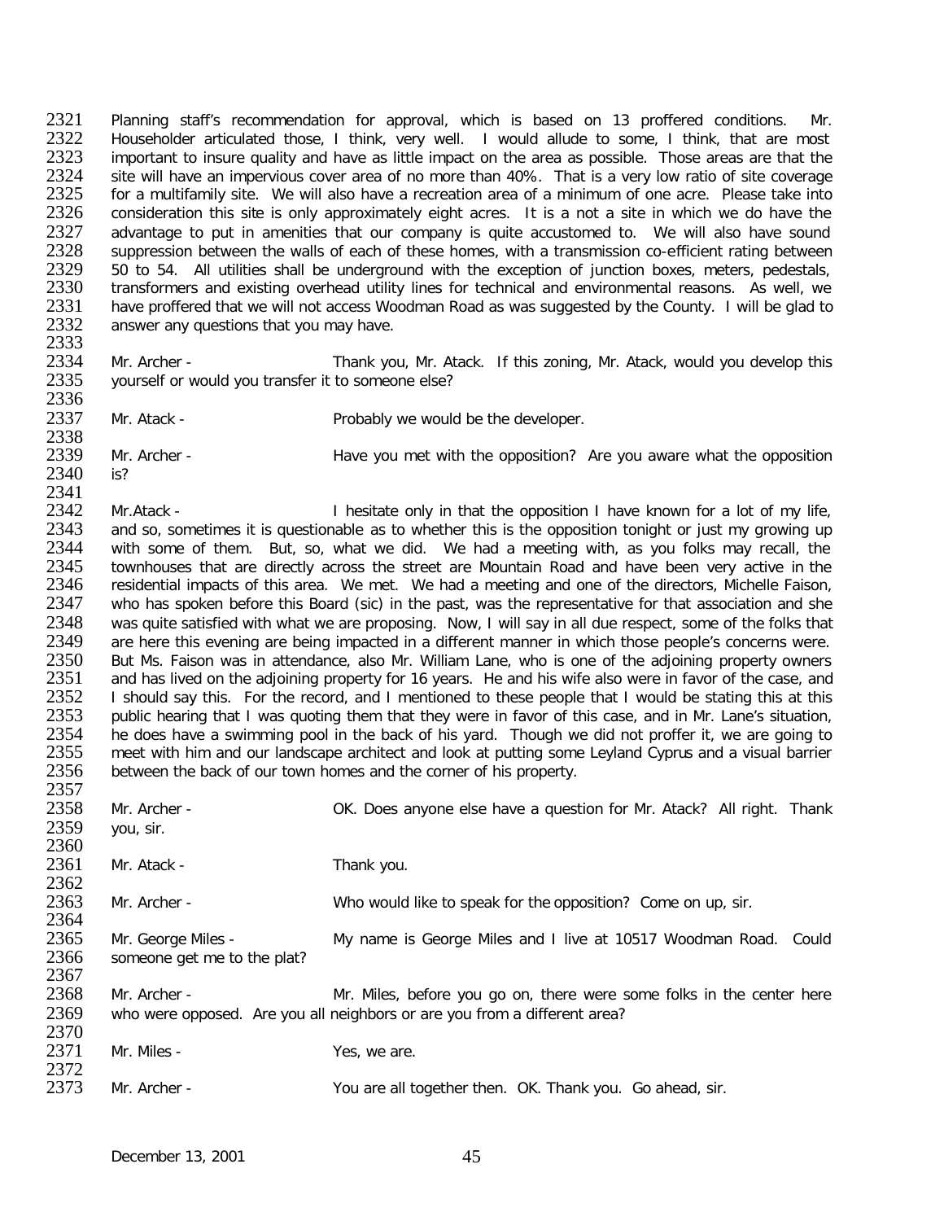Planning staff's recommendation for approval, which is based on 13 proffered conditions. Mr. Householder articulated those, I think, very well. I would allude to some, I think, that are most important to insure quality and have as little impact on the area as possible. Those areas are that the site will have an impervious cover area of no more than 40%. That is a very low ratio of site coverage for a multifamily site. We will also have a recreation area of a minimum of one acre. Please take into consideration this site is only approximately eight acres. It is a not a site in which we do have the advantage to put in amenities that our company is quite accustomed to. We will also have sound suppression between the walls of each of these homes, with a transmission co-efficient rating between 50 to 54. All utilities shall be underground with the exception of junction boxes, meters, pedestals, transformers and existing overhead utility lines for technical and environmental reasons. As well, we have proffered that we will not access Woodman Road as was suggested by the County. I will be glad to answer any questions that you may have.

Mr. Archer - Thank you, Mr. Atack. If this zoning, Mr. Atack, would you develop this yourself or would you transfer it to someone else?

Mr. Atack - Probably we would be the developer.

Mr. Archer - Have you met with the opposition? Are you aware what the opposition is?

Mr.Atack - I hesitate only in that the opposition I have known for a lot of my life, and so, sometimes it is questionable as to whether this is the opposition tonight or just my growing up with some of them. But, so, what we did. We had a meeting with, as you folks may recall, the townhouses that are directly across the street are Mountain Road and have been very active in the residential impacts of this area. We met. We had a meeting and one of the directors, Michelle Faison, who has spoken before this Board (sic) in the past, was the representative for that association and she was quite satisfied with what we are proposing. Now, I will say in all due respect, some of the folks that are here this evening are being impacted in a different manner in which those people's concerns were. But Ms. Faison was in attendance, also Mr. William Lane, who is one of the adjoining property owners and has lived on the adjoining property for 16 years. He and his wife also were in favor of the case, and I should say this. For the record, and I mentioned to these people that I would be stating this at this public hearing that I was quoting them that they were in favor of this case, and in Mr. Lane's situation, he does have a swimming pool in the back of his yard. Though we did not proffer it, we are going to meet with him and our landscape architect and look at putting some Leyland Cyprus and a visual barrier between the back of our town homes and the corner of his property.

Mr. Archer - OK. Does anyone else have a question for Mr. Atack? All right. Thank you, sir.

Mr. Atack - Thank you.

Mr. Archer - Who would like to speak for the opposition? Come on up, sir.

Mr. George Miles - My name is George Miles and I live at 10517 Woodman Road. Could someone get me to the plat?

Mr. Archer - Mr. Miles, before you go on, there were some folks in the center here who were opposed. Are you all neighbors or are you from a different area?

Mr. Miles - Yes, we are.

Mr. Archer - You are all together then. OK. Thank you. Go ahead, sir.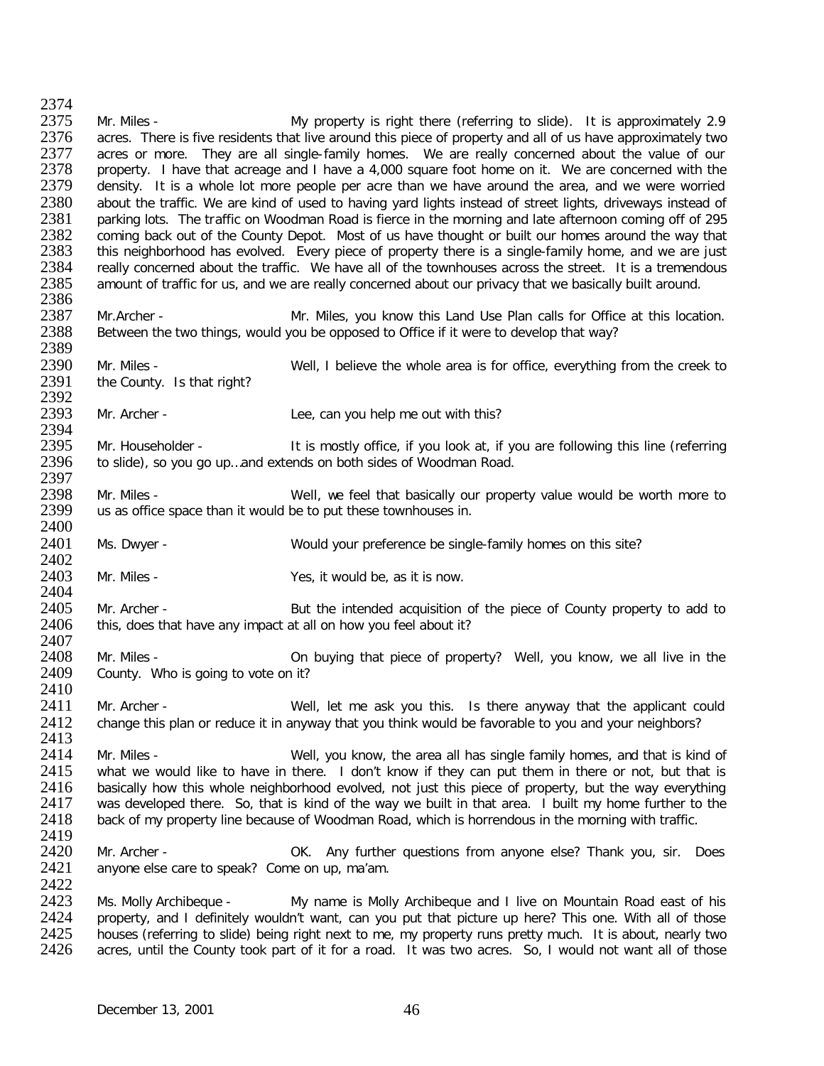Mr. Miles - My property is right there (referring to slide). It is approximately 2.9 acres. There is five residents that live around this piece of property and all of us have approximately two acres or more. They are all single-family homes. We are really concerned about the value of our property. I have that acreage and I have a 4,000 square foot home on it. We are concerned with the density. It is a whole lot more people per acre than we have around the area, and we were worried about the traffic. We are kind of used to having yard lights instead of street lights, driveways instead of parking lots. The traffic on Woodman Road is fierce in the morning and late afternoon coming off of 295 coming back out of the County Depot. Most of us have thought or built our homes around the way that this neighborhood has evolved. Every piece of property there is a single-family home, and we are just really concerned about the traffic. We have all of the townhouses across the street. It is a tremendous amount of traffic for us, and we are really concerned about our privacy that we basically built around.

Mr.Archer - Mr. Miles, you know this Land Use Plan calls for Office at this location. Between the two things, would you be opposed to Office if it were to develop that way?

Mr. Miles - Well, I believe the whole area is for office, everything from the creek to the County. Is that right?

Mr. Archer - Lee, can you help me out with this?

Mr. Householder - It is mostly office, if you look at, if you are following this line (referring to slide), so you go up…and extends on both sides of Woodman Road.

Mr. Miles - Well, we feel that basically our property value would be worth more to us as office space than it would be to put these townhouses in.

Ms. Dwyer - Would your preference be single-family homes on this site?

Mr. Miles - Yes, it would be, as it is now.

Mr. Archer - But the intended acquisition of the piece of County property to add to this, does that have any impact at all on how you feel about it?

Mr. Miles - On buying that piece of property? Well, you know, we all live in the County. Who is going to vote on it?

Mr. Archer - Well, let me ask you this. Is there anyway that the applicant could change this plan or reduce it in anyway that you think would be favorable to you and your neighbors?

Mr. Miles - Well, you know, the area all has single family homes, and that is kind of what we would like to have in there. I don't know if they can put them in there or not, but that is basically how this whole neighborhood evolved, not just this piece of property, but the way everything was developed there. So, that is kind of the way we built in that area. I built my home further to the back of my property line because of Woodman Road, which is horrendous in the morning with traffic.

Mr. Archer - OK. Any further questions from anyone else? Thank you, sir. Does anyone else care to speak? Come on up, ma'am.

Ms. Molly Archibeque - My name is Molly Archibeque and I live on Mountain Road east of his property, and I definitely wouldn't want, can you put that picture up here? This one. With all of those houses (referring to slide) being right next to me, my property runs pretty much. It is about, nearly two acres, until the County took part of it for a road. It was two acres. So, I would not want all of those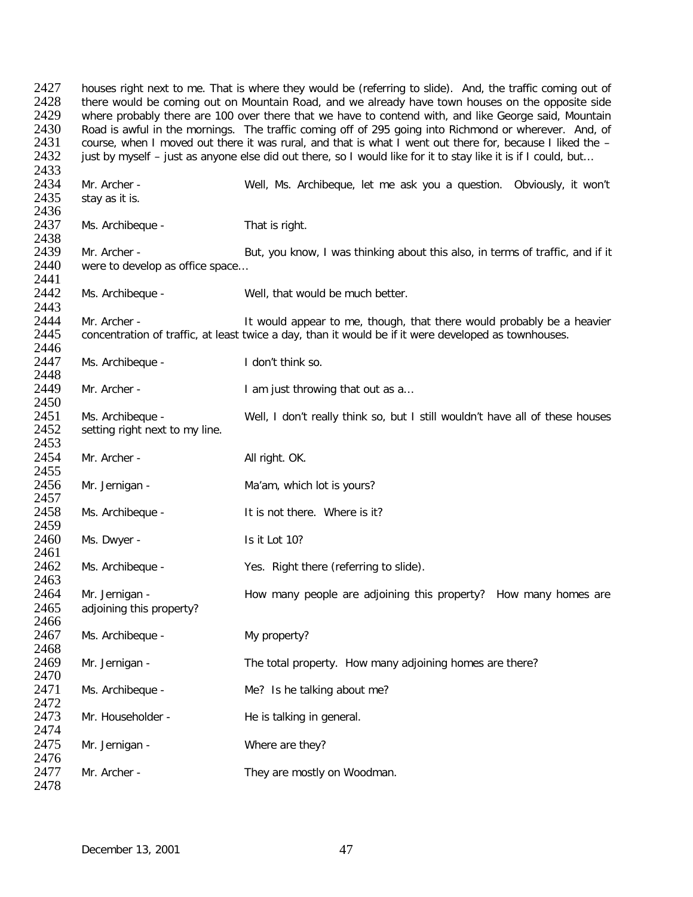houses right next to me. That is where they would be (referring to slide). And, the traffic coming out of there would be coming out on Mountain Road, and we already have town houses on the opposite side where probably there are 100 over there that we have to contend with, and like George said, Mountain Road is awful in the mornings. The traffic coming off of 295 going into Richmond or wherever. And, of course, when I moved out there it was rural, and that is what I went out there for, because I liked the – just by myself – just as anyone else did out there, so I would like for it to stay like it is if I could, but...

Mr. Archer - Well, Ms. Archibeque, let me ask you a question. Obviously, it won't stay as it is.

Ms. Archibeque - That is right.

Mr. Archer - But, you know, I was thinking about this also, in terms of traffic, and if it were to develop as office space...

Ms. Archibeque - Well, that would be much better.

Mr. Archer - It would appear to me, though, that there would probably be a heavier concentration of traffic, at least twice a day, than it would be if it were developed as townhouses.

Ms. Archibeque - I don't think so.

Mr. Archer - I am just throwing that out as a...

Ms. Archibeque - Well, I don't really think so, but I still wouldn't have all of these houses setting right next to my line.

Mr. Archer - All right. OK.

Mr. Jernigan - Ma'am, which lot is yours?

Ms. Archibeque - It is not there. Where is it?

Ms. Dwyer - Is it Lot 10?

Ms. Archibeque - Yes. Right there (referring to slide).

Mr. Jernigan - How many people are adjoining this property? How many homes are adjoining this property?

Ms. Archibeque - My property?

Mr. Jernigan - The total property. How many adjoining homes are there?

Ms. Archibeque - Me? Is he talking about me?

Mr. Householder - He is talking in general.

Mr. Jernigan - Where are they?

Mr. Archer - They are mostly on Woodman.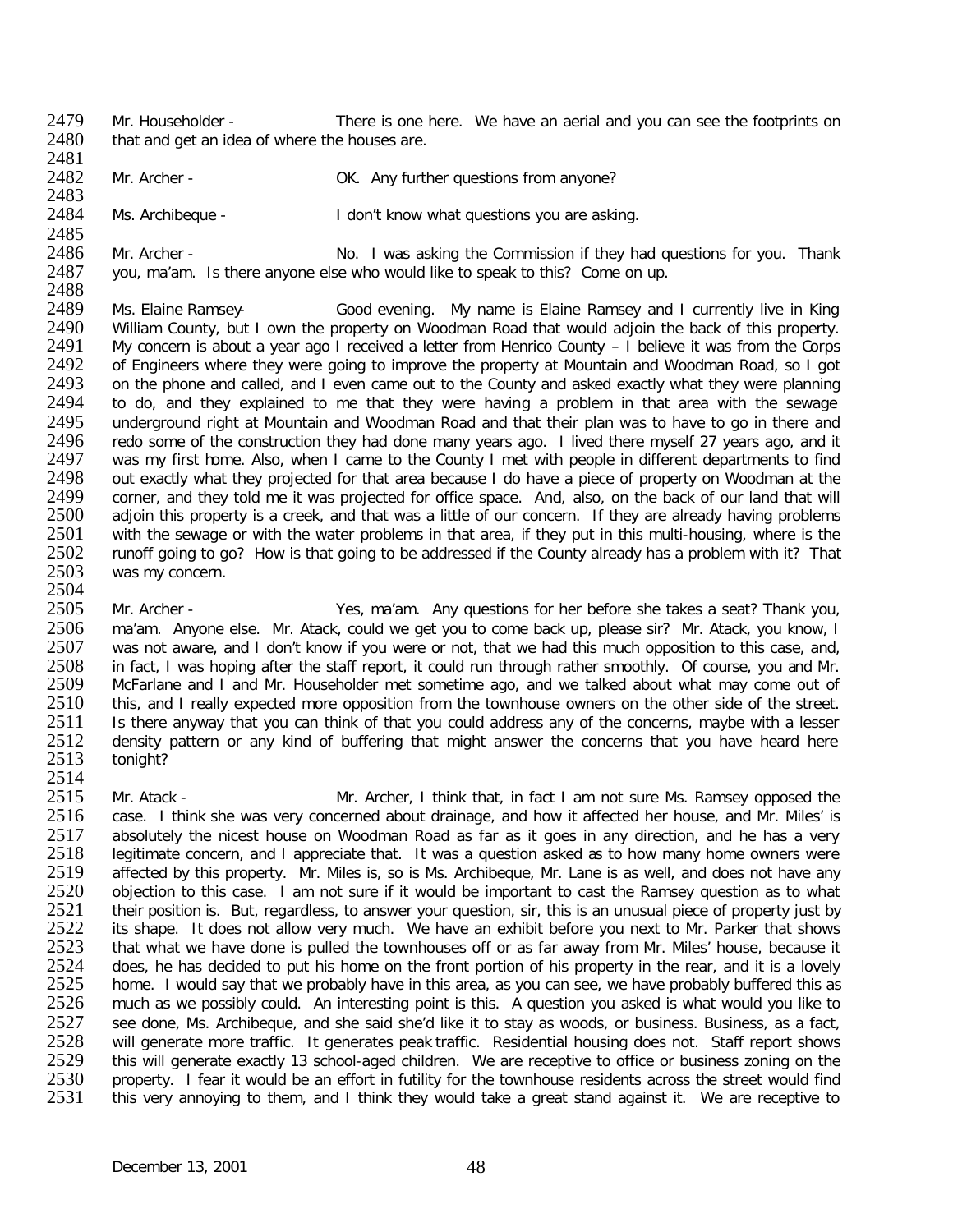Mr. Householder - There is one here. We have an aerial and you can see the footprints on that and get an idea of where the houses are.

Mr. Archer - OK. Any further questions from anyone?

Ms. Archibeque - I don't know what questions you are asking.

Mr. Archer - No. I was asking the Commission if they had questions for you. Thank you, ma'am. Is there anyone else who would like to speak to this? Come on up.

Ms. Elaine Ramsey - Good evening. My name is Elaine Ramsey and I currently live in King William County, but I own the property on Woodman Road that would adjoin the back of this property. My concern is about a year ago I received a letter from Henrico County – I believe it was from the Corps of Engineers where they were going to improve the property at Mountain and Woodman Road, so I got on the phone and called, and I even came out to the County and asked exactly what they were planning to do, and they explained to me that they were having a problem in that area with the sewage underground right at Mountain and Woodman Road and that their plan was to have to go in there and redo some of the construction they had done many years ago. I lived there myself 27 years ago, and it was my first home. Also, when I came to the County I met with people in different departments to find out exactly what they projected for that area because I do have a piece of property on Woodman at the corner, and they told me it was projected for office space. And, also, on the back of our land that will adjoin this property is a creek, and that was a little of our concern. If they are already having problems with the sewage or with the water problems in that area, if they put in this multi-housing, where is the runoff going to go? How is that going to be addressed if the County already has a problem with it? That was my concern.

Mr. Archer - Yes, ma'am. Any questions for her before she takes a seat? Thank you, ma'am. Anyone else. Mr. Atack, could we get you to come back up, please sir? Mr. Atack, you know, I was not aware, and I don't know if you were or not, that we had this much opposition to this case, and, in fact, I was hoping after the staff report, it could run through rather smoothly. Of course, you and Mr. McFarlane and I and Mr. Householder met sometime ago, and we talked about what may come out of this, and I really expected more opposition from the townhouse owners on the other side of the street. Is there anyway that you can think of that you could address any of the concerns, maybe with a lesser density pattern or any kind of buffering that might answer the concerns that you have heard here tonight?

Mr. Atack - Mr. Archer, I think that, in fact I am not sure Ms. Ramsey opposed the case. I think she was very concerned about drainage, and how it affected her house, and Mr. Miles' is absolutely the nicest house on Woodman Road as far as it goes in any direction, and he has a very legitimate concern, and I appreciate that. It was a question asked as to how many home owners were affected by this property. Mr. Miles is, so is Ms. Archibeque, Mr. Lane is as well, and does not have any objection to this case. I am not sure if it would be important to cast the Ramsey question as to what their position is. But, regardless, to answer your question, sir, this is an unusual piece of property just by its shape. It does not allow very much. We have an exhibit before you next to Mr. Parker that shows that what we have done is pulled the townhouses off or as far away from Mr. Miles' house, because it does, he has decided to put his home on the front portion of his property in the rear, and it is a lovely home. I would say that we probably have in this area, as you can see, we have probably buffered this as much as we possibly could. An interesting point is this. A question you asked is what would you like to see done, Ms. Archibeque, and she said she'd like it to stay as woods, or business. Business, as a fact, will generate more traffic. It generates peak traffic. Residential housing does not. Staff report shows this will generate exactly 13 school-aged children. We are receptive to office or business zoning on the property. I fear it would be an effort in futility for the townhouse residents across the street would find this very annoying to them, and I think they would take a great stand against it. We are receptive to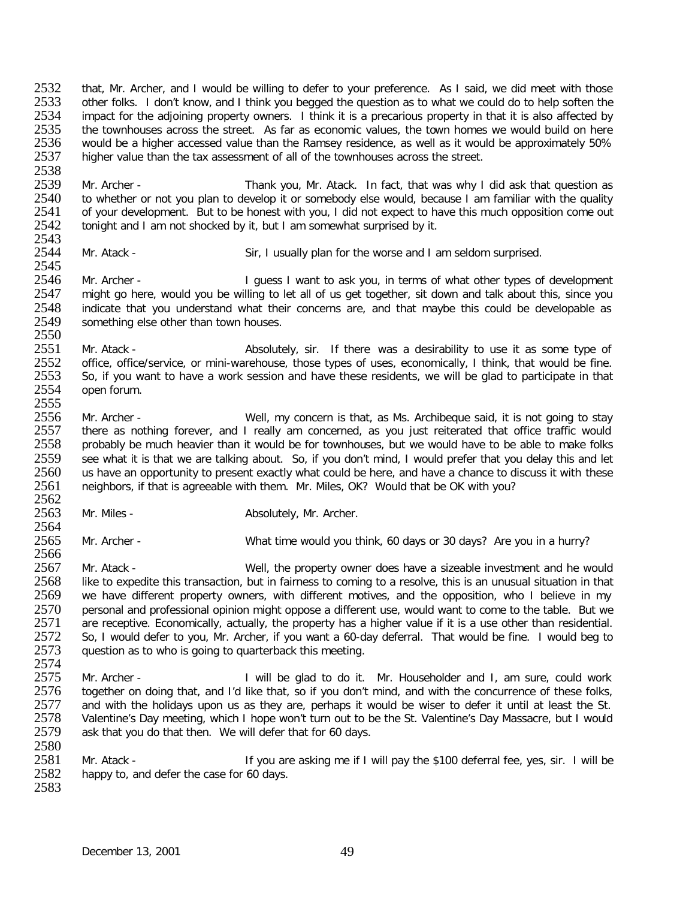that, Mr. Archer, and I would be willing to defer to your preference. As I said, we did meet with those other folks. I don't know, and I think you begged the question as to what we could do to help soften the impact for the adjoining property owners. I think it is a precarious property in that it is also affected by the townhouses across the street. As far as economic values, the town homes we would build on here would be a higher accessed value than the Ramsey residence, as well as it would be approximately 50% higher value than the tax assessment of all of the townhouses across the street.

Mr. Archer - Thank you, Mr. Atack. In fact, that was why I did ask that question as to whether or not you plan to develop it or somebody else would, because I am familiar with the quality of your development. But to be honest with you, I did not expect to have this much opposition come out tonight and I am not shocked by it, but I am somewhat surprised by it.

Mr. Atack - Sir, I usually plan for the worse and I am seldom surprised.

Mr. Archer - I guess I want to ask you, in terms of what other types of development might go here, would you be willing to let all of us get together, sit down and talk about this, since you indicate that you understand what their concerns are, and that maybe this could be developable as something else other than town houses.

Mr. Atack - Absolutely, sir. If there was a desirability to use it as some type of office, office/service, or mini-warehouse, those types of uses, economically, I think, that would be fine. So, if you want to have a work session and have these residents, we will be glad to participate in that open forum.

Mr. Archer - Well, my concern is that, as Ms. Archibeque said, it is not going to stay there as nothing forever, and I really am concerned, as you just reiterated that office traffic would probably be much heavier than it would be for townhouses, but we would have to be able to make folks see what it is that we are talking about. So, if you don't mind, I would prefer that you delay this and let us have an opportunity to present exactly what could be here, and have a chance to discuss it with these neighbors, if that is agreeable with them. Mr. Miles, OK? Would that be OK with you?

Mr. Miles - Absolutely, Mr. Archer.

Mr. Archer - What time would you think, 60 days or 30 days? Are you in a hurry?

Mr. Atack - Well, the property owner does have a sizeable investment and he would like to expedite this transaction, but in fairness to coming to a resolve, this is an unusual situation in that we have different property owners, with different motives, and the opposition, who I believe in my personal and professional opinion might oppose a different use, would want to come to the table. But we are receptive. Economically, actually, the property has a higher value if it is a use other than residential. So, I would defer to you, Mr. Archer, if you want a 60-day deferral. That would be fine. I would beg to question as to who is going to quarterback this meeting.

Mr. Archer - I will be glad to do it. Mr. Householder and I, am sure, could work together on doing that, and I'd like that, so if you don't mind, and with the concurrence of these folks, and with the holidays upon us as they are, perhaps it would be wiser to defer it until at least the St. Valentine's Day meeting, which I hope won't turn out to be the St. Valentine's Day Massacre, but I would ask that you do that then. We will defer that for 60 days.

Mr. Atack - If you are asking me if I will pay the $100 deferral fee, yes, sir. I will be happy to, and defer the case for 60 days.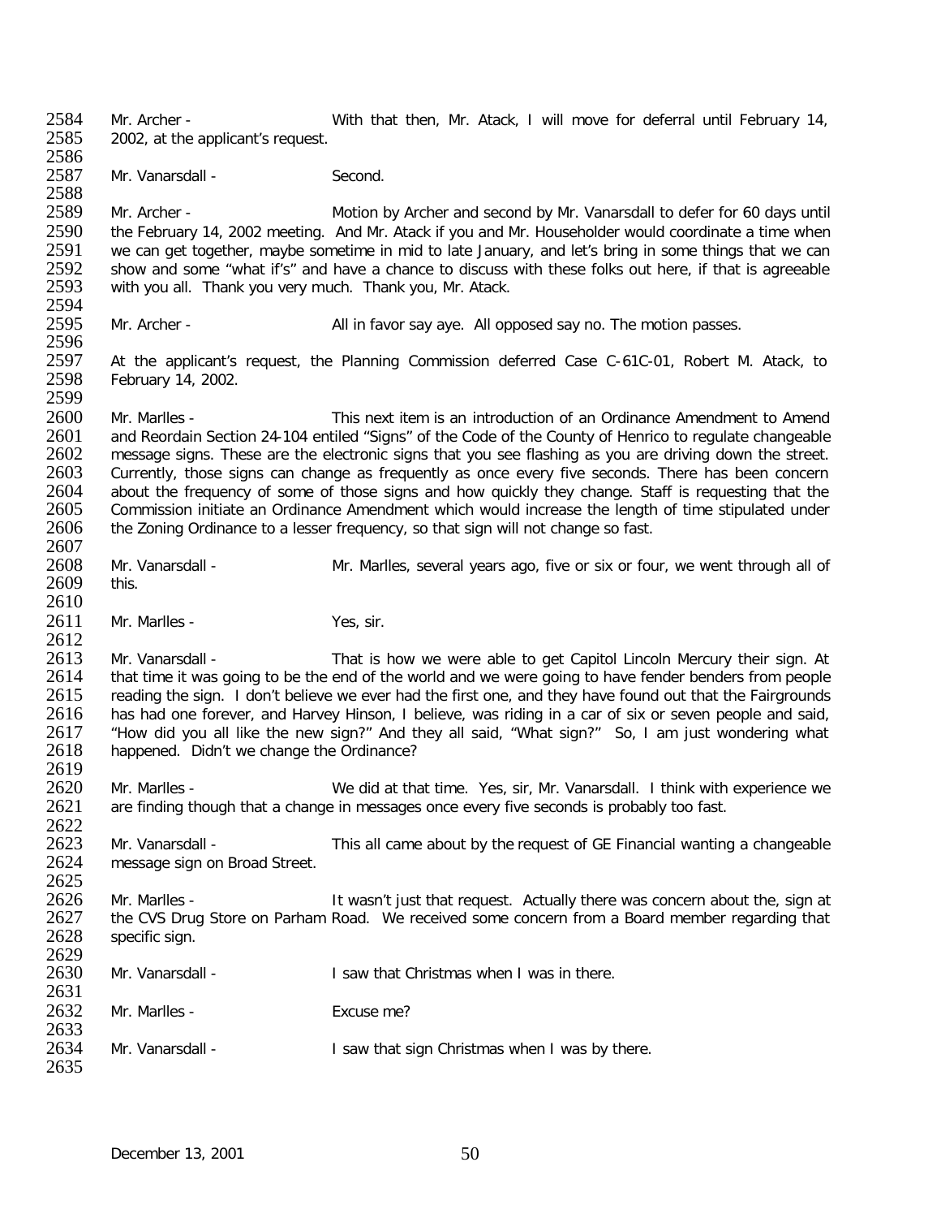Mr. Archer - With that then, Mr. Atack, I will move for deferral until February 14, 2002, at the applicant's request.

Mr. Vanarsdall - Second.

Mr. Archer - Motion by Archer and second by Mr. Vanarsdall to defer for 60 days until the February 14, 2002 meeting. And Mr. Atack if you and Mr. Householder would coordinate a time when we can get together, maybe sometime in mid to late January, and let's bring in some things that we can show and some "what if's" and have a chance to discuss with these folks out here, if that is agreeable with you all. Thank you very much. Thank you, Mr. Atack.

Mr. Archer - All in favor say aye. All opposed say no. The motion passes.

At the applicant's request, the Planning Commission deferred Case C-61C-01, Robert M. Atack, to February 14, 2002.

Mr. Marlles - This next item is an introduction of an Ordinance Amendment to Amend and Reordain Section 24-104 entiled "Signs" of the Code of the County of Henrico to regulate changeable message signs. These are the electronic signs that you see flashing as you are driving down the street. Currently, those signs can change as frequently as once every five seconds. There has been concern about the frequency of some of those signs and how quickly they change. Staff is requesting that the Commission initiate an Ordinance Amendment which would increase the length of time stipulated under the Zoning Ordinance to a lesser frequency, so that sign will not change so fast.

Mr. Vanarsdall - Mr. Marlles, several years ago, five or six or four, we went through all of this.

Mr. Marlles - Yes, sir.

Mr. Vanarsdall - That is how we were able to get Capitol Lincoln Mercury their sign. At that time it was going to be the end of the world and we were going to have fender benders from people reading the sign. I don't believe we ever had the first one, and they have found out that the Fairgrounds has had one forever, and Harvey Hinson, I believe, was riding in a car of six or seven people and said, "How did you all like the new sign?" And they all said, "What sign?" So, I am just wondering what happened. Didn't we change the Ordinance?

Mr. Marlles - We did at that time. Yes, sir, Mr. Vanarsdall. I think with experience we are finding though that a change in messages once every five seconds is probably too fast.

Mr. Vanarsdall - This all came about by the request of GE Financial wanting a changeable message sign on Broad Street.

Mr. Marlles - It wasn't just that request. Actually there was concern about the, sign at the CVS Drug Store on Parham Road. We received some concern from a Board member regarding that specific sign.

Mr. Vanarsdall - I saw that Christmas when I was in there.

Mr. Marlles - Excuse me?

Mr. Vanarsdall - I saw that sign Christmas when I was by there.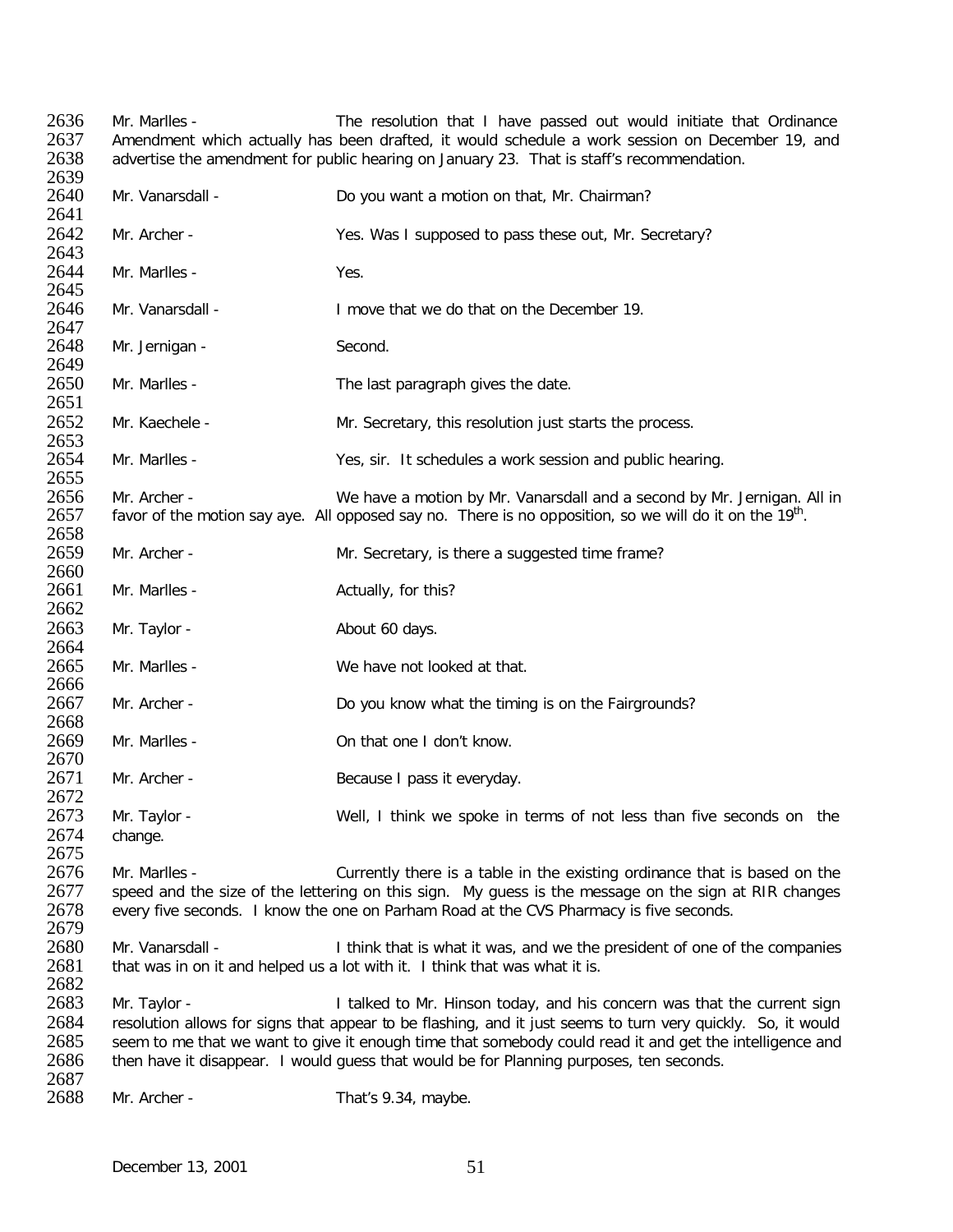2636 Mr. Marlles - The resolution that I have passed out would initiate that Ordinance
2637 Amendment which actually has been drafted, it would schedule a work session on December 19, and
2638 advertise the amendment for public hearing on January 23. That is staff's recommendation.
2639
2640 Mr. Vanarsdall - Do you want a motion on that, Mr. Chairman?
2641
2642 Mr. Archer - Yes. Was I supposed to pass these out, Mr. Secretary?
2643
2644 Mr. Marlles - Yes.
2645
2646 Mr. Vanarsdall - I move that we do that on the December 19.
2647
2648 Mr. Jernigan - Second.
2649
2650 Mr. Marlles - The last paragraph gives the date.
2651
2652 Mr. Kaechele - Mr. Secretary, this resolution just starts the process.
2653
2654 Mr. Marlles - Yes, sir. It schedules a work session and public hearing.
2655
2656 Mr. Archer - We have a motion by Mr. Vanarsdall and a second by Mr. Jernigan. All in
2657 favor of the motion say aye. All opposed say no. There is no opposition, so we will do it on the 19th.
2658
2659 Mr. Archer - Mr. Secretary, is there a suggested time frame?
2660
2661 Mr. Marlles - Actually, for this?
2662
2663 Mr. Taylor - About 60 days.
2664
2665 Mr. Marlles - We have not looked at that.
2666
2667 Mr. Archer - Do you know what the timing is on the Fairgrounds?
2668
2669 Mr. Marlles - On that one I don't know.
2670
2671 Mr. Archer - Because I pass it everyday.
2672
2673 Mr. Taylor - Well, I think we spoke in terms of not less than five seconds on the
2674 change.
2675
2676 Mr. Marlles - Currently there is a table in the existing ordinance that is based on the
2677 speed and the size of the lettering on this sign. My guess is the message on the sign at RIR changes
2678 every five seconds. I know the one on Parham Road at the CVS Pharmacy is five seconds.
2679
2680 Mr. Vanarsdall - I think that is what it was, and we the president of one of the companies
2681 that was in on it and helped us a lot with it. I think that was what it is.
2682
2683 Mr. Taylor - I talked to Mr. Hinson today, and his concern was that the current sign
2684 resolution allows for signs that appear to be flashing, and it just seems to turn very quickly. So, it would
2685 seem to me that we want to give it enough time that somebody could read it and get the intelligence and
2686 then have it disappear. I would guess that would be for Planning purposes, ten seconds.
2687
2688 Mr. Archer - That's 9.34, maybe.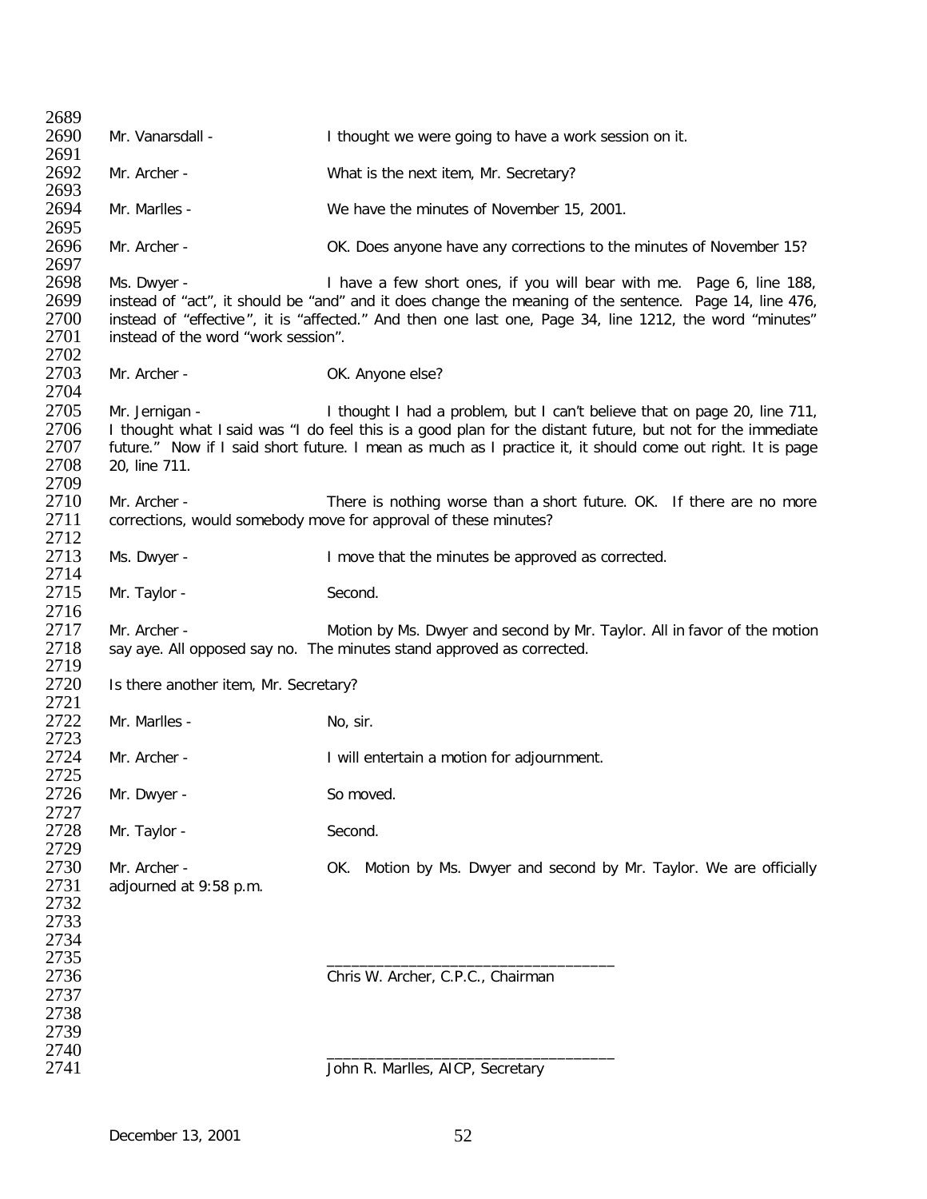Mr. Vanarsdall - I thought we were going to have a work session on it.

Mr. Archer - What is the next item, Mr. Secretary?

Mr. Marlles - We have the minutes of November 15, 2001.

Mr. Archer - OK. Does anyone have any corrections to the minutes of November 15?

Ms. Dwyer - I have a few short ones, if you will bear with me. Page 6, line 188, instead of "act", it should be "and" and it does change the meaning of the sentence. Page 14, line 476, instead of "effective", it is "affected." And then one last one, Page 34, line 1212, the word "minutes" instead of the word "work session".

Mr. Archer - OK. Anyone else?

Mr. Jernigan - I thought I had a problem, but I can't believe that on page 20, line 711, I thought what I said was "I do feel this is a good plan for the distant future, but not for the immediate future." Now if I said short future. I mean as much as I practice it, it should come out right. It is page 20, line 711.

Mr. Archer - There is nothing worse than a short future. OK. If there are no more corrections, would somebody move for approval of these minutes?

Ms. Dwyer - I move that the minutes be approved as corrected.

Mr. Taylor - Second.

Mr. Archer - Motion by Ms. Dwyer and second by Mr. Taylor. All in favor of the motion say aye. All opposed say no. The minutes stand approved as corrected.

Is there another item, Mr. Secretary?

Mr. Marlles - No, sir.

Mr. Archer - I will entertain a motion for adjournment.

Mr. Dwyer - So moved.

Mr. Taylor - Second.

Mr. Archer - OK. Motion by Ms. Dwyer and second by Mr. Taylor. We are officially adjourned at 9:58 p.m.

___________________________________

Chris W. Archer, C.P.C., Chairman

___________________________________

John R. Marlles, AICP, Secretary